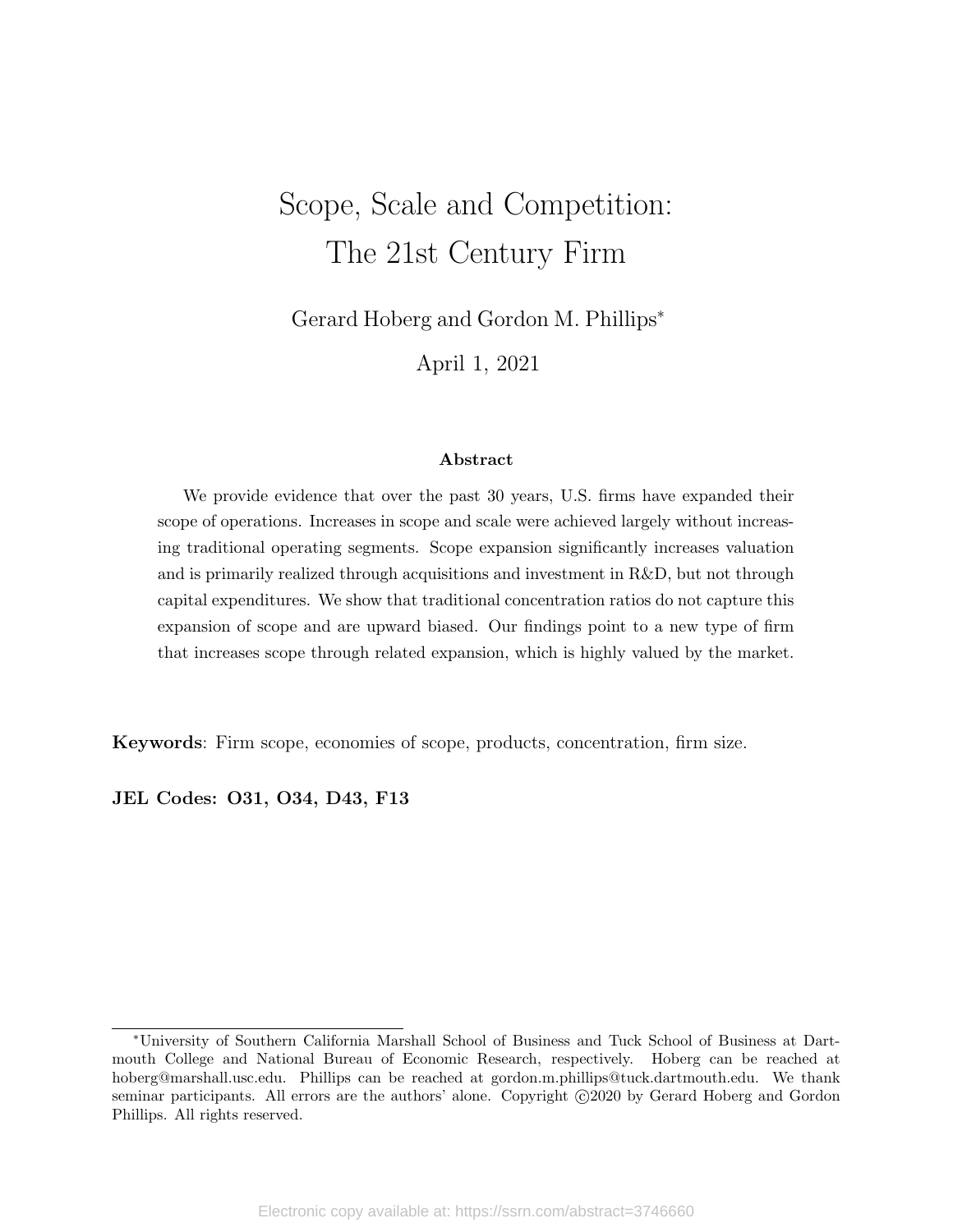# Scope, Scale and Competition: The 21st Century Firm

Gerard Hoberg and Gordon M. Phillips*

April 1, 2021

### Abstract

We provide evidence that over the past 30 years, U.S. firms have expanded their scope of operations. Increases in scope and scale were achieved largely without increasing traditional operating segments. Scope expansion significantly increases valuation and is primarily realized through acquisitions and investment in R&D, but not through capital expenditures. We show that traditional concentration ratios do not capture this expansion of scope and are upward biased. Our findings point to a new type of firm that increases scope through related expansion, which is highly valued by the market.

**Keywords**: Firm scope, economies of scope, products, concentration, firm size.

**JEL Codes: O31, O34, D43, F13**

*University of Southern California Marshall School of Business and Tuck School of Business at Dartmouth College and National Bureau of Economic Research, respectively. Hoberg can be reached at hoberg@marshall.usc.edu. Phillips can be reached at gordon.m.phillips@tuck.dartmouth.edu. We thank seminar participants. All errors are the authors' alone. Copyright ©2020 by Gerard Hoberg and Gordon Phillips. All rights reserved.

Electronic copy available at: https://ssrn.com/abstract=3746660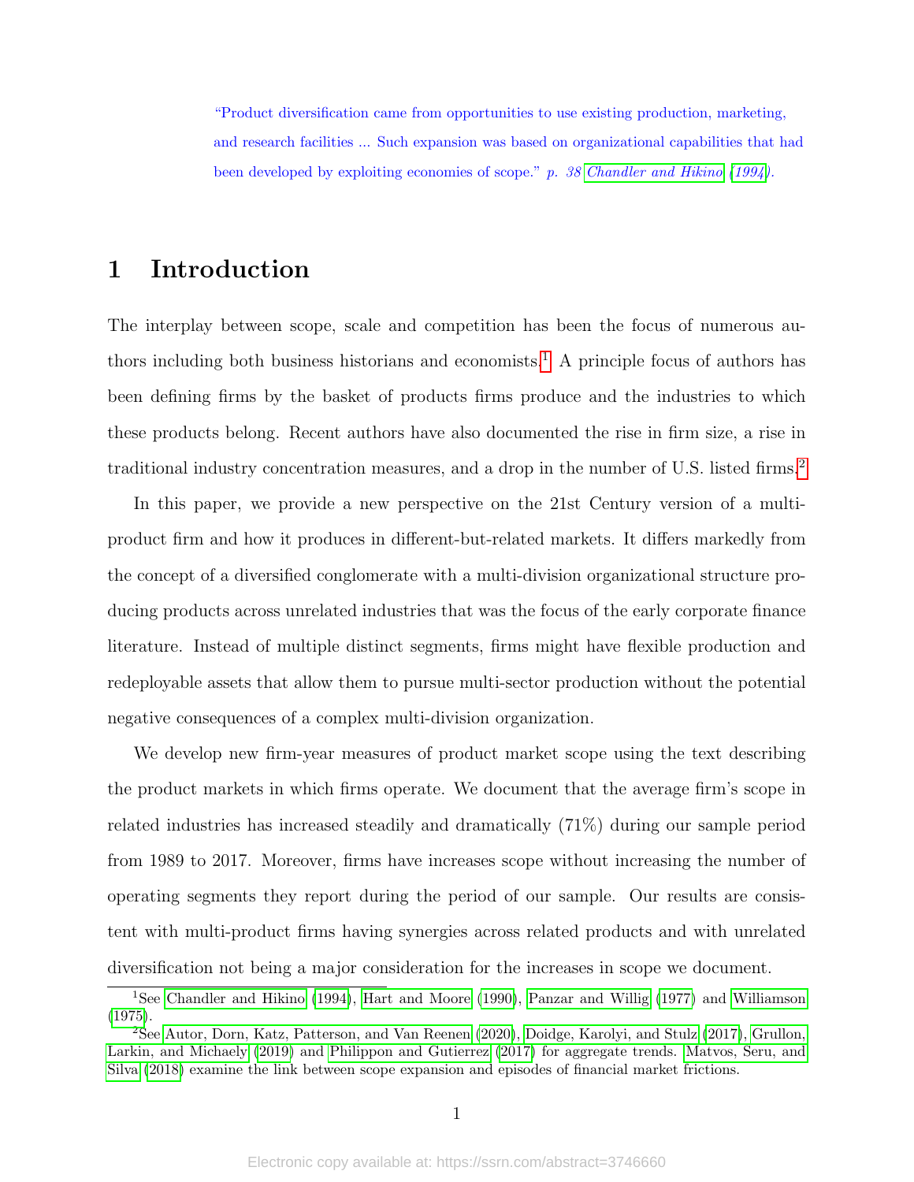"Product diversification came from opportunities to use existing production, marketing, and research facilities ... Such expansion was based on organizational capabilities that had been developed by exploiting economies of scope." *p. 38 Chandler and Hikino (1994).*

# 1 Introduction

The interplay between scope, scale and competition has been the focus of numerous authors including both business historians and economists.[1] A principle focus of authors has been defining firms by the basket of products firms produce and the industries to which these products belong. Recent authors have also documented the rise in firm size, a rise in traditional industry concentration measures, and a drop in the number of U.S. listed firms.[2]

In this paper, we provide a new perspective on the 21st Century version of a multi-product firm and how it produces in different-but-related markets. It differs markedly from the concept of a diversified conglomerate with a multi-division organizational structure producing products across unrelated industries that was the focus of the early corporate finance literature. Instead of multiple distinct segments, firms might have flexible production and redeployable assets that allow them to pursue multi-sector production without the potential negative consequences of a complex multi-division organization.

We develop new firm-year measures of product market scope using the text describing the product markets in which firms operate. We document that the average firm's scope in related industries has increased steadily and dramatically (71%) during our sample period from 1989 to 2017. Moreover, firms have increases scope without increasing the number of operating segments they report during the period of our sample. Our results are consistent with multi-product firms having synergies across related products and with unrelated diversification not being a major consideration for the increases in scope we document.

[1] See Chandler and Hikino (1994), Hart and Moore (1990), Panzar and Willig (1977) and Williamson (1975).

[2] See Autor, Dorn, Katz, Patterson, and Van Reenen (2020), Doidge, Karolyi, and Stulz (2017), Grullon, Larkin, and Michaely (2019) and Philippon and Gutierrez (2017) for aggregate trends. Matvos, Seru, and Silva (2018) examine the link between scope expansion and episodes of financial market frictions.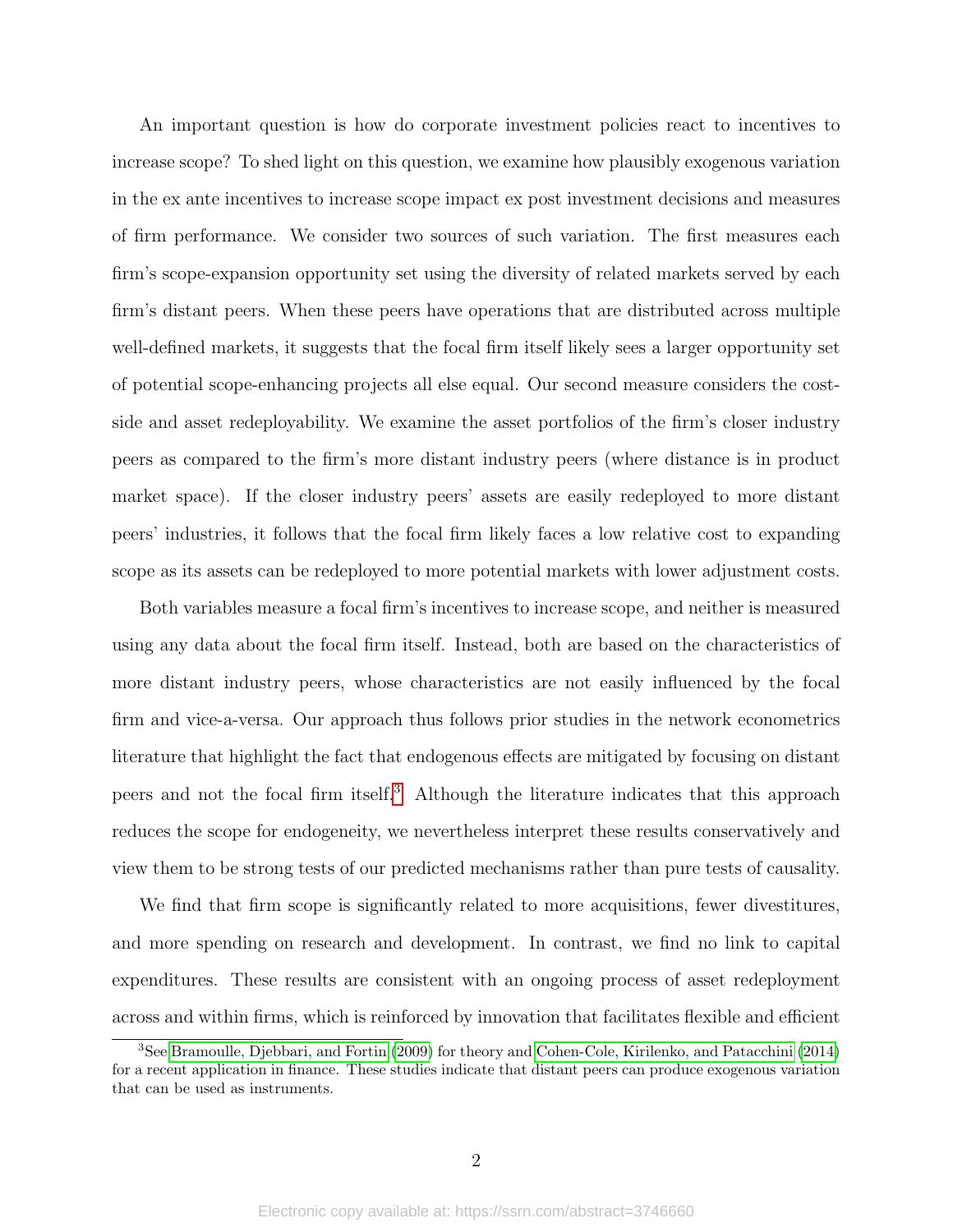An important question is how do corporate investment policies react to incentives to increase scope? To shed light on this question, we examine how plausibly exogenous variation in the ex ante incentives to increase scope impact ex post investment decisions and measures of firm performance. We consider two sources of such variation. The first measures each firm's scope-expansion opportunity set using the diversity of related markets served by each firm's distant peers. When these peers have operations that are distributed across multiple well-defined markets, it suggests that the focal firm itself likely sees a larger opportunity set of potential scope-enhancing projects all else equal. Our second measure considers the cost-side and asset redeployability. We examine the asset portfolios of the firm's closer industry peers as compared to the firm's more distant industry peers (where distance is in product market space). If the closer industry peers' assets are easily redeployed to more distant peers' industries, it follows that the focal firm likely faces a low relative cost to expanding scope as its assets can be redeployed to more potential markets with lower adjustment costs.

Both variables measure a focal firm's incentives to increase scope, and neither is measured using any data about the focal firm itself. Instead, both are based on the characteristics of more distant industry peers, whose characteristics are not easily influenced by the focal firm and vice-a-versa. Our approach thus follows prior studies in the network econometrics literature that highlight the fact that endogenous effects are mitigated by focusing on distant peers and not the focal firm itself.[3] Although the literature indicates that this approach reduces the scope for endogeneity, we nevertheless interpret these results conservatively and view them to be strong tests of our predicted mechanisms rather than pure tests of causality.

We find that firm scope is significantly related to more acquisitions, fewer divestitures, and more spending on research and development. In contrast, we find no link to capital expenditures. These results are consistent with an ongoing process of asset redeployment across and within firms, which is reinforced by innovation that facilitates flexible and efficient

[3] See Bramoulle, Djebbari, and Fortin (2009) for theory and Cohen-Cole, Kirilenko, and Patacchini (2014) for a recent application in finance. These studies indicate that distant peers can produce exogenous variation that can be used as instruments.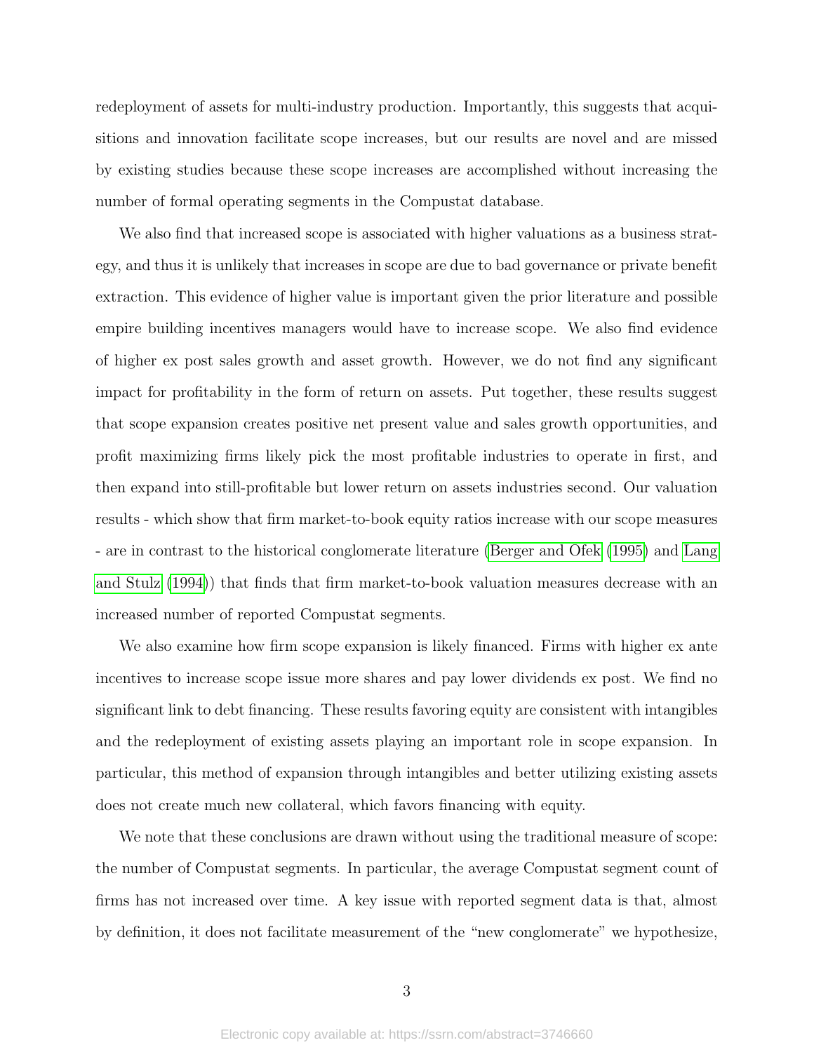redeployment of assets for multi-industry production. Importantly, this suggests that acquisitions and innovation facilitate scope increases, but our results are novel and are missed by existing studies because these scope increases are accomplished without increasing the number of formal operating segments in the Compustat database.

We also find that increased scope is associated with higher valuations as a business strategy, and thus it is unlikely that increases in scope are due to bad governance or private benefit extraction. This evidence of higher value is important given the prior literature and possible empire building incentives managers would have to increase scope. We also find evidence of higher ex post sales growth and asset growth. However, we do not find any significant impact for profitability in the form of return on assets. Put together, these results suggest that scope expansion creates positive net present value and sales growth opportunities, and profit maximizing firms likely pick the most profitable industries to operate in first, and then expand into still-profitable but lower return on assets industries second. Our valuation results - which show that firm market-to-book equity ratios increase with our scope measures - are in contrast to the historical conglomerate literature (Berger and Ofek (1995) and Lang and Stulz (1994)) that finds that firm market-to-book valuation measures decrease with an increased number of reported Compustat segments.

We also examine how firm scope expansion is likely financed. Firms with higher ex ante incentives to increase scope issue more shares and pay lower dividends ex post. We find no significant link to debt financing. These results favoring equity are consistent with intangibles and the redeployment of existing assets playing an important role in scope expansion. In particular, this method of expansion through intangibles and better utilizing existing assets does not create much new collateral, which favors financing with equity.

We note that these conclusions are drawn without using the traditional measure of scope: the number of Compustat segments. In particular, the average Compustat segment count of firms has not increased over time. A key issue with reported segment data is that, almost by definition, it does not facilitate measurement of the "new conglomerate" we hypothesize,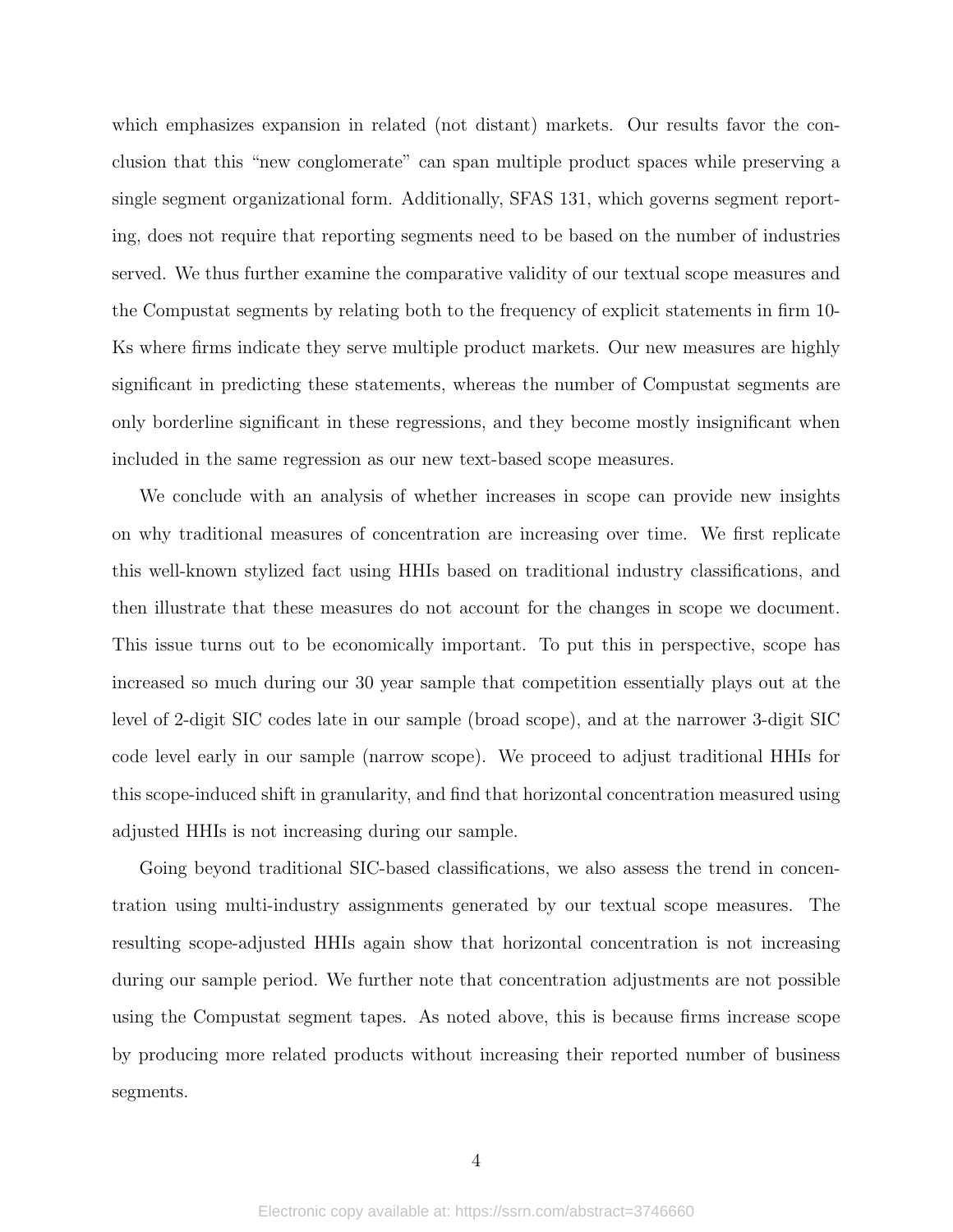which emphasizes expansion in related (not distant) markets. Our results favor the conclusion that this "new conglomerate" can span multiple product spaces while preserving a single segment organizational form. Additionally, SFAS 131, which governs segment reporting, does not require that reporting segments need to be based on the number of industries served. We thus further examine the comparative validity of our textual scope measures and the Compustat segments by relating both to the frequency of explicit statements in firm 10-Ks where firms indicate they serve multiple product markets. Our new measures are highly significant in predicting these statements, whereas the number of Compustat segments are only borderline significant in these regressions, and they become mostly insignificant when included in the same regression as our new text-based scope measures.

We conclude with an analysis of whether increases in scope can provide new insights on why traditional measures of concentration are increasing over time. We first replicate this well-known stylized fact using HHIs based on traditional industry classifications, and then illustrate that these measures do not account for the changes in scope we document. This issue turns out to be economically important. To put this in perspective, scope has increased so much during our 30 year sample that competition essentially plays out at the level of 2-digit SIC codes late in our sample (broad scope), and at the narrower 3-digit SIC code level early in our sample (narrow scope). We proceed to adjust traditional HHIs for this scope-induced shift in granularity, and find that horizontal concentration measured using adjusted HHIs is not increasing during our sample.

Going beyond traditional SIC-based classifications, we also assess the trend in concentration using multi-industry assignments generated by our textual scope measures. The resulting scope-adjusted HHIs again show that horizontal concentration is not increasing during our sample period. We further note that concentration adjustments are not possible using the Compustat segment tapes. As noted above, this is because firms increase scope by producing more related products without increasing their reported number of business segments.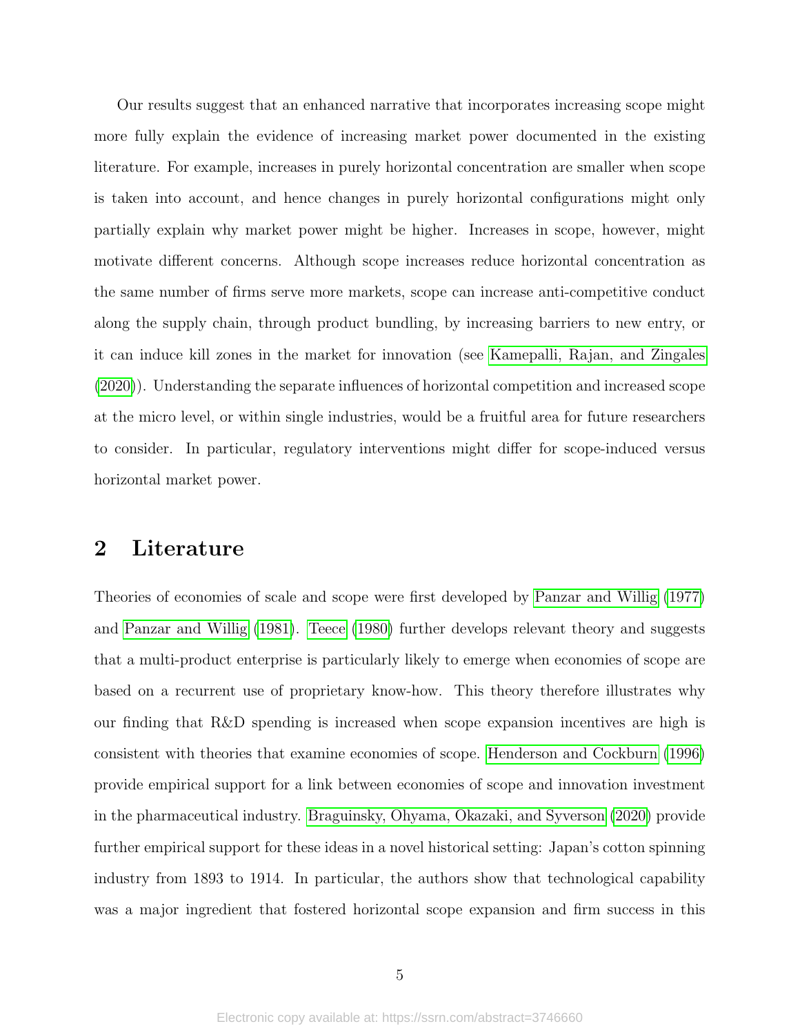Our results suggest that an enhanced narrative that incorporates increasing scope might more fully explain the evidence of increasing market power documented in the existing literature. For example, increases in purely horizontal concentration are smaller when scope is taken into account, and hence changes in purely horizontal configurations might only partially explain why market power might be higher. Increases in scope, however, might motivate different concerns. Although scope increases reduce horizontal concentration as the same number of firms serve more markets, scope can increase anti-competitive conduct along the supply chain, through product bundling, by increasing barriers to new entry, or it can induce kill zones in the market for innovation (see Kamepalli, Rajan, and Zingales (2020)). Understanding the separate influences of horizontal competition and increased scope at the micro level, or within single industries, would be a fruitful area for future researchers to consider. In particular, regulatory interventions might differ for scope-induced versus horizontal market power.

## 2 Literature

Theories of economies of scale and scope were first developed by Panzar and Willig (1977) and Panzar and Willig (1981). Teece (1980) further develops relevant theory and suggests that a multi-product enterprise is particularly likely to emerge when economies of scope are based on a recurrent use of proprietary know-how. This theory therefore illustrates why our finding that R&D spending is increased when scope expansion incentives are high is consistent with theories that examine economies of scope. Henderson and Cockburn (1996) provide empirical support for a link between economies of scope and innovation investment in the pharmaceutical industry. Braguinsky, Ohyama, Okazaki, and Syverson (2020) provide further empirical support for these ideas in a novel historical setting: Japan's cotton spinning industry from 1893 to 1914. In particular, the authors show that technological capability was a major ingredient that fostered horizontal scope expansion and firm success in this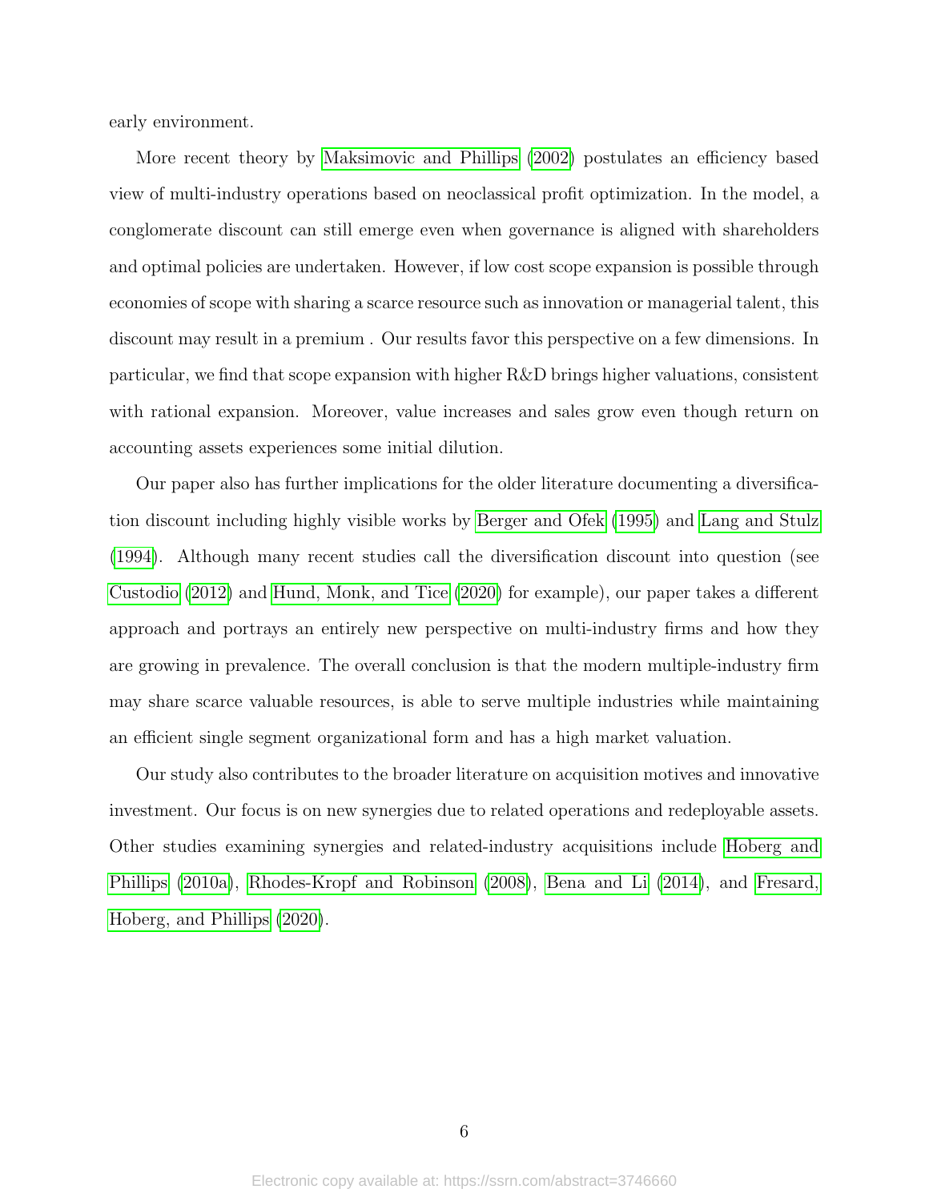early environment.

More recent theory by Maksimovic and Phillips (2002) postulates an efficiency based view of multi-industry operations based on neoclassical profit optimization. In the model, a conglomerate discount can still emerge even when governance is aligned with shareholders and optimal policies are undertaken. However, if low cost scope expansion is possible through economies of scope with sharing a scarce resource such as innovation or managerial talent, this discount may result in a premium . Our results favor this perspective on a few dimensions. In particular, we find that scope expansion with higher R&D brings higher valuations, consistent with rational expansion. Moreover, value increases and sales grow even though return on accounting assets experiences some initial dilution.

Our paper also has further implications for the older literature documenting a diversification discount including highly visible works by Berger and Ofek (1995) and Lang and Stulz (1994). Although many recent studies call the diversification discount into question (see Custodio (2012) and Hund, Monk, and Tice (2020) for example), our paper takes a different approach and portrays an entirely new perspective on multi-industry firms and how they are growing in prevalence. The overall conclusion is that the modern multiple-industry firm may share scarce valuable resources, is able to serve multiple industries while maintaining an efficient single segment organizational form and has a high market valuation.

Our study also contributes to the broader literature on acquisition motives and innovative investment. Our focus is on new synergies due to related operations and redeployable assets. Other studies examining synergies and related-industry acquisitions include Hoberg and Phillips (2010a), Rhodes-Kropf and Robinson (2008), Bena and Li (2014), and Fresard, Hoberg, and Phillips (2020).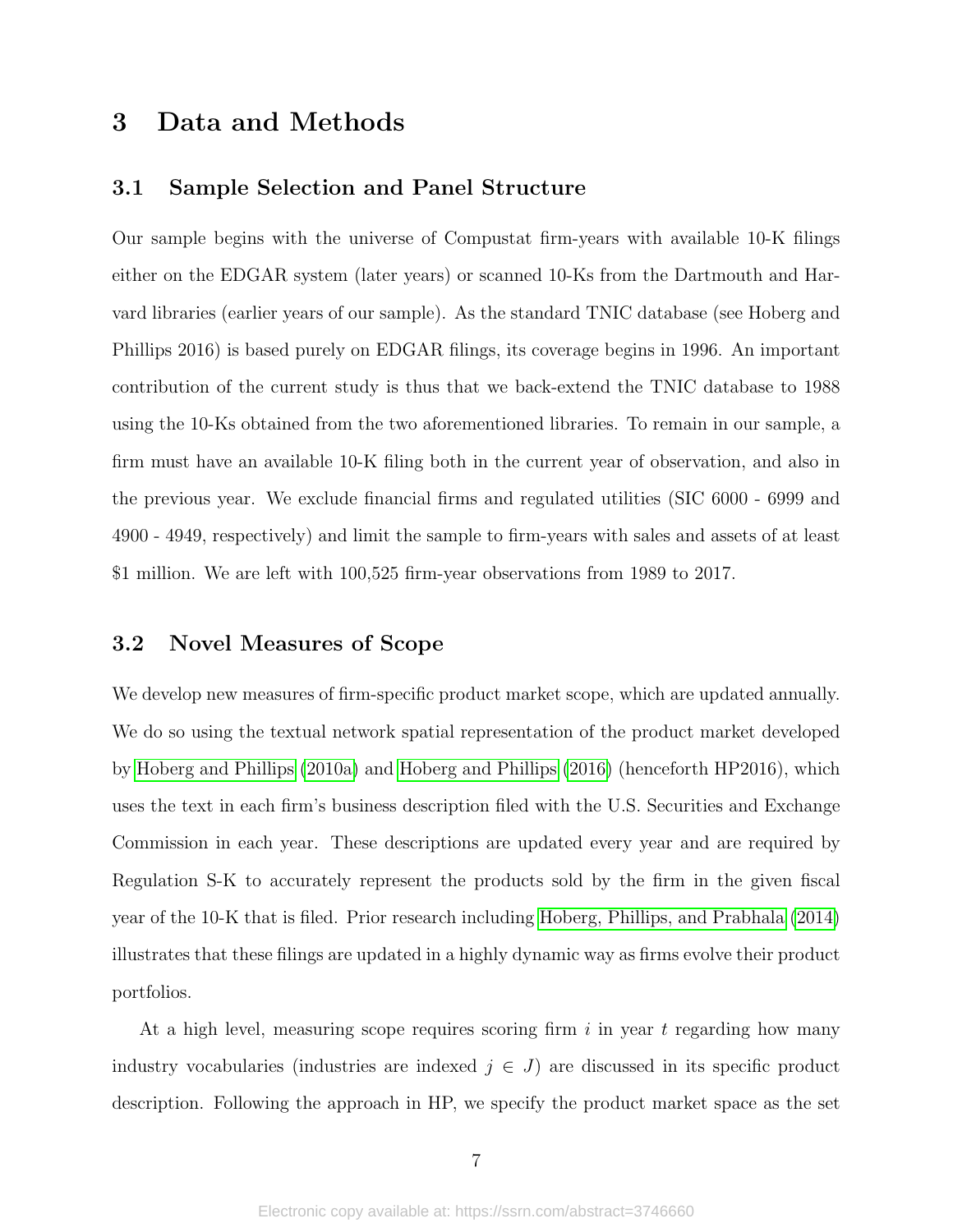# 3 Data and Methods

## 3.1 Sample Selection and Panel Structure

Our sample begins with the universe of Compustat firm-years with available 10-K filings either on the EDGAR system (later years) or scanned 10-Ks from the Dartmouth and Harvard libraries (earlier years of our sample). As the standard TNIC database (see Hoberg and Phillips 2016) is based purely on EDGAR filings, its coverage begins in 1996. An important contribution of the current study is thus that we back-extend the TNIC database to 1988 using the 10-Ks obtained from the two aforementioned libraries. To remain in our sample, a firm must have an available 10-K filing both in the current year of observation, and also in the previous year. We exclude financial firms and regulated utilities (SIC 6000 - 6999 and 4900 - 4949, respectively) and limit the sample to firm-years with sales and assets of at least $1 million. We are left with 100,525 firm-year observations from 1989 to 2017.

## 3.2 Novel Measures of Scope

We develop new measures of firm-specific product market scope, which are updated annually. We do so using the textual network spatial representation of the product market developed by Hoberg and Phillips (2010a) and Hoberg and Phillips (2016) (henceforth HP2016), which uses the text in each firm's business description filed with the U.S. Securities and Exchange Commission in each year. These descriptions are updated every year and are required by Regulation S-K to accurately represent the products sold by the firm in the given fiscal year of the 10-K that is filed. Prior research including Hoberg, Phillips, and Prabhala (2014) illustrates that these filings are updated in a highly dynamic way as firms evolve their product portfolios.

At a high level, measuring scope requires scoring firm $i$ in year $t$ regarding how many industry vocabularies (industries are indexed $j \in J$) are discussed in its specific product description. Following the approach in HP, we specify the product market space as the set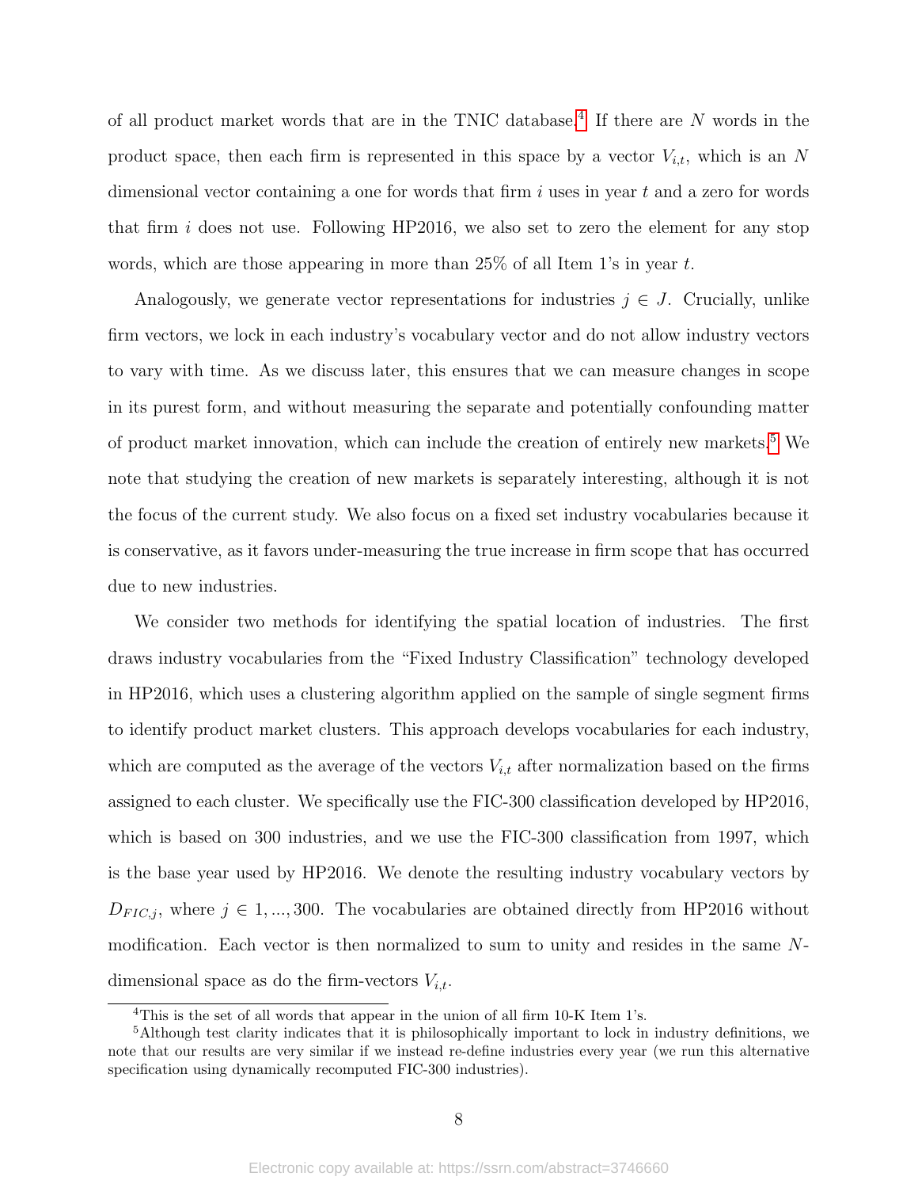of all product market words that are in the TNIC database.[4] If there are $N$ words in the product space, then each firm is represented in this space by a vector $V_{i,t}$, which is an $N$ dimensional vector containing a one for words that firm $i$ uses in year $t$ and a zero for words that firm $i$ does not use. Following HP2016, we also set to zero the element for any stop words, which are those appearing in more than 25% of all Item 1's in year $t$.

Analogously, we generate vector representations for industries $j \in J$. Crucially, unlike firm vectors, we lock in each industry's vocabulary vector and do not allow industry vectors to vary with time. As we discuss later, this ensures that we can measure changes in scope in its purest form, and without measuring the separate and potentially confounding matter of product market innovation, which can include the creation of entirely new markets.[5] We note that studying the creation of new markets is separately interesting, although it is not the focus of the current study. We also focus on a fixed set industry vocabularies because it is conservative, as it favors under-measuring the true increase in firm scope that has occurred due to new industries.

We consider two methods for identifying the spatial location of industries. The first draws industry vocabularies from the "Fixed Industry Classification" technology developed in HP2016, which uses a clustering algorithm applied on the sample of single segment firms to identify product market clusters. This approach develops vocabularies for each industry, which are computed as the average of the vectors $V_{i,t}$ after normalization based on the firms assigned to each cluster. We specifically use the FIC-300 classification developed by HP2016, which is based on 300 industries, and we use the FIC-300 classification from 1997, which is the base year used by HP2016. We denote the resulting industry vocabulary vectors by $D_{FIC,j}$, where $j \in 1, ..., 300$. The vocabularies are obtained directly from HP2016 without modification. Each vector is then normalized to sum to unity and resides in the same $N$-dimensional space as do the firm-vectors $V_{i,t}$.

[4] This is the set of all words that appear in the union of all firm 10-K Item 1's.

[5] Although test clarity indicates that it is philosophically important to lock in industry definitions, we note that our results are very similar if we instead re-define industries every year (we run this alternative specification using dynamically recomputed FIC-300 industries).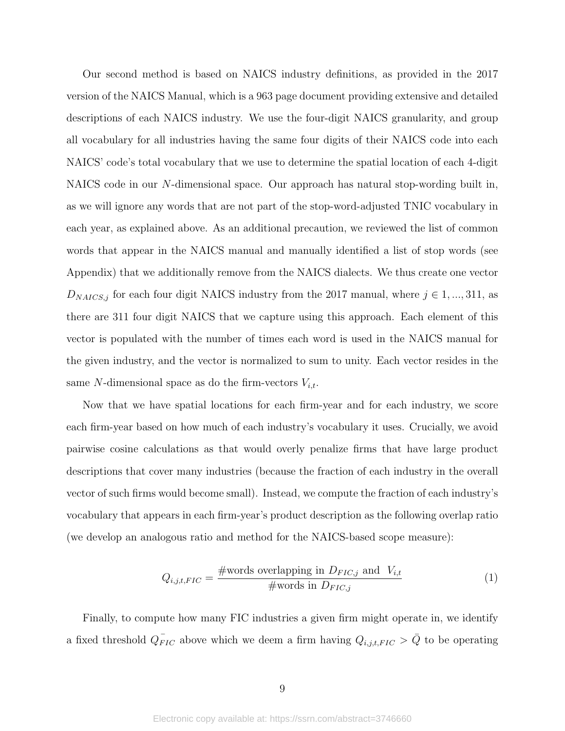Our second method is based on NAICS industry definitions, as provided in the 2017 version of the NAICS Manual, which is a 963 page document providing extensive and detailed descriptions of each NAICS industry. We use the four-digit NAICS granularity, and group all vocabulary for all industries having the same four digits of their NAICS code into each NAICS' code's total vocabulary that we use to determine the spatial location of each 4-digit NAICS code in our $N$-dimensional space. Our approach has natural stop-wording built in, as we will ignore any words that are not part of the stop-word-adjusted TNIC vocabulary in each year, as explained above. As an additional precaution, we reviewed the list of common words that appear in the NAICS manual and manually identified a list of stop words (see Appendix) that we additionally remove from the NAICS dialects. We thus create one vector $D_{NAICS,j}$ for each four digit NAICS industry from the 2017 manual, where $j \in 1, ..., 311$, as there are 311 four digit NAICS that we capture using this approach. Each element of this vector is populated with the number of times each word is used in the NAICS manual for the given industry, and the vector is normalized to sum to unity. Each vector resides in the same $N$-dimensional space as do the firm-vectors $V_{i,t}$.

Now that we have spatial locations for each firm-year and for each industry, we score each firm-year based on how much of each industry's vocabulary it uses. Crucially, we avoid pairwise cosine calculations as that would overly penalize firms that have large product descriptions that cover many industries (because the fraction of each industry in the overall vector of such firms would become small). Instead, we compute the fraction of each industry's vocabulary that appears in each firm-year's product description as the following overlap ratio (we develop an analogous ratio and method for the NAICS-based scope measure):

$$Q_{i,j,t,FIC} = \frac{\#\text{words overlapping in } D_{FIC,j} \text{ and } V_{i,t}}{\#\text{words in } D_{FIC,j}} \tag{1}$$

Finally, to compute how many FIC industries a given firm might operate in, we identify a fixed threshold $\bar{Q_{FIC}}$ above which we deem a firm having $Q_{i,j,t,FIC} > \bar{Q}$ to be operating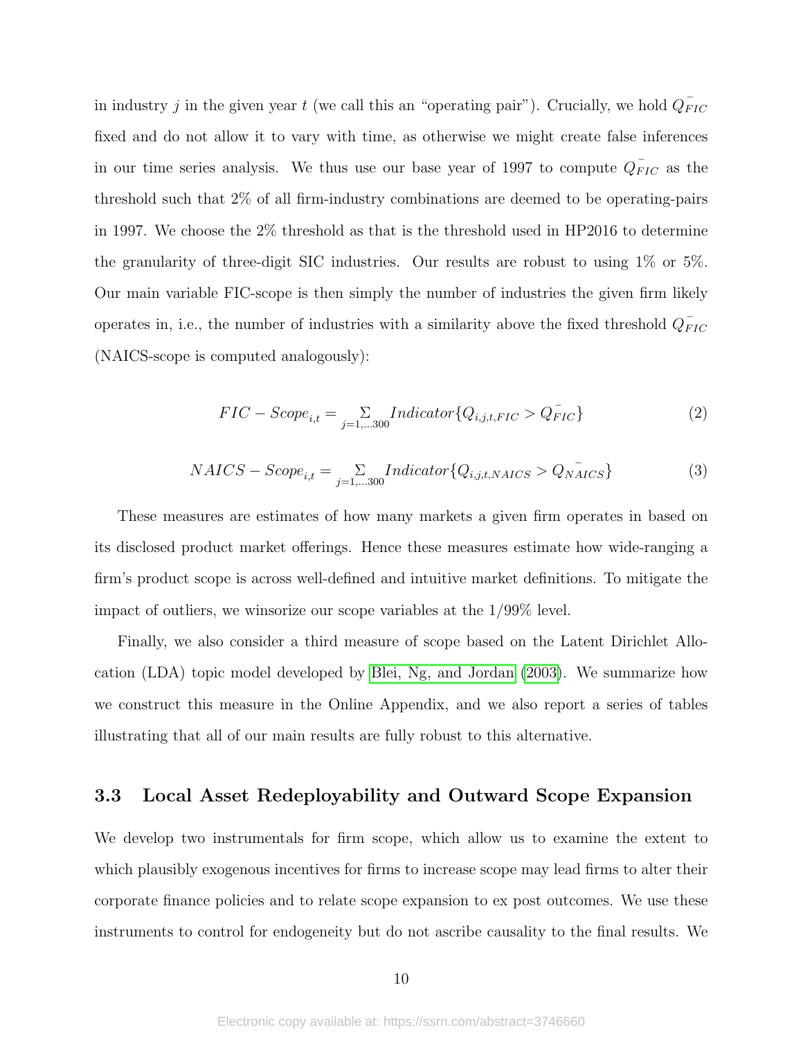in industry $j$ in the given year $t$ (we call this an "operating pair"). Crucially, we hold $\bar{Q_{FIC}}$ fixed and do not allow it to vary with time, as otherwise we might create false inferences in our time series analysis. We thus use our base year of 1997 to compute $\bar{Q_{FIC}}$ as the threshold such that 2% of all firm-industry combinations are deemed to be operating-pairs in 1997. We choose the 2% threshold as that is the threshold used in HP2016 to determine the granularity of three-digit SIC industries. Our results are robust to using 1% or 5%. Our main variable FIC-scope is then simply the number of industries the given firm likely operates in, i.e., the number of industries with a similarity above the fixed threshold $\bar{Q_{FIC}}$ (NAICS-scope is computed analogously):

$$FIC - Scope_{i,t} = \sum_{j=1,...300} Indicator\{Q_{i,j,t,FIC} > \bar{Q_{FIC}}\} \tag{2}$$

$$NAICS - Scope_{i,t} = \sum_{j=1,...300} Indicator\{Q_{i,j,t,NAICS} > \bar{Q_{NAICS}}\} \tag{3}$$

These measures are estimates of how many markets a given firm operates in based on its disclosed product market offerings. Hence these measures estimate how wide-ranging a firm's product scope is across well-defined and intuitive market definitions. To mitigate the impact of outliers, we winsorize our scope variables at the 1/99% level.

Finally, we also consider a third measure of scope based on the Latent Dirichlet Allocation (LDA) topic model developed by Blei, Ng, and Jordan (2003). We summarize how we construct this measure in the Online Appendix, and we also report a series of tables illustrating that all of our main results are fully robust to this alternative.

## 3.3 Local Asset Redeployability and Outward Scope Expansion

We develop two instrumentals for firm scope, which allow us to examine the extent to which plausibly exogenous incentives for firms to increase scope may lead firms to alter their corporate finance policies and to relate scope expansion to ex post outcomes. We use these instruments to control for endogeneity but do not ascribe causality to the final results. We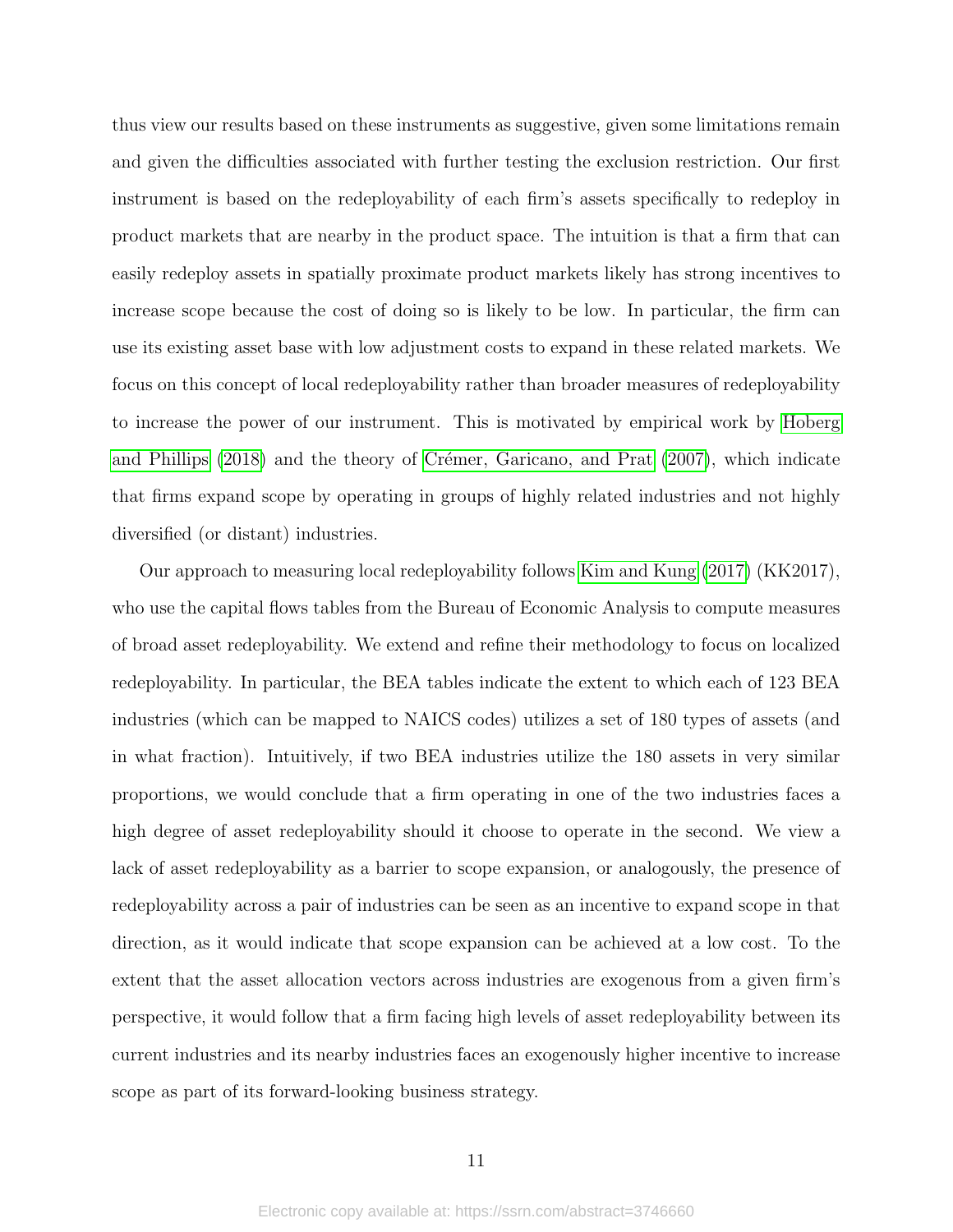thus view our results based on these instruments as suggestive, given some limitations remain and given the difficulties associated with further testing the exclusion restriction. Our first instrument is based on the redeployability of each firm's assets specifically to redeploy in product markets that are nearby in the product space. The intuition is that a firm that can easily redeploy assets in spatially proximate product markets likely has strong incentives to increase scope because the cost of doing so is likely to be low. In particular, the firm can use its existing asset base with low adjustment costs to expand in these related markets. We focus on this concept of local redeployability rather than broader measures of redeployability to increase the power of our instrument. This is motivated by empirical work by Hoberg and Phillips (2018) and the theory of Crémer, Garicano, and Prat (2007), which indicate that firms expand scope by operating in groups of highly related industries and not highly diversified (or distant) industries.

Our approach to measuring local redeployability follows Kim and Kung (2017) (KK2017), who use the capital flows tables from the Bureau of Economic Analysis to compute measures of broad asset redeployability. We extend and refine their methodology to focus on localized redeployability. In particular, the BEA tables indicate the extent to which each of 123 BEA industries (which can be mapped to NAICS codes) utilizes a set of 180 types of assets (and in what fraction). Intuitively, if two BEA industries utilize the 180 assets in very similar proportions, we would conclude that a firm operating in one of the two industries faces a high degree of asset redeployability should it choose to operate in the second. We view a lack of asset redeployability as a barrier to scope expansion, or analogously, the presence of redeployability across a pair of industries can be seen as an incentive to expand scope in that direction, as it would indicate that scope expansion can be achieved at a low cost. To the extent that the asset allocation vectors across industries are exogenous from a given firm's perspective, it would follow that a firm facing high levels of asset redeployability between its current industries and its nearby industries faces an exogenously higher incentive to increase scope as part of its forward-looking business strategy.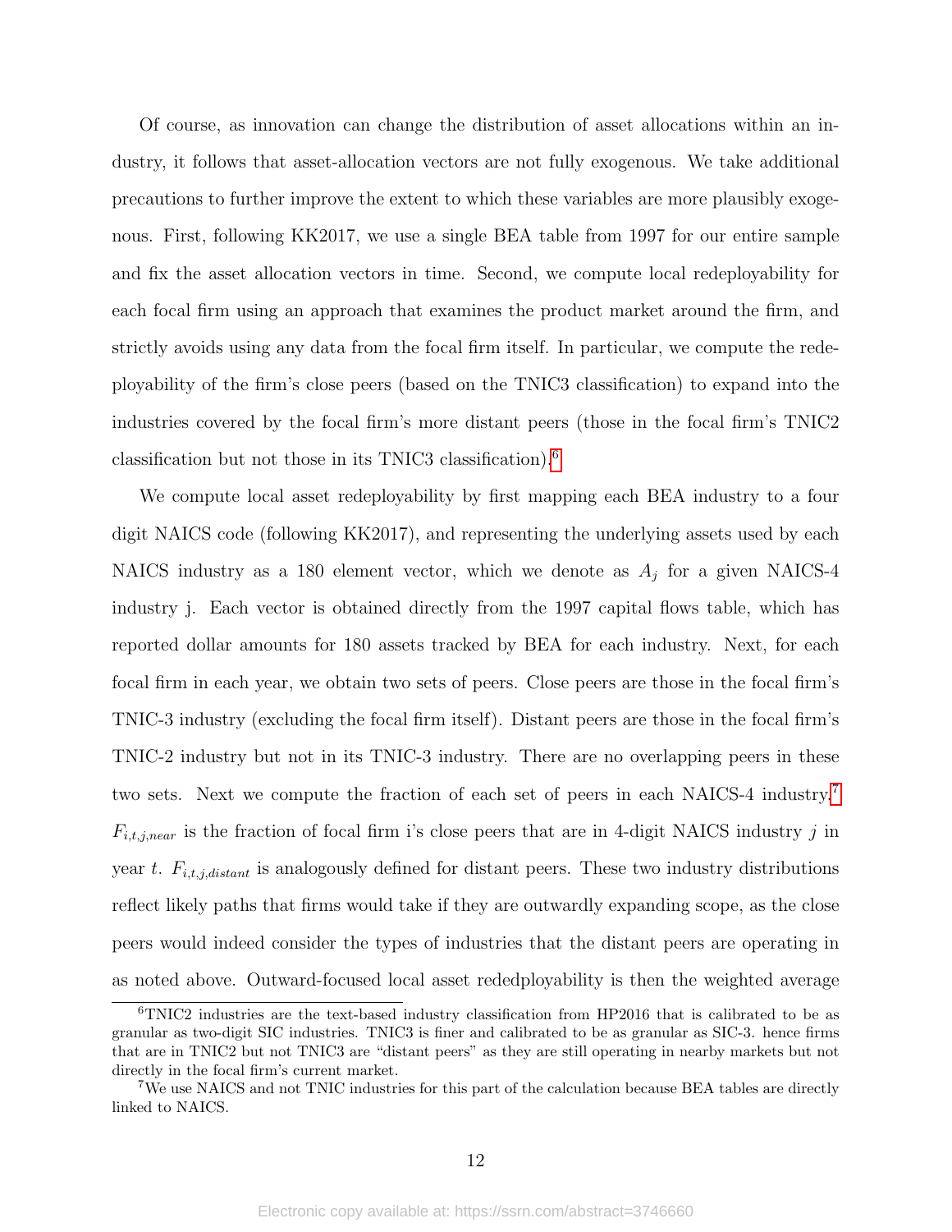Of course, as innovation can change the distribution of asset allocations within an industry, it follows that asset-allocation vectors are not fully exogenous. We take additional precautions to further improve the extent to which these variables are more plausibly exogenous. First, following KK2017, we use a single BEA table from 1997 for our entire sample and fix the asset allocation vectors in time. Second, we compute local redeployability for each focal firm using an approach that examines the product market around the firm, and strictly avoids using any data from the focal firm itself. In particular, we compute the redeployability of the firm's close peers (based on the TNIC3 classification) to expand into the industries covered by the focal firm's more distant peers (those in the focal firm's TNIC2 classification but not those in its TNIC3 classification).[6]

We compute local asset redeployability by first mapping each BEA industry to a four digit NAICS code (following KK2017), and representing the underlying assets used by each NAICS industry as a 180 element vector, which we denote as $A_j$ for a given NAICS-4 industry j. Each vector is obtained directly from the 1997 capital flows table, which has reported dollar amounts for 180 assets tracked by BEA for each industry. Next, for each focal firm in each year, we obtain two sets of peers. Close peers are those in the focal firm's TNIC-3 industry (excluding the focal firm itself). Distant peers are those in the focal firm's TNIC-2 industry but not in its TNIC-3 industry. There are no overlapping peers in these two sets. Next we compute the fraction of each set of peers in each NAICS-4 industry.[7] $F_{i,t,j,near}$ is the fraction of focal firm i's close peers that are in 4-digit NAICS industry $j$ in year $t$. $F_{i,t,j,distant}$ is analogously defined for distant peers. These two industry distributions reflect likely paths that firms would take if they are outwardly expanding scope, as the close peers would indeed consider the types of industries that the distant peers are operating in as noted above. Outward-focused local asset rededployability is then the weighted average

[6] TNIC2 industries are the text-based industry classification from HP2016 that is calibrated to be as granular as two-digit SIC industries. TNIC3 is finer and calibrated to be as granular as SIC-3. hence firms that are in TNIC2 but not TNIC3 are "distant peers" as they are still operating in nearby markets but not directly in the focal firm's current market.

[7] We use NAICS and not TNIC industries for this part of the calculation because BEA tables are directly linked to NAICS.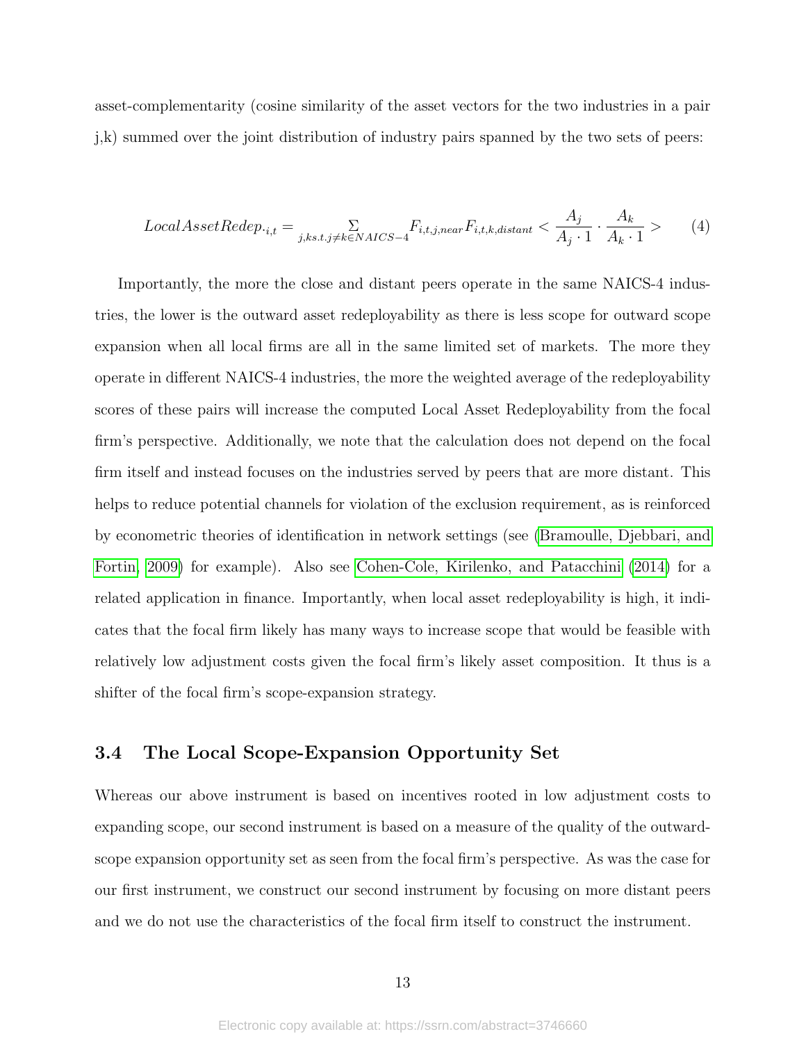asset-complementarity (cosine similarity of the asset vectors for the two industries in a pair j,k) summed over the joint distribution of industry pairs spanned by the two sets of peers:

$$LocalAssetRedep._{i,t} = \sum_{j,ks.t.j \neq k \in NAICS-4} F_{i,t,j,near} F_{i,t,k,distant} < \frac{A_j}{A_j \cdot 1} \cdot \frac{A_k}{A_k \cdot 1} > \quad (4)$$

Importantly, the more the close and distant peers operate in the same NAICS-4 industries, the lower is the outward asset redeployability as there is less scope for outward scope expansion when all local firms are all in the same limited set of markets. The more they operate in different NAICS-4 industries, the more the weighted average of the redeployability scores of these pairs will increase the computed Local Asset Redeployability from the focal firm's perspective. Additionally, we note that the calculation does not depend on the focal firm itself and instead focuses on the industries served by peers that are more distant. This helps to reduce potential channels for violation of the exclusion requirement, as is reinforced by econometric theories of identification in network settings (see (Bramoulle, Djebbari, and Fortin, 2009) for example). Also see Cohen-Cole, Kirilenko, and Patacchini (2014) for a related application in finance. Importantly, when local asset redeployability is high, it indicates that the focal firm likely has many ways to increase scope that would be feasible with relatively low adjustment costs given the focal firm's likely asset composition. It thus is a shifter of the focal firm's scope-expansion strategy.

### 3.4 The Local Scope-Expansion Opportunity Set

Whereas our above instrument is based on incentives rooted in low adjustment costs to expanding scope, our second instrument is based on a measure of the quality of the outward-scope expansion opportunity set as seen from the focal firm's perspective. As was the case for our first instrument, we construct our second instrument by focusing on more distant peers and we do not use the characteristics of the focal firm itself to construct the instrument.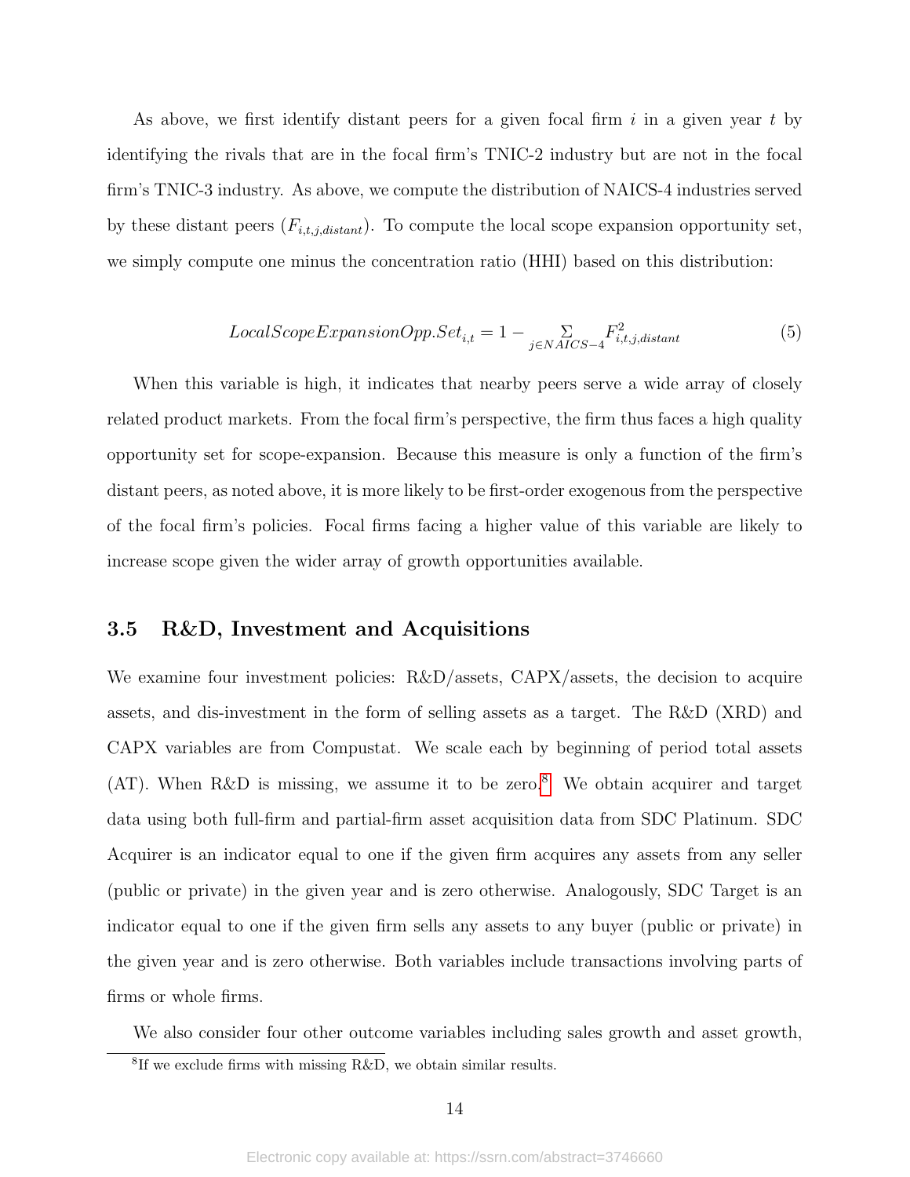As above, we first identify distant peers for a given focal firm $i$ in a given year $t$ by identifying the rivals that are in the focal firm's TNIC-2 industry but are not in the focal firm's TNIC-3 industry. As above, we compute the distribution of NAICS-4 industries served by these distant peers ($F_{i,t,j,distant}$). To compute the local scope expansion opportunity set, we simply compute one minus the concentration ratio (HHI) based on this distribution:

$$LocalScopeExpansionOpp.Set_{i,t} = 1 - \sum_{j \in NAICS-4} F^2_{i,t,j,distant} \tag{5}$$

When this variable is high, it indicates that nearby peers serve a wide array of closely related product markets. From the focal firm's perspective, the firm thus faces a high quality opportunity set for scope-expansion. Because this measure is only a function of the firm's distant peers, as noted above, it is more likely to be first-order exogenous from the perspective of the focal firm's policies. Focal firms facing a higher value of this variable are likely to increase scope given the wider array of growth opportunities available.

## 3.5 R&D, Investment and Acquisitions

We examine four investment policies: R&D/assets, CAPX/assets, the decision to acquire assets, and dis-investment in the form of selling assets as a target. The R&D (XRD) and CAPX variables are from Compustat. We scale each by beginning of period total assets (AT). When R&D is missing, we assume it to be zero.[8] We obtain acquirer and target data using both full-firm and partial-firm asset acquisition data from SDC Platinum. SDC Acquirer is an indicator equal to one if the given firm acquires any assets from any seller (public or private) in the given year and is zero otherwise. Analogously, SDC Target is an indicator equal to one if the given firm sells any assets to any buyer (public or private) in the given year and is zero otherwise. Both variables include transactions involving parts of firms or whole firms.

We also consider four other outcome variables including sales growth and asset growth,

[8] If we exclude firms with missing R&D, we obtain similar results.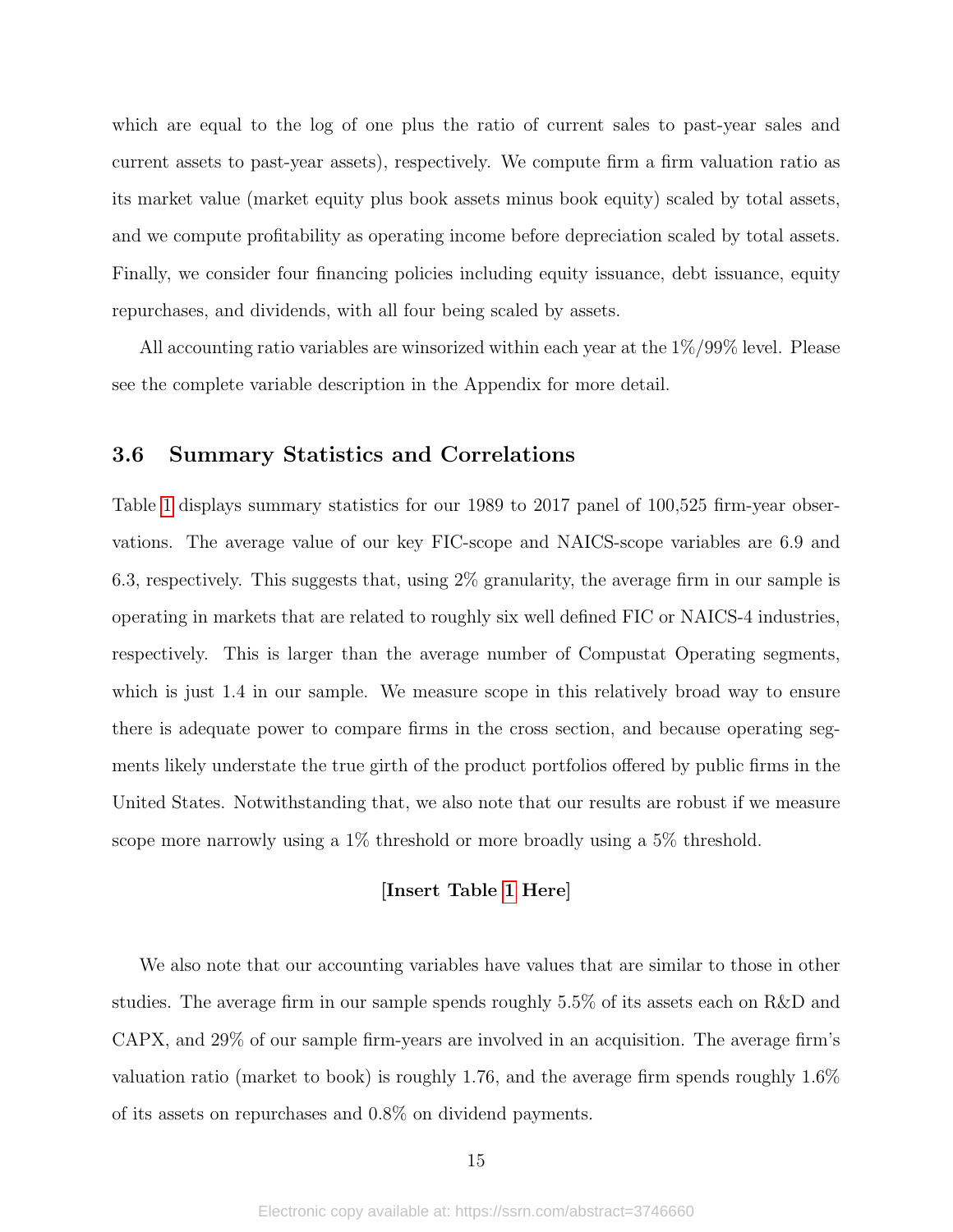which are equal to the log of one plus the ratio of current sales to past-year sales and current assets to past-year assets), respectively. We compute firm a firm valuation ratio as its market value (market equity plus book assets minus book equity) scaled by total assets, and we compute profitability as operating income before depreciation scaled by total assets. Finally, we consider four financing policies including equity issuance, debt issuance, equity repurchases, and dividends, with all four being scaled by assets.

All accounting ratio variables are winsorized within each year at the 1%/99% level. Please see the complete variable description in the Appendix for more detail.

### 3.6 Summary Statistics and Correlations

Table 1 displays summary statistics for our 1989 to 2017 panel of 100,525 firm-year observations. The average value of our key FIC-scope and NAICS-scope variables are 6.9 and 6.3, respectively. This suggests that, using 2% granularity, the average firm in our sample is operating in markets that are related to roughly six well defined FIC or NAICS-4 industries, respectively. This is larger than the average number of Compustat Operating segments, which is just 1.4 in our sample. We measure scope in this relatively broad way to ensure there is adequate power to compare firms in the cross section, and because operating segments likely understate the true girth of the product portfolios offered by public firms in the United States. Notwithstanding that, we also note that our results are robust if we measure scope more narrowly using a 1% threshold or more broadly using a 5% threshold.

**[Insert Table 1 Here]**

We also note that our accounting variables have values that are similar to those in other studies. The average firm in our sample spends roughly 5.5% of its assets each on R&D and CAPX, and 29% of our sample firm-years are involved in an acquisition. The average firm's valuation ratio (market to book) is roughly 1.76, and the average firm spends roughly 1.6% of its assets on repurchases and 0.8% on dividend payments.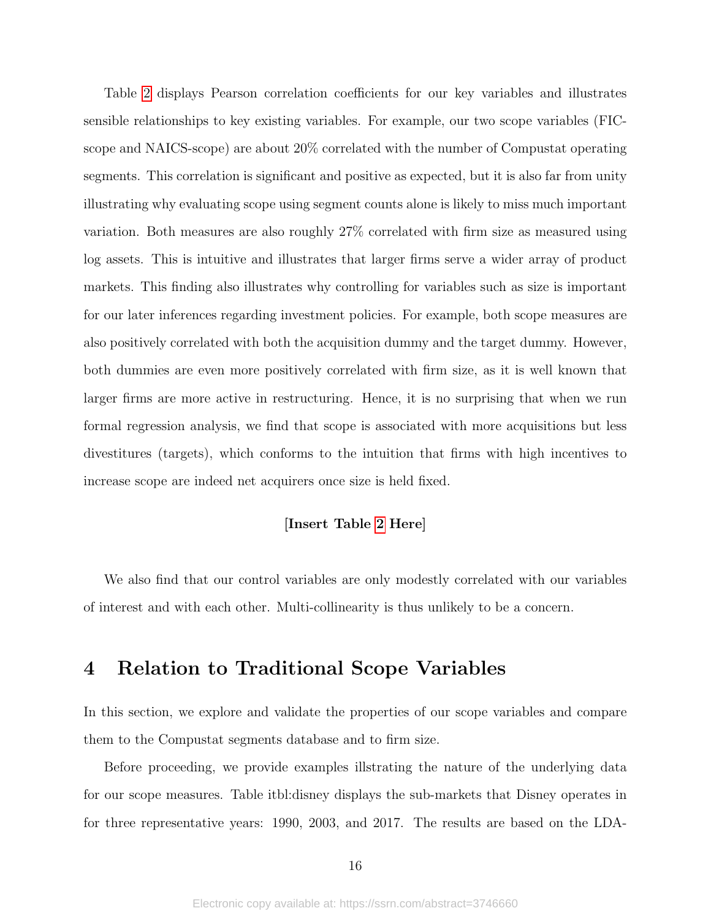Table 2 displays Pearson correlation coefficients for our key variables and illustrates sensible relationships to key existing variables. For example, our two scope variables (FIC-scope and NAICS-scope) are about 20% correlated with the number of Compustat operating segments. This correlation is significant and positive as expected, but it is also far from unity illustrating why evaluating scope using segment counts alone is likely to miss much important variation. Both measures are also roughly 27% correlated with firm size as measured using log assets. This is intuitive and illustrates that larger firms serve a wider array of product markets. This finding also illustrates why controlling for variables such as size is important for our later inferences regarding investment policies. For example, both scope measures are also positively correlated with both the acquisition dummy and the target dummy. However, both dummies are even more positively correlated with firm size, as it is well known that larger firms are more active in restructuring. Hence, it is no surprising that when we run formal regression analysis, we find that scope is associated with more acquisitions but less divestitures (targets), which conforms to the intuition that firms with high incentives to increase scope are indeed net acquirers once size is held fixed.

**[Insert Table 2 Here]**

We also find that our control variables are only modestly correlated with our variables of interest and with each other. Multi-collinearity is thus unlikely to be a concern.

# 4 Relation to Traditional Scope Variables

In this section, we explore and validate the properties of our scope variables and compare them to the Compustat segments database and to firm size.

Before proceeding, we provide examples illstrating the nature of the underlying data for our scope measures. Table itbl:disney displays the sub-markets that Disney operates in for three representative years: 1990, 2003, and 2017. The results are based on the LDA-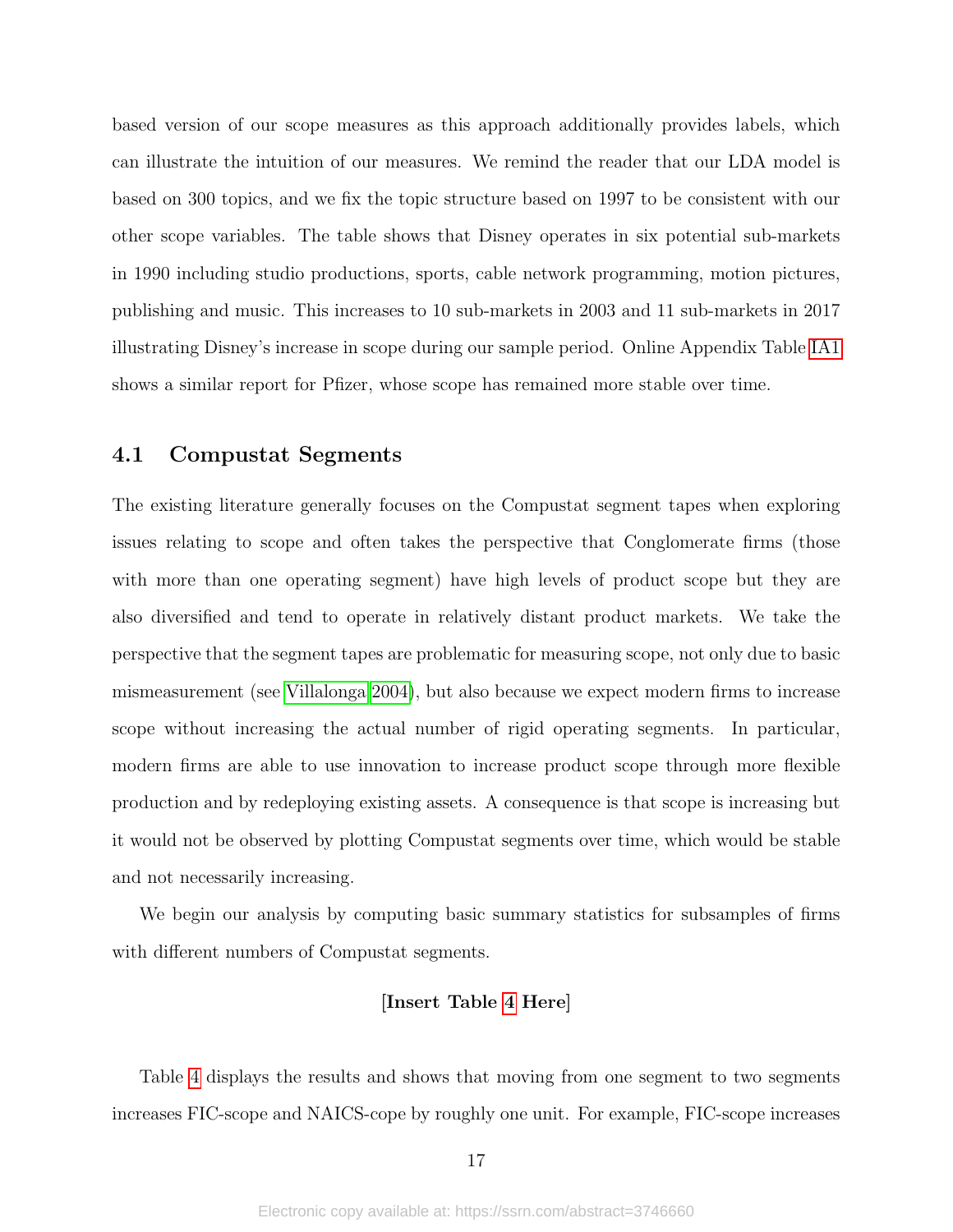based version of our scope measures as this approach additionally provides labels, which can illustrate the intuition of our measures. We remind the reader that our LDA model is based on 300 topics, and we fix the topic structure based on 1997 to be consistent with our other scope variables. The table shows that Disney operates in six potential sub-markets in 1990 including studio productions, sports, cable network programming, motion pictures, publishing and music. This increases to 10 sub-markets in 2003 and 11 sub-markets in 2017 illustrating Disney's increase in scope during our sample period. Online Appendix Table IA1 shows a similar report for Pfizer, whose scope has remained more stable over time.

## 4.1 Compustat Segments

The existing literature generally focuses on the Compustat segment tapes when exploring issues relating to scope and often takes the perspective that Conglomerate firms (those with more than one operating segment) have high levels of product scope but they are also diversified and tend to operate in relatively distant product markets. We take the perspective that the segment tapes are problematic for measuring scope, not only due to basic mismeasurement (see Villalonga 2004), but also because we expect modern firms to increase scope without increasing the actual number of rigid operating segments. In particular, modern firms are able to use innovation to increase product scope through more flexible production and by redeploying existing assets. A consequence is that scope is increasing but it would not be observed by plotting Compustat segments over time, which would be stable and not necessarily increasing.

We begin our analysis by computing basic summary statistics for subsamples of firms with different numbers of Compustat segments.

**[Insert Table 4 Here]**

Table 4 displays the results and shows that moving from one segment to two segments increases FIC-scope and NAICS-cope by roughly one unit. For example, FIC-scope increases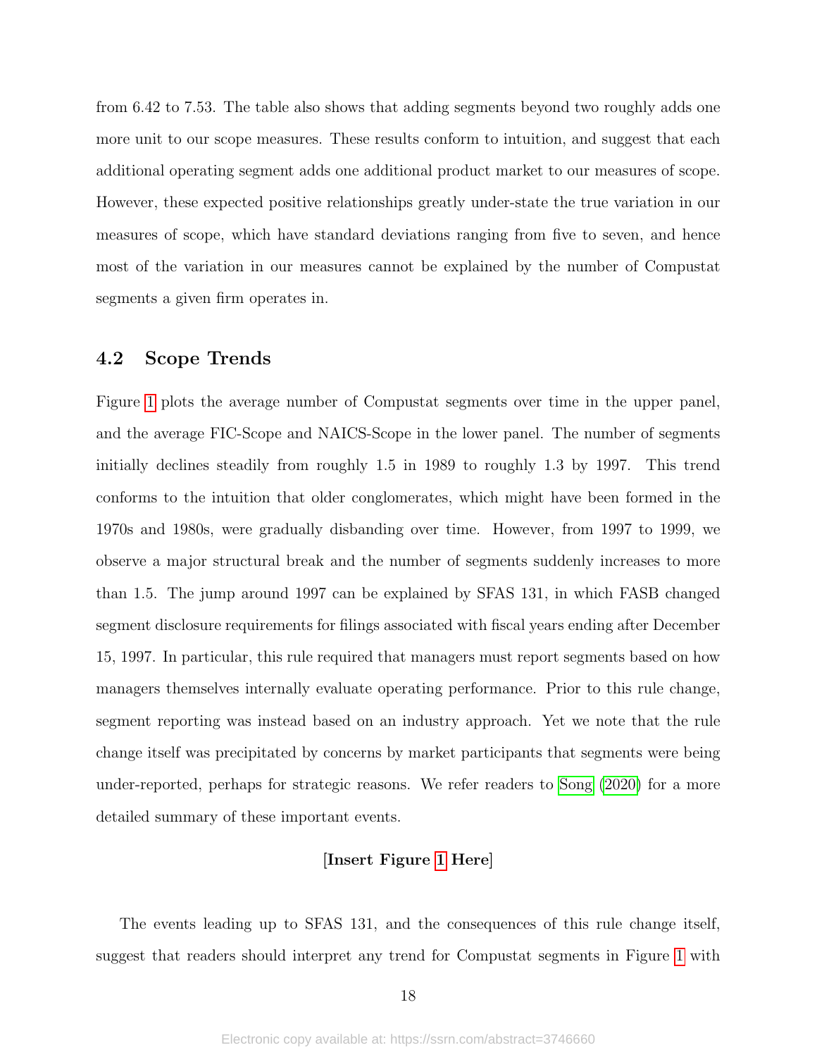from 6.42 to 7.53. The table also shows that adding segments beyond two roughly adds one more unit to our scope measures. These results conform to intuition, and suggest that each additional operating segment adds one additional product market to our measures of scope. However, these expected positive relationships greatly under-state the true variation in our measures of scope, which have standard deviations ranging from five to seven, and hence most of the variation in our measures cannot be explained by the number of Compustat segments a given firm operates in.

## 4.2 Scope Trends

Figure 1 plots the average number of Compustat segments over time in the upper panel, and the average FIC-Scope and NAICS-Scope in the lower panel. The number of segments initially declines steadily from roughly 1.5 in 1989 to roughly 1.3 by 1997. This trend conforms to the intuition that older conglomerates, which might have been formed in the 1970s and 1980s, were gradually disbanding over time. However, from 1997 to 1999, we observe a major structural break and the number of segments suddenly increases to more than 1.5. The jump around 1997 can be explained by SFAS 131, in which FASB changed segment disclosure requirements for filings associated with fiscal years ending after December 15, 1997. In particular, this rule required that managers must report segments based on how managers themselves internally evaluate operating performance. Prior to this rule change, segment reporting was instead based on an industry approach. Yet we note that the rule change itself was precipitated by concerns by market participants that segments were being under-reported, perhaps for strategic reasons. We refer readers to Song (2020) for a more detailed summary of these important events.

**[Insert Figure 1 Here]**

The events leading up to SFAS 131, and the consequences of this rule change itself, suggest that readers should interpret any trend for Compustat segments in Figure 1 with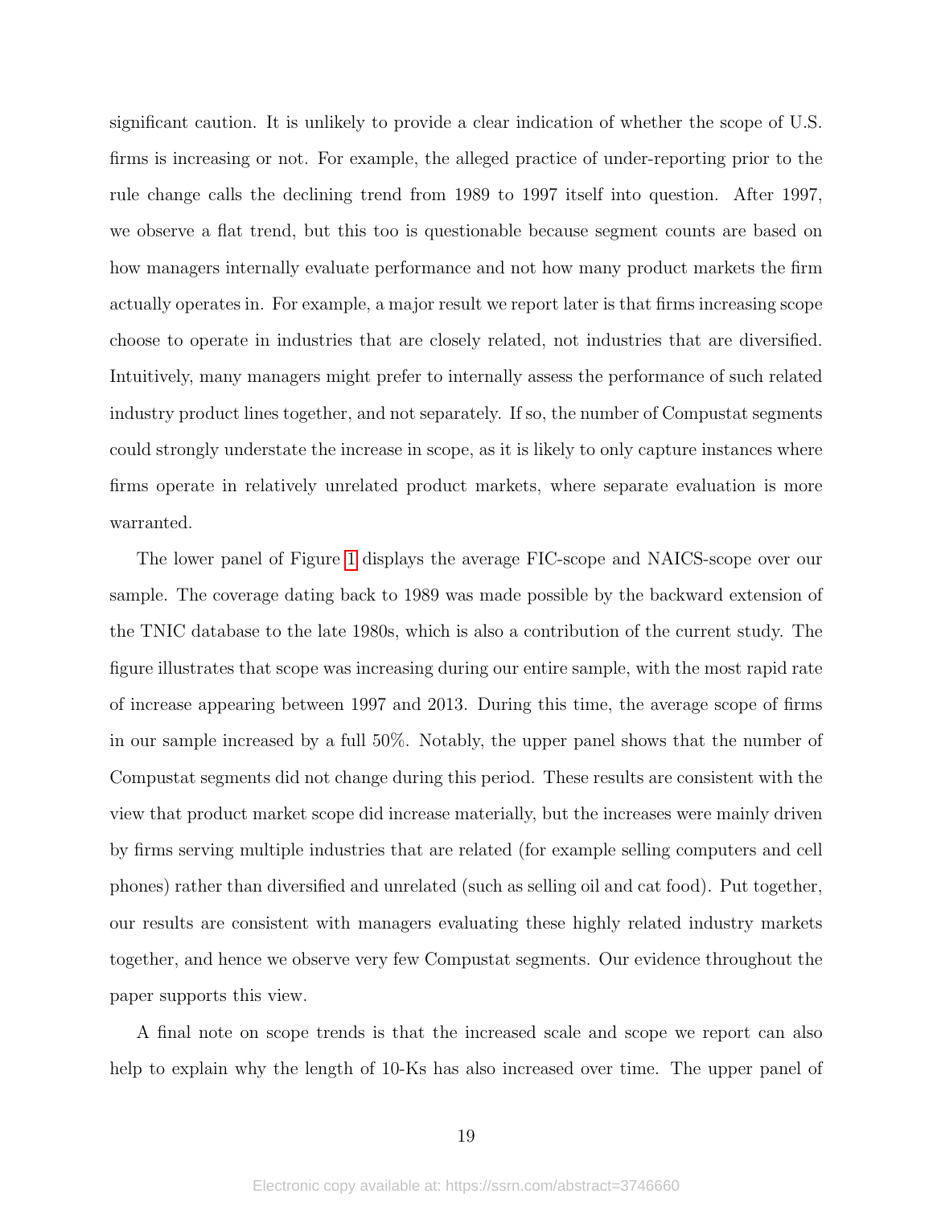significant caution. It is unlikely to provide a clear indication of whether the scope of U.S. firms is increasing or not. For example, the alleged practice of under-reporting prior to the rule change calls the declining trend from 1989 to 1997 itself into question. After 1997, we observe a flat trend, but this too is questionable because segment counts are based on how managers internally evaluate performance and not how many product markets the firm actually operates in. For example, a major result we report later is that firms increasing scope choose to operate in industries that are closely related, not industries that are diversified. Intuitively, many managers might prefer to internally assess the performance of such related industry product lines together, and not separately. If so, the number of Compustat segments could strongly understate the increase in scope, as it is likely to only capture instances where firms operate in relatively unrelated product markets, where separate evaluation is more warranted.

The lower panel of Figure 1 displays the average FIC-scope and NAICS-scope over our sample. The coverage dating back to 1989 was made possible by the backward extension of the TNIC database to the late 1980s, which is also a contribution of the current study. The figure illustrates that scope was increasing during our entire sample, with the most rapid rate of increase appearing between 1997 and 2013. During this time, the average scope of firms in our sample increased by a full 50%. Notably, the upper panel shows that the number of Compustat segments did not change during this period. These results are consistent with the view that product market scope did increase materially, but the increases were mainly driven by firms serving multiple industries that are related (for example selling computers and cell phones) rather than diversified and unrelated (such as selling oil and cat food). Put together, our results are consistent with managers evaluating these highly related industry markets together, and hence we observe very few Compustat segments. Our evidence throughout the paper supports this view.

A final note on scope trends is that the increased scale and scope we report can also help to explain why the length of 10-Ks has also increased over time. The upper panel of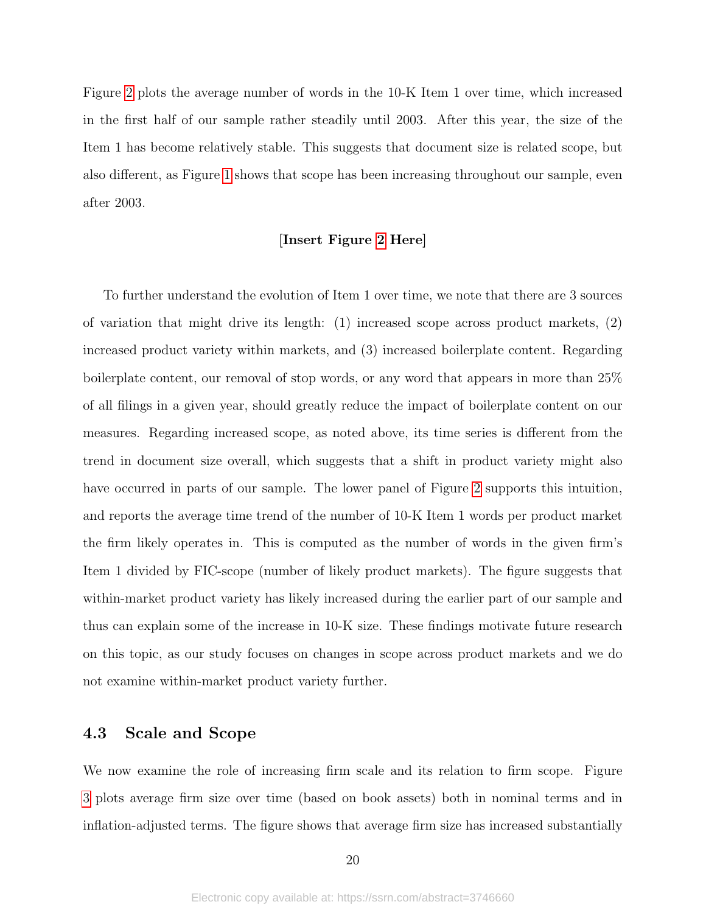Figure 2 plots the average number of words in the 10-K Item 1 over time, which increased in the first half of our sample rather steadily until 2003. After this year, the size of the Item 1 has become relatively stable. This suggests that document size is related scope, but also different, as Figure 1 shows that scope has been increasing throughout our sample, even after 2003.

[**Insert Figure 2 Here**]

To further understand the evolution of Item 1 over time, we note that there are 3 sources of variation that might drive its length: (1) increased scope across product markets, (2) increased product variety within markets, and (3) increased boilerplate content. Regarding boilerplate content, our removal of stop words, or any word that appears in more than 25% of all filings in a given year, should greatly reduce the impact of boilerplate content on our measures. Regarding increased scope, as noted above, its time series is different from the trend in document size overall, which suggests that a shift in product variety might also have occurred in parts of our sample. The lower panel of Figure 2 supports this intuition, and reports the average time trend of the number of 10-K Item 1 words per product market the firm likely operates in. This is computed as the number of words in the given firm's Item 1 divided by FIC-scope (number of likely product markets). The figure suggests that within-market product variety has likely increased during the earlier part of our sample and thus can explain some of the increase in 10-K size. These findings motivate future research on this topic, as our study focuses on changes in scope across product markets and we do not examine within-market product variety further.

## 4.3 Scale and Scope

We now examine the role of increasing firm scale and its relation to firm scope. Figure 3 plots average firm size over time (based on book assets) both in nominal terms and in inflation-adjusted terms. The figure shows that average firm size has increased substantially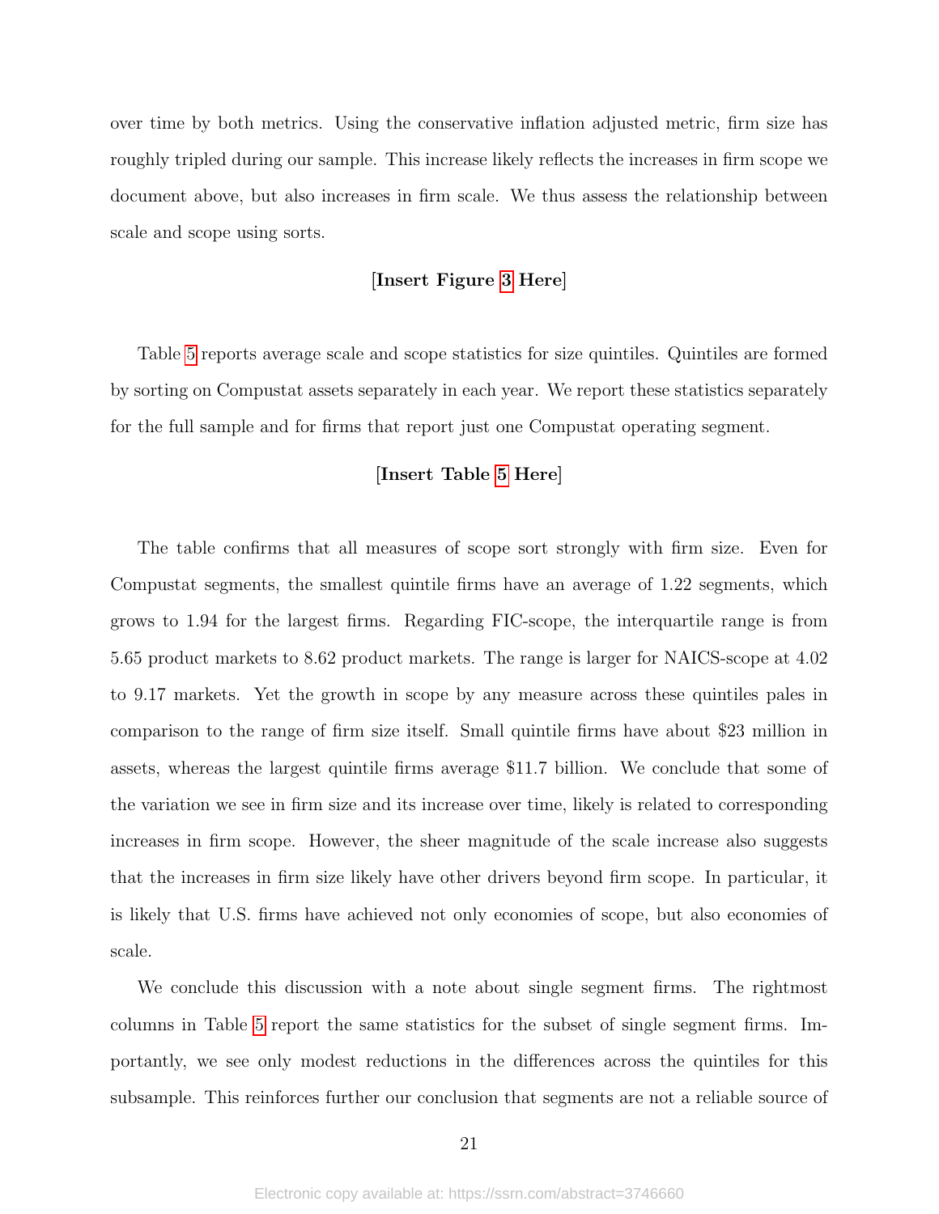over time by both metrics. Using the conservative inflation adjusted metric, firm size has roughly tripled during our sample. This increase likely reflects the increases in firm scope we document above, but also increases in firm scale. We thus assess the relationship between scale and scope using sorts.

[**Insert Figure 3 Here**]

Table 5 reports average scale and scope statistics for size quintiles. Quintiles are formed by sorting on Compustat assets separately in each year. We report these statistics separately for the full sample and for firms that report just one Compustat operating segment.

[**Insert Table 5 Here**]

The table confirms that all measures of scope sort strongly with firm size. Even for Compustat segments, the smallest quintile firms have an average of 1.22 segments, which grows to 1.94 for the largest firms. Regarding FIC-scope, the interquartile range is from 5.65 product markets to 8.62 product markets. The range is larger for NAICS-scope at 4.02 to 9.17 markets. Yet the growth in scope by any measure across these quintiles pales in comparison to the range of firm size itself. Small quintile firms have about $23 million in assets, whereas the largest quintile firms average $11.7 billion. We conclude that some of the variation we see in firm size and its increase over time, likely is related to corresponding increases in firm scope. However, the sheer magnitude of the scale increase also suggests that the increases in firm size likely have other drivers beyond firm scope. In particular, it is likely that U.S. firms have achieved not only economies of scope, but also economies of scale.

We conclude this discussion with a note about single segment firms. The rightmost columns in Table 5 report the same statistics for the subset of single segment firms. Importantly, we see only modest reductions in the differences across the quintiles for this subsample. This reinforces further our conclusion that segments are not a reliable source of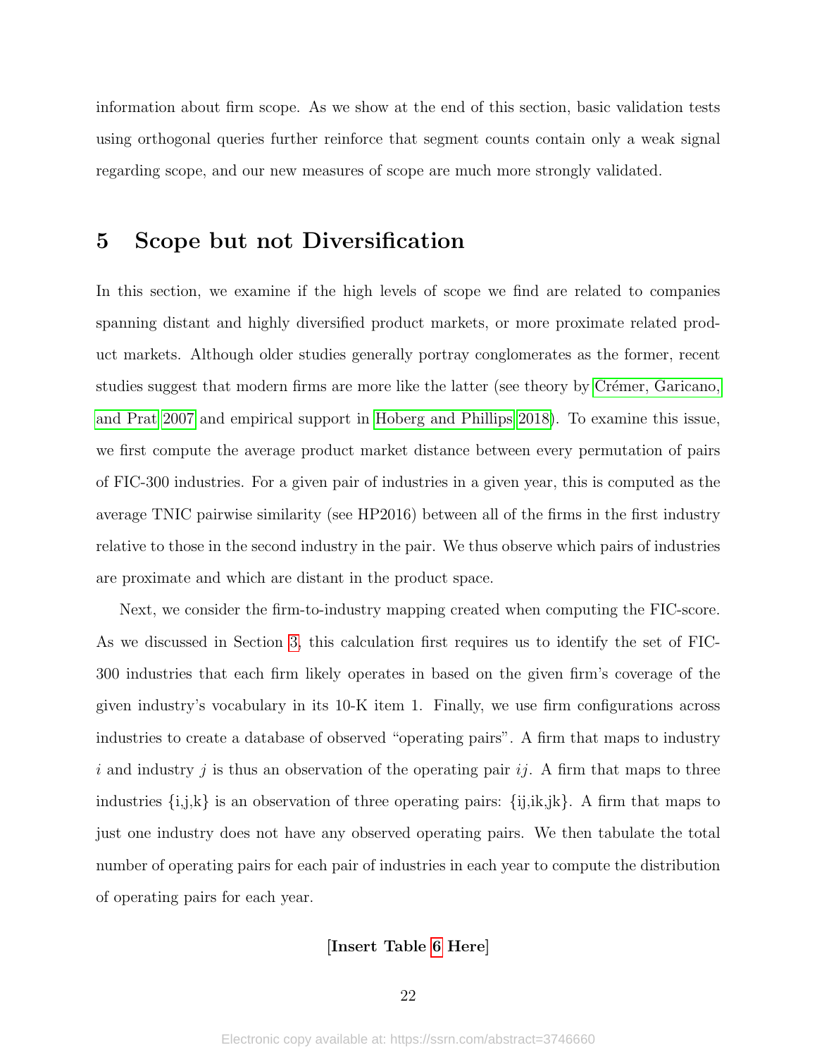information about firm scope. As we show at the end of this section, basic validation tests using orthogonal queries further reinforce that segment counts contain only a weak signal regarding scope, and our new measures of scope are much more strongly validated.

# 5 Scope but not Diversification

In this section, we examine if the high levels of scope we find are related to companies spanning distant and highly diversified product markets, or more proximate related product markets. Although older studies generally portray conglomerates as the former, recent studies suggest that modern firms are more like the latter (see theory by Crémer, Garicano, and Prat 2007 and empirical support in Hoberg and Phillips 2018). To examine this issue, we first compute the average product market distance between every permutation of pairs of FIC-300 industries. For a given pair of industries in a given year, this is computed as the average TNIC pairwise similarity (see HP2016) between all of the firms in the first industry relative to those in the second industry in the pair. We thus observe which pairs of industries are proximate and which are distant in the product space.

Next, we consider the firm-to-industry mapping created when computing the FIC-score. As we discussed in Section 3, this calculation first requires us to identify the set of FIC-300 industries that each firm likely operates in based on the given firm's coverage of the given industry's vocabulary in its 10-K item 1. Finally, we use firm configurations across industries to create a database of observed "operating pairs". A firm that maps to industry $i$ and industry $j$ is thus an observation of the operating pair $ij$. A firm that maps to three industries {i,j,k} is an observation of three operating pairs: {ij,ik,jk}. A firm that maps to just one industry does not have any observed operating pairs. We then tabulate the total number of operating pairs for each pair of industries in each year to compute the distribution of operating pairs for each year.

**[Insert Table 6 Here]**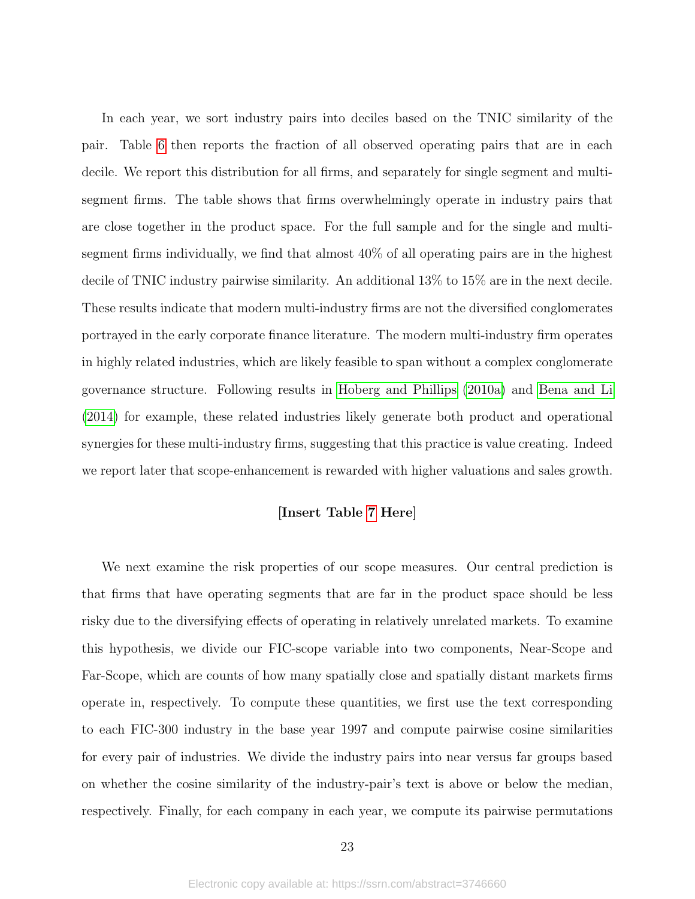In each year, we sort industry pairs into deciles based on the TNIC similarity of the pair. Table 6 then reports the fraction of all observed operating pairs that are in each decile. We report this distribution for all firms, and separately for single segment and multi-segment firms. The table shows that firms overwhelmingly operate in industry pairs that are close together in the product space. For the full sample and for the single and multi-segment firms individually, we find that almost 40% of all operating pairs are in the highest decile of TNIC industry pairwise similarity. An additional 13% to 15% are in the next decile. These results indicate that modern multi-industry firms are not the diversified conglomerates portrayed in the early corporate finance literature. The modern multi-industry firm operates in highly related industries, which are likely feasible to span without a complex conglomerate governance structure. Following results in Hoberg and Phillips (2010a) and Bena and Li (2014) for example, these related industries likely generate both product and operational synergies for these multi-industry firms, suggesting that this practice is value creating. Indeed we report later that scope-enhancement is rewarded with higher valuations and sales growth.

**[Insert Table 7 Here]**

We next examine the risk properties of our scope measures. Our central prediction is that firms that have operating segments that are far in the product space should be less risky due to the diversifying effects of operating in relatively unrelated markets. To examine this hypothesis, we divide our FIC-scope variable into two components, Near-Scope and Far-Scope, which are counts of how many spatially close and spatially distant markets firms operate in, respectively. To compute these quantities, we first use the text corresponding to each FIC-300 industry in the base year 1997 and compute pairwise cosine similarities for every pair of industries. We divide the industry pairs into near versus far groups based on whether the cosine similarity of the industry-pair's text is above or below the median, respectively. Finally, for each company in each year, we compute its pairwise permutations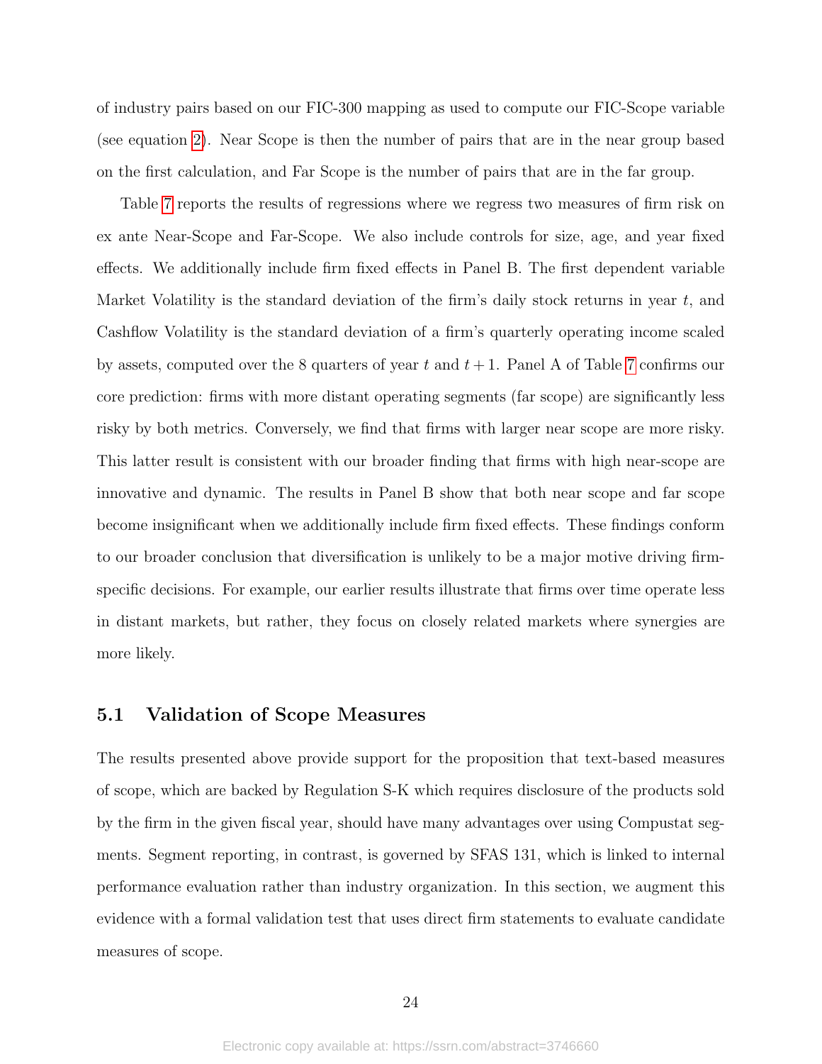of industry pairs based on our FIC-300 mapping as used to compute our FIC-Scope variable (see equation 2). Near Scope is then the number of pairs that are in the near group based on the first calculation, and Far Scope is the number of pairs that are in the far group.

Table 7 reports the results of regressions where we regress two measures of firm risk on ex ante Near-Scope and Far-Scope. We also include controls for size, age, and year fixed effects. We additionally include firm fixed effects in Panel B. The first dependent variable Market Volatility is the standard deviation of the firm's daily stock returns in year $t$, and Cashflow Volatility is the standard deviation of a firm's quarterly operating income scaled by assets, computed over the 8 quarters of year $t$ and $t+1$. Panel A of Table 7 confirms our core prediction: firms with more distant operating segments (far scope) are significantly less risky by both metrics. Conversely, we find that firms with larger near scope are more risky. This latter result is consistent with our broader finding that firms with high near-scope are innovative and dynamic. The results in Panel B show that both near scope and far scope become insignificant when we additionally include firm fixed effects. These findings conform to our broader conclusion that diversification is unlikely to be a major motive driving firm-specific decisions. For example, our earlier results illustrate that firms over time operate less in distant markets, but rather, they focus on closely related markets where synergies are more likely.

## 5.1 Validation of Scope Measures

The results presented above provide support for the proposition that text-based measures of scope, which are backed by Regulation S-K which requires disclosure of the products sold by the firm in the given fiscal year, should have many advantages over using Compustat segments. Segment reporting, in contrast, is governed by SFAS 131, which is linked to internal performance evaluation rather than industry organization. In this section, we augment this evidence with a formal validation test that uses direct firm statements to evaluate candidate measures of scope.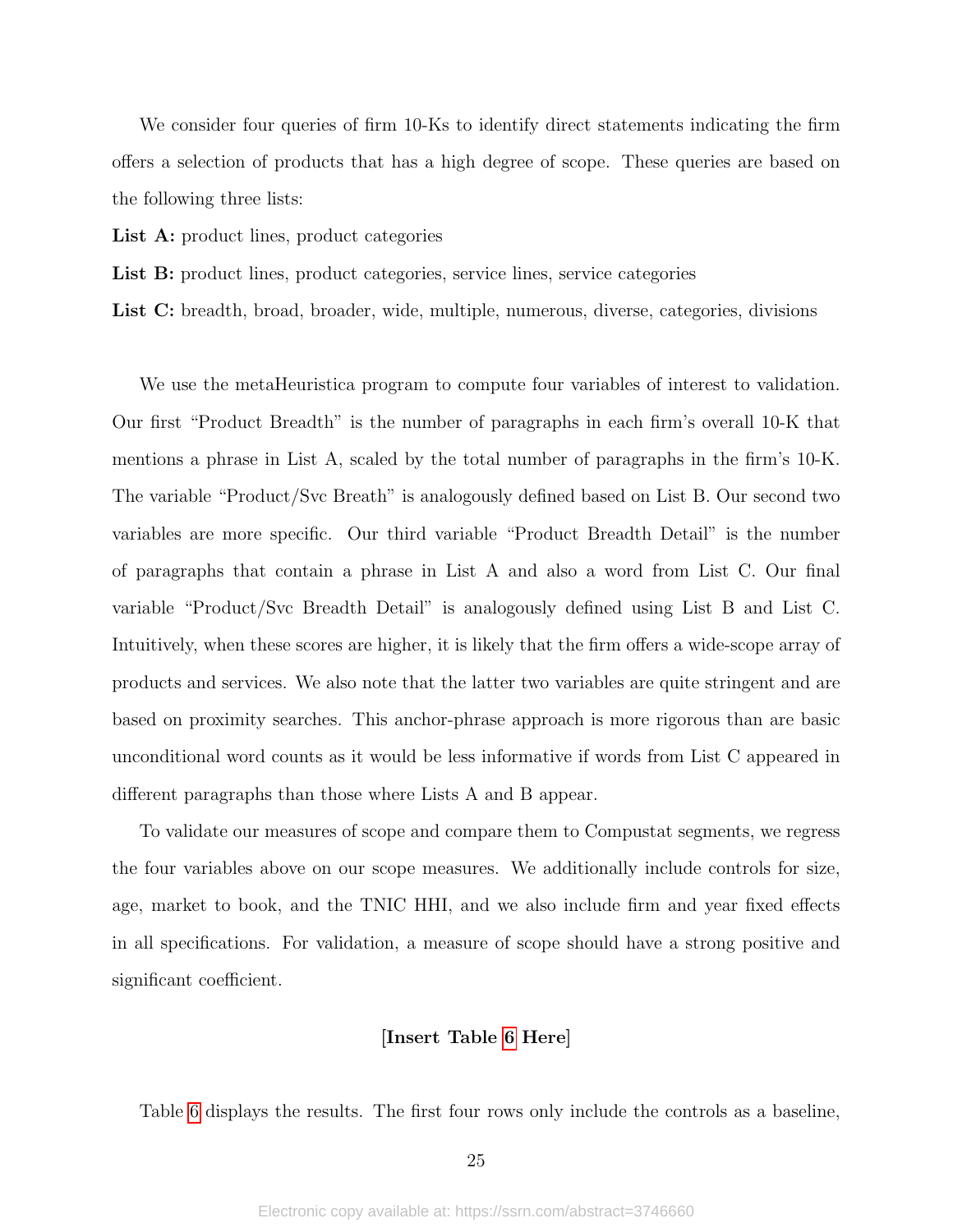We consider four queries of firm 10-Ks to identify direct statements indicating the firm offers a selection of products that has a high degree of scope. These queries are based on the following three lists:

**List A:** product lines, product categories

**List B:** product lines, product categories, service lines, service categories

**List C:** breadth, broad, broader, wide, multiple, numerous, diverse, categories, divisions

We use the metaHeuristica program to compute four variables of interest to validation. Our first "Product Breadth" is the number of paragraphs in each firm's overall 10-K that mentions a phrase in List A, scaled by the total number of paragraphs in the firm's 10-K. The variable "Product/Svc Breath" is analogously defined based on List B. Our second two variables are more specific. Our third variable "Product Breadth Detail" is the number of paragraphs that contain a phrase in List A and also a word from List C. Our final variable "Product/Svc Breadth Detail" is analogously defined using List B and List C. Intuitively, when these scores are higher, it is likely that the firm offers a wide-scope array of products and services. We also note that the latter two variables are quite stringent and are based on proximity searches. This anchor-phrase approach is more rigorous than are basic unconditional word counts as it would be less informative if words from List C appeared in different paragraphs than those where Lists A and B appear.

To validate our measures of scope and compare them to Compustat segments, we regress the four variables above on our scope measures. We additionally include controls for size, age, market to book, and the TNIC HHI, and we also include firm and year fixed effects in all specifications. For validation, a measure of scope should have a strong positive and significant coefficient.

**[Insert Table 6 Here]**

Table 6 displays the results. The first four rows only include the controls as a baseline,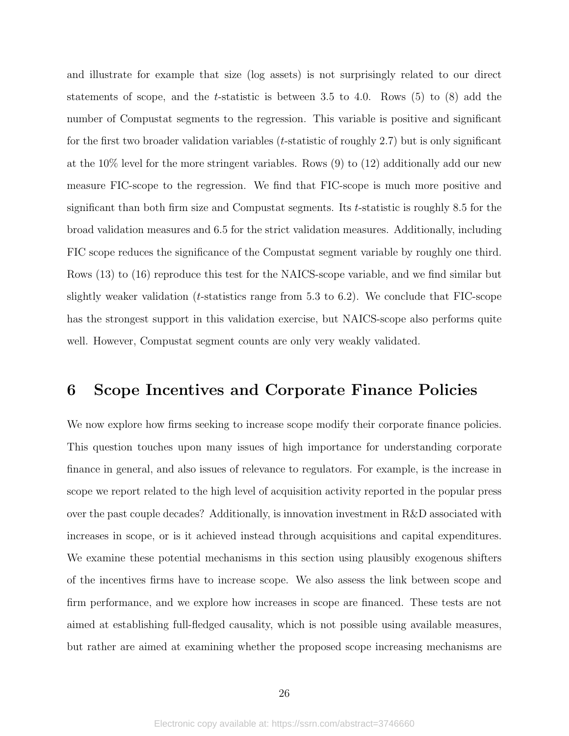and illustrate for example that size (log assets) is not surprisingly related to our direct statements of scope, and the $t$-statistic is between 3.5 to 4.0. Rows (5) to (8) add the number of Compustat segments to the regression. This variable is positive and significant for the first two broader validation variables ($t$-statistic of roughly 2.7) but is only significant at the 10% level for the more stringent variables. Rows (9) to (12) additionally add our new measure FIC-scope to the regression. We find that FIC-scope is much more positive and significant than both firm size and Compustat segments. Its $t$-statistic is roughly 8.5 for the broad validation measures and 6.5 for the strict validation measures. Additionally, including FIC scope reduces the significance of the Compustat segment variable by roughly one third. Rows (13) to (16) reproduce this test for the NAICS-scope variable, and we find similar but slightly weaker validation ($t$-statistics range from 5.3 to 6.2). We conclude that FIC-scope has the strongest support in this validation exercise, but NAICS-scope also performs quite well. However, Compustat segment counts are only very weakly validated.

# 6 Scope Incentives and Corporate Finance Policies

We now explore how firms seeking to increase scope modify their corporate finance policies. This question touches upon many issues of high importance for understanding corporate finance in general, and also issues of relevance to regulators. For example, is the increase in scope we report related to the high level of acquisition activity reported in the popular press over the past couple decades? Additionally, is innovation investment in R&D associated with increases in scope, or is it achieved instead through acquisitions and capital expenditures. We examine these potential mechanisms in this section using plausibly exogenous shifters of the incentives firms have to increase scope. We also assess the link between scope and firm performance, and we explore how increases in scope are financed. These tests are not aimed at establishing full-fledged causality, which is not possible using available measures, but rather are aimed at examining whether the proposed scope increasing mechanisms are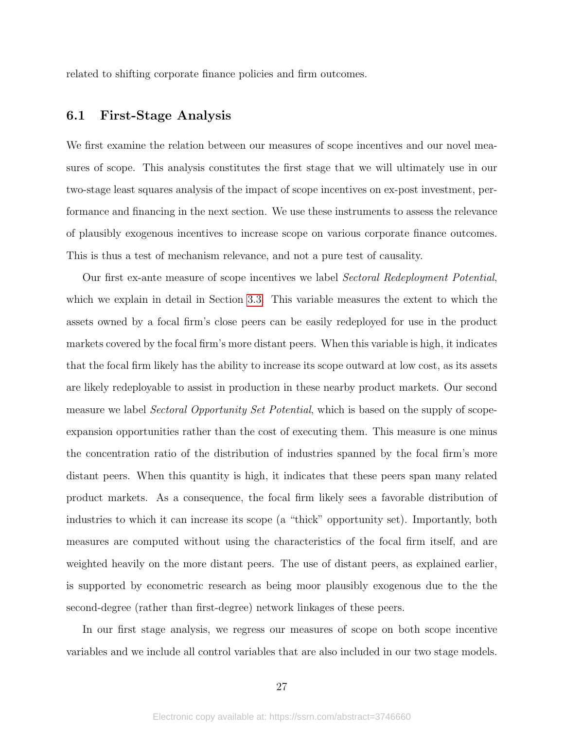related to shifting corporate finance policies and firm outcomes.

## 6.1 First-Stage Analysis

We first examine the relation between our measures of scope incentives and our novel measures of scope. This analysis constitutes the first stage that we will ultimately use in our two-stage least squares analysis of the impact of scope incentives on ex-post investment, performance and financing in the next section. We use these instruments to assess the relevance of plausibly exogenous incentives to increase scope on various corporate finance outcomes. This is thus a test of mechanism relevance, and not a pure test of causality.

Our first ex-ante measure of scope incentives we label *Sectoral Redeployment Potential*, which we explain in detail in Section 3.3. This variable measures the extent to which the assets owned by a focal firm's close peers can be easily redeployed for use in the product markets covered by the focal firm's more distant peers. When this variable is high, it indicates that the focal firm likely has the ability to increase its scope outward at low cost, as its assets are likely redeployable to assist in production in these nearby product markets. Our second measure we label *Sectoral Opportunity Set Potential*, which is based on the supply of scope-expansion opportunities rather than the cost of executing them. This measure is one minus the concentration ratio of the distribution of industries spanned by the focal firm's more distant peers. When this quantity is high, it indicates that these peers span many related product markets. As a consequence, the focal firm likely sees a favorable distribution of industries to which it can increase its scope (a "thick" opportunity set). Importantly, both measures are computed without using the characteristics of the focal firm itself, and are weighted heavily on the more distant peers. The use of distant peers, as explained earlier, is supported by econometric research as being moor plausibly exogenous due to the the second-degree (rather than first-degree) network linkages of these peers.

In our first stage analysis, we regress our measures of scope on both scope incentive variables and we include all control variables that are also included in our two stage models.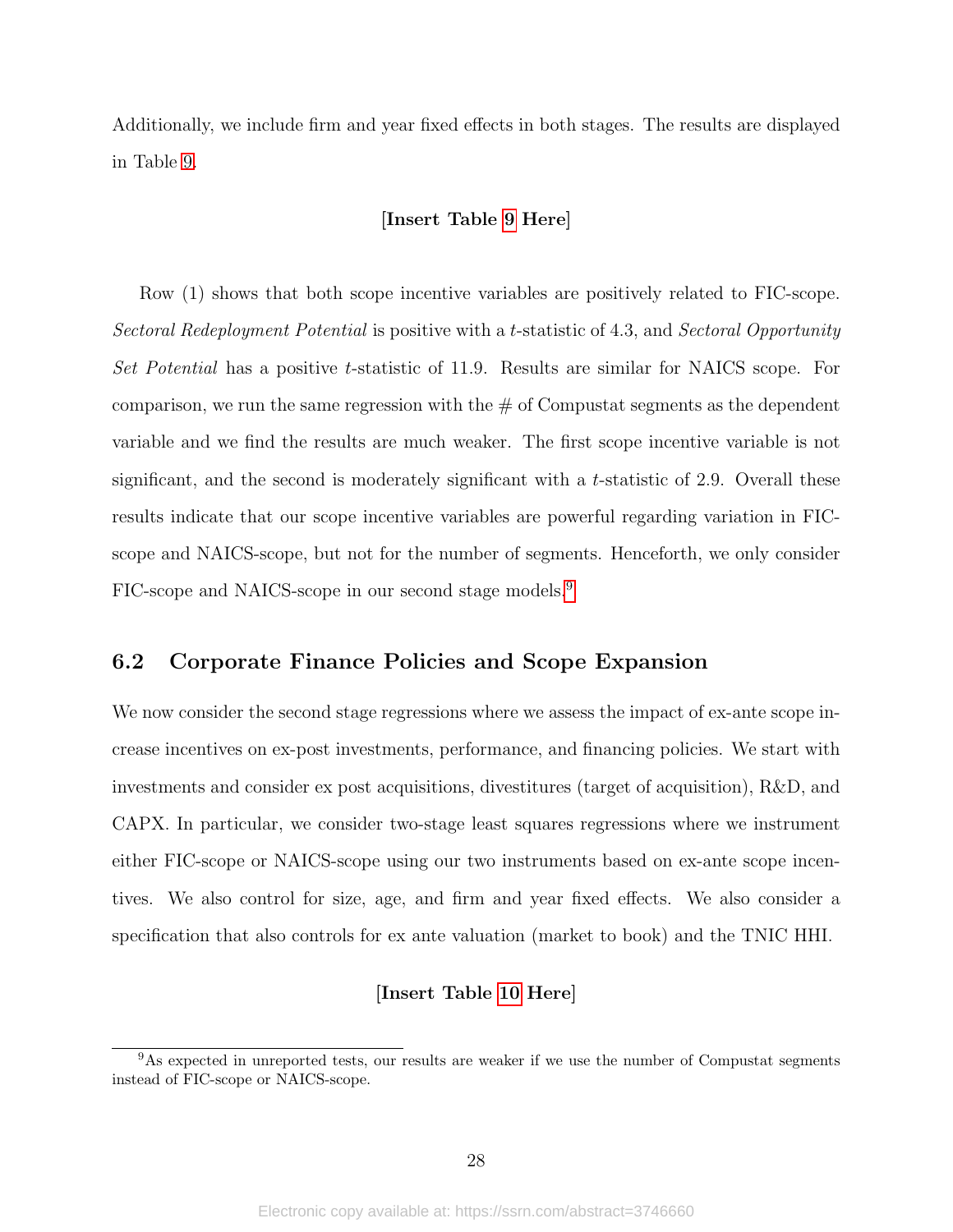Additionally, we include firm and year fixed effects in both stages. The results are displayed in Table 9.

**[Insert Table 9 Here]**

Row (1) shows that both scope incentive variables are positively related to FIC-scope. *Sectoral Redeployment Potential* is positive with a $t$-statistic of 4.3, and *Sectoral Opportunity Set Potential* has a positive $t$-statistic of 11.9. Results are similar for NAICS scope. For comparison, we run the same regression with the # of Compustat segments as the dependent variable and we find the results are much weaker. The first scope incentive variable is not significant, and the second is moderately significant with a $t$-statistic of 2.9. Overall these results indicate that our scope incentive variables are powerful regarding variation in FIC-scope and NAICS-scope, but not for the number of segments. Henceforth, we only consider FIC-scope and NAICS-scope in our second stage models.[9]

## 6.2 Corporate Finance Policies and Scope Expansion

We now consider the second stage regressions where we assess the impact of ex-ante scope increase incentives on ex-post investments, performance, and financing policies. We start with investments and consider ex post acquisitions, divestitures (target of acquisition), R&D, and CAPX. In particular, we consider two-stage least squares regressions where we instrument either FIC-scope or NAICS-scope using our two instruments based on ex-ante scope incentives. We also control for size, age, and firm and year fixed effects. We also consider a specification that also controls for ex ante valuation (market to book) and the TNIC HHI.

**[Insert Table 10 Here]**

[9] As expected in unreported tests, our results are weaker if we use the number of Compustat segments instead of FIC-scope or NAICS-scope.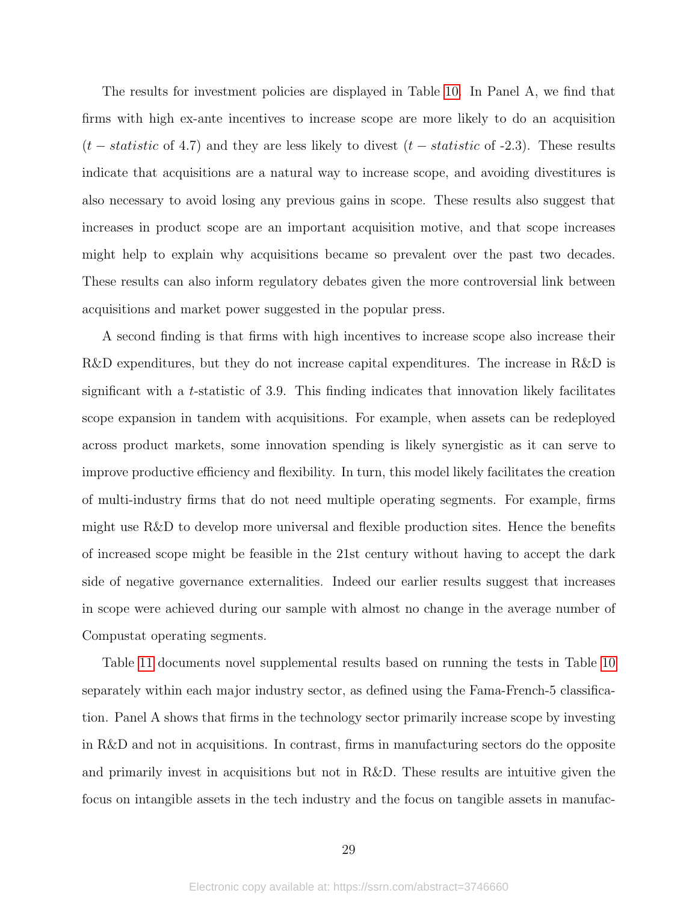The results for investment policies are displayed in Table 10. In Panel A, we find that firms with high ex-ante incentives to increase scope are more likely to do an acquisition ($t-statistic$ of 4.7) and they are less likely to divest ($t-statistic$ of -2.3). These results indicate that acquisitions are a natural way to increase scope, and avoiding divestitures is also necessary to avoid losing any previous gains in scope. These results also suggest that increases in product scope are an important acquisition motive, and that scope increases might help to explain why acquisitions became so prevalent over the past two decades. These results can also inform regulatory debates given the more controversial link between acquisitions and market power suggested in the popular press.

A second finding is that firms with high incentives to increase scope also increase their R&D expenditures, but they do not increase capital expenditures. The increase in R&D is significant with a $t$-statistic of 3.9. This finding indicates that innovation likely facilitates scope expansion in tandem with acquisitions. For example, when assets can be redeployed across product markets, some innovation spending is likely synergistic as it can serve to improve productive efficiency and flexibility. In turn, this model likely facilitates the creation of multi-industry firms that do not need multiple operating segments. For example, firms might use R&D to develop more universal and flexible production sites. Hence the benefits of increased scope might be feasible in the 21st century without having to accept the dark side of negative governance externalities. Indeed our earlier results suggest that increases in scope were achieved during our sample with almost no change in the average number of Compustat operating segments.

Table 11 documents novel supplemental results based on running the tests in Table 10 separately within each major industry sector, as defined using the Fama-French-5 classification. Panel A shows that firms in the technology sector primarily increase scope by investing in R&D and not in acquisitions. In contrast, firms in manufacturing sectors do the opposite and primarily invest in acquisitions but not in R&D. These results are intuitive given the focus on intangible assets in the tech industry and the focus on tangible assets in manufac-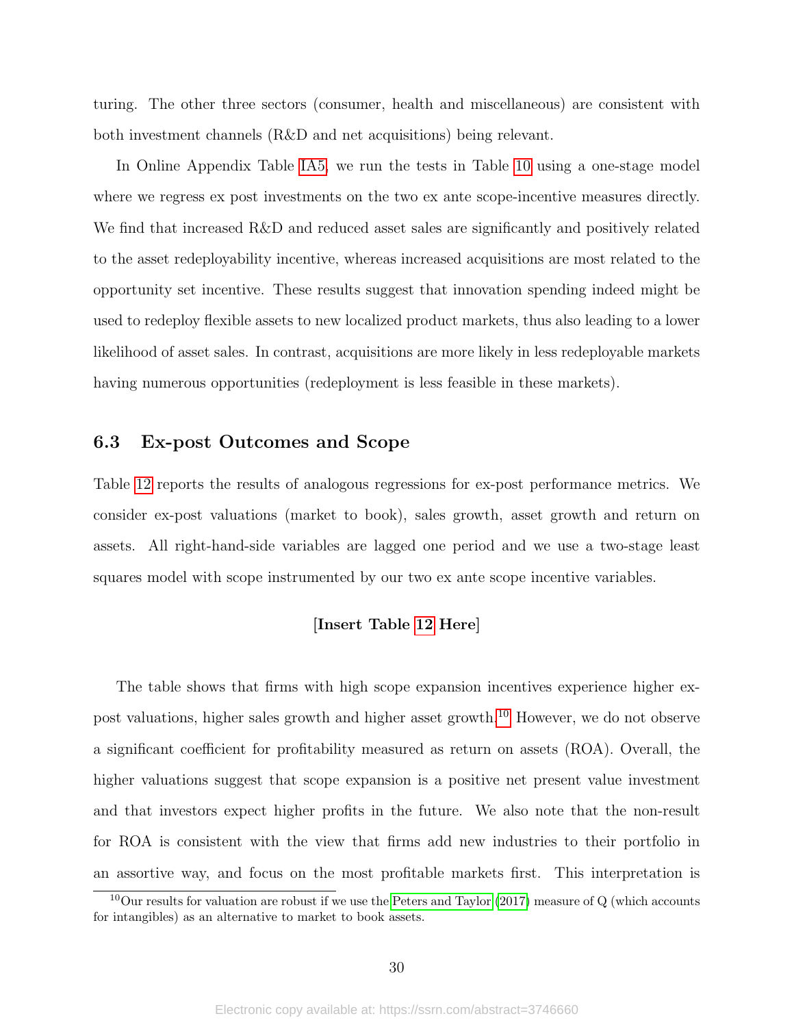turing. The other three sectors (consumer, health and miscellaneous) are consistent with both investment channels (R&D and net acquisitions) being relevant.

In Online Appendix Table IA5, we run the tests in Table 10 using a one-stage model where we regress ex post investments on the two ex ante scope-incentive measures directly. We find that increased R&D and reduced asset sales are significantly and positively related to the asset redeployability incentive, whereas increased acquisitions are most related to the opportunity set incentive. These results suggest that innovation spending indeed might be used to redeploy flexible assets to new localized product markets, thus also leading to a lower likelihood of asset sales. In contrast, acquisitions are more likely in less redeployable markets having numerous opportunities (redeployment is less feasible in these markets).

### 6.3 Ex-post Outcomes and Scope

Table 12 reports the results of analogous regressions for ex-post performance metrics. We consider ex-post valuations (market to book), sales growth, asset growth and return on assets. All right-hand-side variables are lagged one period and we use a two-stage least squares model with scope instrumented by our two ex ante scope incentive variables.

**[Insert Table 12 Here]**

The table shows that firms with high scope expansion incentives experience higher ex-post valuations, higher sales growth and higher asset growth.[10] However, we do not observe a significant coefficient for profitability measured as return on assets (ROA). Overall, the higher valuations suggest that scope expansion is a positive net present value investment and that investors expect higher profits in the future. We also note that the non-result for ROA is consistent with the view that firms add new industries to their portfolio in an assortive way, and focus on the most profitable markets first. This interpretation is

[10] Our results for valuation are robust if we use the Peters and Taylor (2017) measure of Q (which accounts for intangibles) as an alternative to market to book assets.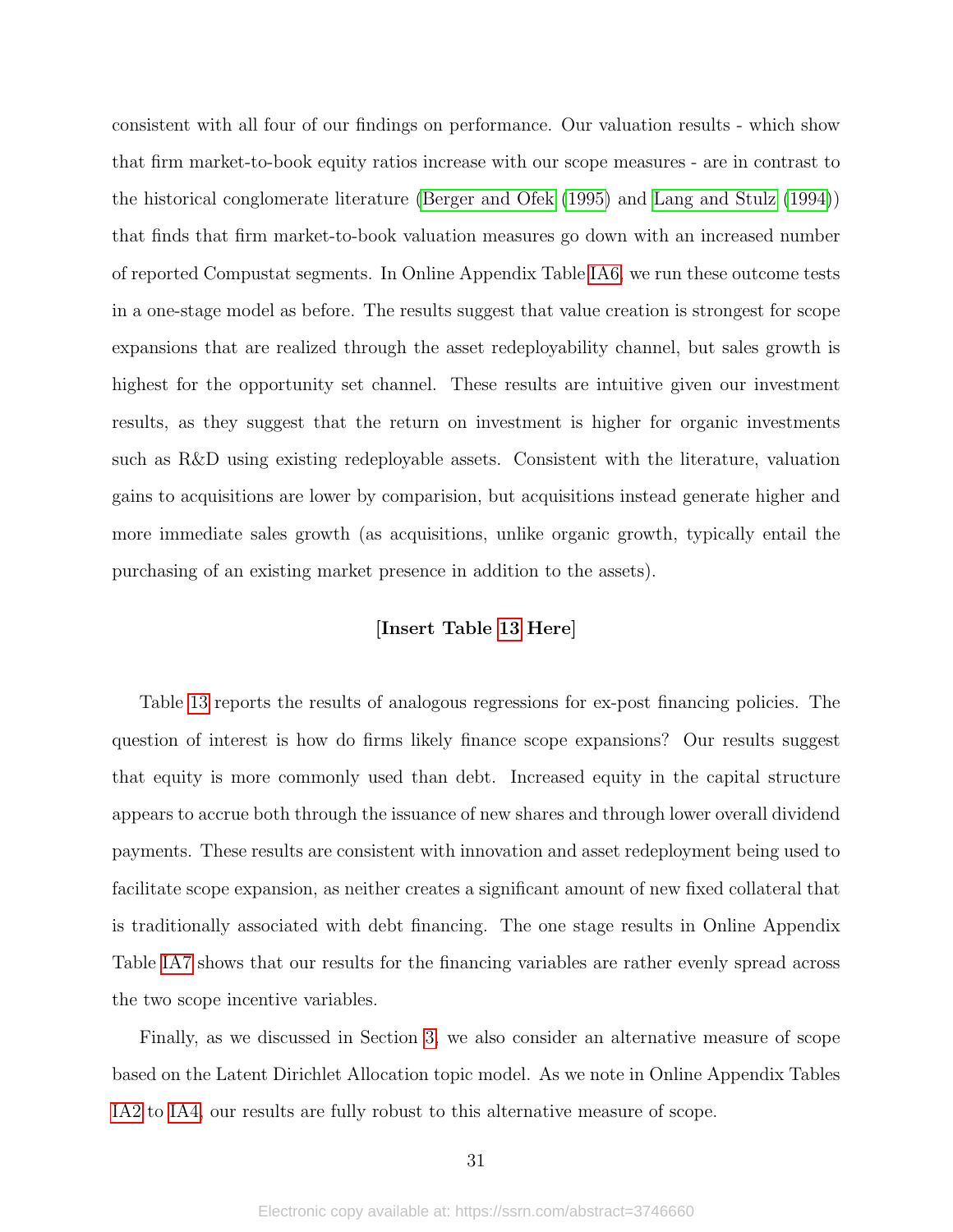consistent with all four of our findings on performance. Our valuation results - which show that firm market-to-book equity ratios increase with our scope measures - are in contrast to the historical conglomerate literature (Berger and Ofek (1995) and Lang and Stulz (1994)) that finds that firm market-to-book valuation measures go down with an increased number of reported Compustat segments. In Online Appendix Table IA6, we run these outcome tests in a one-stage model as before. The results suggest that value creation is strongest for scope expansions that are realized through the asset redeployability channel, but sales growth is highest for the opportunity set channel. These results are intuitive given our investment results, as they suggest that the return on investment is higher for organic investments such as R&D using existing redeployable assets. Consistent with the literature, valuation gains to acquisitions are lower by comparision, but acquisitions instead generate higher and more immediate sales growth (as acquisitions, unlike organic growth, typically entail the purchasing of an existing market presence in addition to the assets).

**[Insert Table 13 Here]**

Table 13 reports the results of analogous regressions for ex-post financing policies. The question of interest is how do firms likely finance scope expansions? Our results suggest that equity is more commonly used than debt. Increased equity in the capital structure appears to accrue both through the issuance of new shares and through lower overall dividend payments. These results are consistent with innovation and asset redeployment being used to facilitate scope expansion, as neither creates a significant amount of new fixed collateral that is traditionally associated with debt financing. The one stage results in Online Appendix Table IA7 shows that our results for the financing variables are rather evenly spread across the two scope incentive variables.

Finally, as we discussed in Section 3, we also consider an alternative measure of scope based on the Latent Dirichlet Allocation topic model. As we note in Online Appendix Tables IA2 to IA4, our results are fully robust to this alternative measure of scope.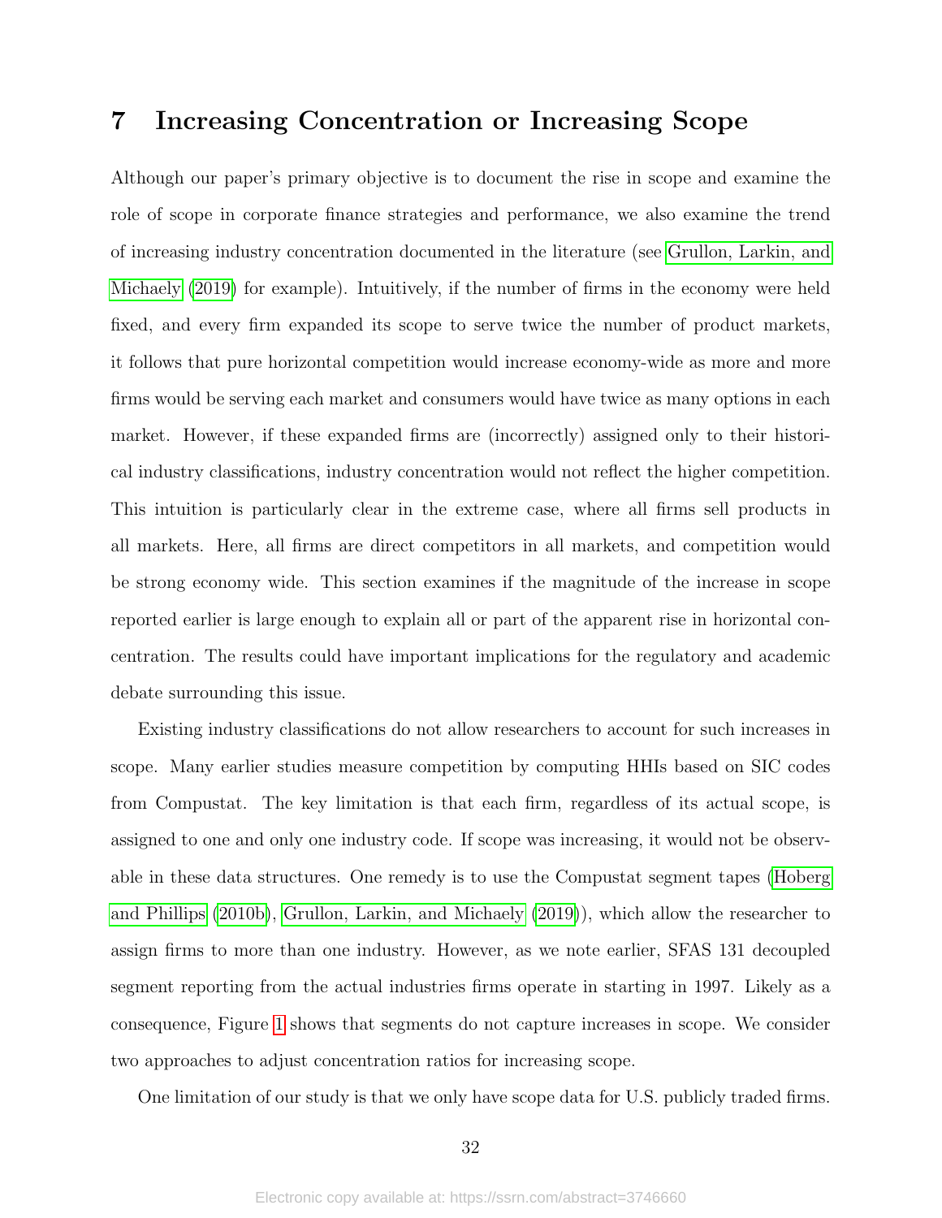# 7 Increasing Concentration or Increasing Scope

Although our paper's primary objective is to document the rise in scope and examine the role of scope in corporate finance strategies and performance, we also examine the trend of increasing industry concentration documented in the literature (see Grullon, Larkin, and Michaely (2019) for example). Intuitively, if the number of firms in the economy were held fixed, and every firm expanded its scope to serve twice the number of product markets, it follows that pure horizontal competition would increase economy-wide as more and more firms would be serving each market and consumers would have twice as many options in each market. However, if these expanded firms are (incorrectly) assigned only to their historical industry classifications, industry concentration would not reflect the higher competition. This intuition is particularly clear in the extreme case, where all firms sell products in all markets. Here, all firms are direct competitors in all markets, and competition would be strong economy wide. This section examines if the magnitude of the increase in scope reported earlier is large enough to explain all or part of the apparent rise in horizontal concentration. The results could have important implications for the regulatory and academic debate surrounding this issue.

Existing industry classifications do not allow researchers to account for such increases in scope. Many earlier studies measure competition by computing HHIs based on SIC codes from Compustat. The key limitation is that each firm, regardless of its actual scope, is assigned to one and only one industry code. If scope was increasing, it would not be observable in these data structures. One remedy is to use the Compustat segment tapes (Hoberg and Phillips (2010b), Grullon, Larkin, and Michaely (2019)), which allow the researcher to assign firms to more than one industry. However, as we note earlier, SFAS 131 decoupled segment reporting from the actual industries firms operate in starting in 1997. Likely as a consequence, Figure 1 shows that segments do not capture increases in scope. We consider two approaches to adjust concentration ratios for increasing scope.

One limitation of our study is that we only have scope data for U.S. publicly traded firms.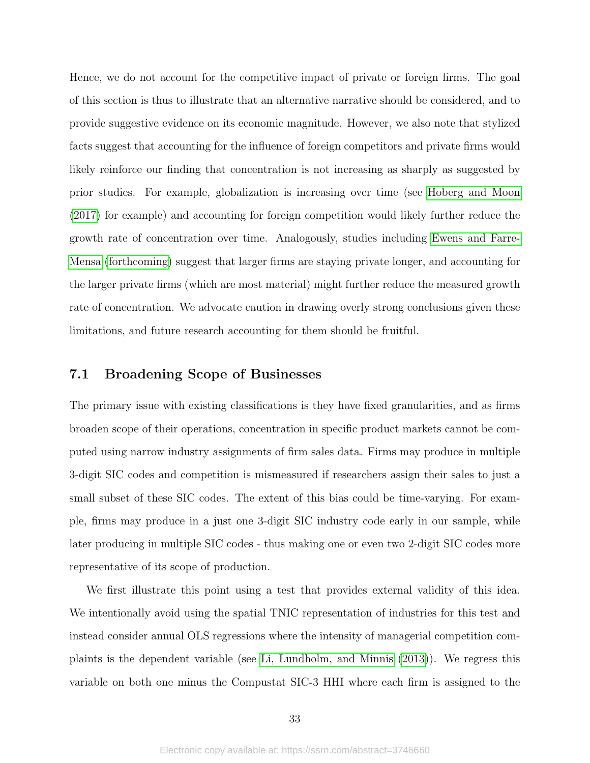Hence, we do not account for the competitive impact of private or foreign firms. The goal of this section is thus to illustrate that an alternative narrative should be considered, and to provide suggestive evidence on its economic magnitude. However, we also note that stylized facts suggest that accounting for the influence of foreign competitors and private firms would likely reinforce our finding that concentration is not increasing as sharply as suggested by prior studies. For example, globalization is increasing over time (see Hoberg and Moon (2017) for example) and accounting for foreign competition would likely further reduce the growth rate of concentration over time. Analogously, studies including Ewens and Farre-Mensa (forthcoming) suggest that larger firms are staying private longer, and accounting for the larger private firms (which are most material) might further reduce the measured growth rate of concentration. We advocate caution in drawing overly strong conclusions given these limitations, and future research accounting for them should be fruitful.

## 7.1 Broadening Scope of Businesses

The primary issue with existing classifications is they have fixed granularities, and as firms broaden scope of their operations, concentration in specific product markets cannot be computed using narrow industry assignments of firm sales data. Firms may produce in multiple 3-digit SIC codes and competition is mismeasured if researchers assign their sales to just a small subset of these SIC codes. The extent of this bias could be time-varying. For example, firms may produce in a just one 3-digit SIC industry code early in our sample, while later producing in multiple SIC codes - thus making one or even two 2-digit SIC codes more representative of its scope of production.

We first illustrate this point using a test that provides external validity of this idea. We intentionally avoid using the spatial TNIC representation of industries for this test and instead consider annual OLS regressions where the intensity of managerial competition complaints is the dependent variable (see Li, Lundholm, and Minnis (2013)). We regress this variable on both one minus the Compustat SIC-3 HHI where each firm is assigned to the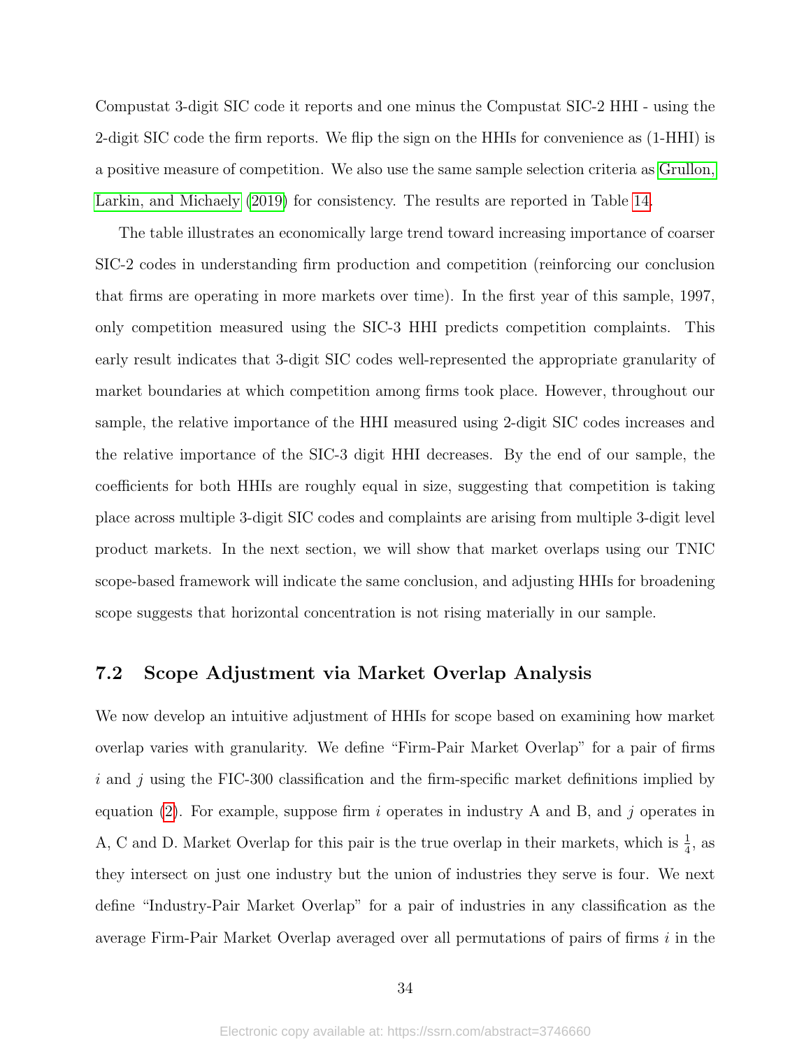Compustat 3-digit SIC code it reports and one minus the Compustat SIC-2 HHI - using the 2-digit SIC code the firm reports. We flip the sign on the HHIs for convenience as (1-HHI) is a positive measure of competition. We also use the same sample selection criteria as Grullon, Larkin, and Michaely (2019) for consistency. The results are reported in Table 14.

The table illustrates an economically large trend toward increasing importance of coarser SIC-2 codes in understanding firm production and competition (reinforcing our conclusion that firms are operating in more markets over time). In the first year of this sample, 1997, only competition measured using the SIC-3 HHI predicts competition complaints. This early result indicates that 3-digit SIC codes well-represented the appropriate granularity of market boundaries at which competition among firms took place. However, throughout our sample, the relative importance of the HHI measured using 2-digit SIC codes increases and the relative importance of the SIC-3 digit HHI decreases. By the end of our sample, the coefficients for both HHIs are roughly equal in size, suggesting that competition is taking place across multiple 3-digit SIC codes and complaints are arising from multiple 3-digit level product markets. In the next section, we will show that market overlaps using our TNIC scope-based framework will indicate the same conclusion, and adjusting HHIs for broadening scope suggests that horizontal concentration is not rising materially in our sample.

## 7.2 Scope Adjustment via Market Overlap Analysis

We now develop an intuitive adjustment of HHIs for scope based on examining how market overlap varies with granularity. We define "Firm-Pair Market Overlap" for a pair of firms $i$ and $j$ using the FIC-300 classification and the firm-specific market definitions implied by equation (2). For example, suppose firm $i$ operates in industry A and B, and $j$ operates in A, C and D. Market Overlap for this pair is the true overlap in their markets, which is $\frac{1}{4}$, as they intersect on just one industry but the union of industries they serve is four. We next define "Industry-Pair Market Overlap" for a pair of industries in any classification as the average Firm-Pair Market Overlap averaged over all permutations of pairs of firms $i$ in the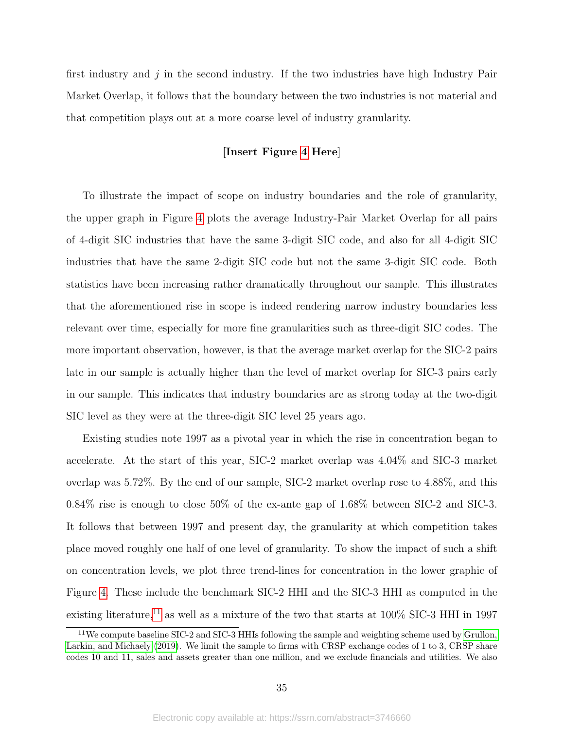first industry and $j$ in the second industry. If the two industries have high Industry Pair Market Overlap, it follows that the boundary between the two industries is not material and that competition plays out at a more coarse level of industry granularity.

**[Insert Figure 4 Here]**

To illustrate the impact of scope on industry boundaries and the role of granularity, the upper graph in Figure 4 plots the average Industry-Pair Market Overlap for all pairs of 4-digit SIC industries that have the same 3-digit SIC code, and also for all 4-digit SIC industries that have the same 2-digit SIC code but not the same 3-digit SIC code. Both statistics have been increasing rather dramatically throughout our sample. This illustrates that the aforementioned rise in scope is indeed rendering narrow industry boundaries less relevant over time, especially for more fine granularities such as three-digit SIC codes. The more important observation, however, is that the average market overlap for the SIC-2 pairs late in our sample is actually higher than the level of market overlap for SIC-3 pairs early in our sample. This indicates that industry boundaries are as strong today at the two-digit SIC level as they were at the three-digit SIC level 25 years ago.

Existing studies note 1997 as a pivotal year in which the rise in concentration began to accelerate. At the start of this year, SIC-2 market overlap was 4.04% and SIC-3 market overlap was 5.72%. By the end of our sample, SIC-2 market overlap rose to 4.88%, and this 0.84% rise is enough to close 50% of the ex-ante gap of 1.68% between SIC-2 and SIC-3. It follows that between 1997 and present day, the granularity at which competition takes place moved roughly one half of one level of granularity. To show the impact of such a shift on concentration levels, we plot three trend-lines for concentration in the lower graphic of Figure 4. These include the benchmark SIC-2 HHI and the SIC-3 HHI as computed in the existing literature,[11] as well as a mixture of the two that starts at 100% SIC-3 HHI in 1997

[11] We compute baseline SIC-2 and SIC-3 HHIs following the sample and weighting scheme used by Grullon, Larkin, and Michaely (2019). We limit the sample to firms with CRSP exchange codes of 1 to 3, CRSP share codes 10 and 11, sales and assets greater than one million, and we exclude financials and utilities. We also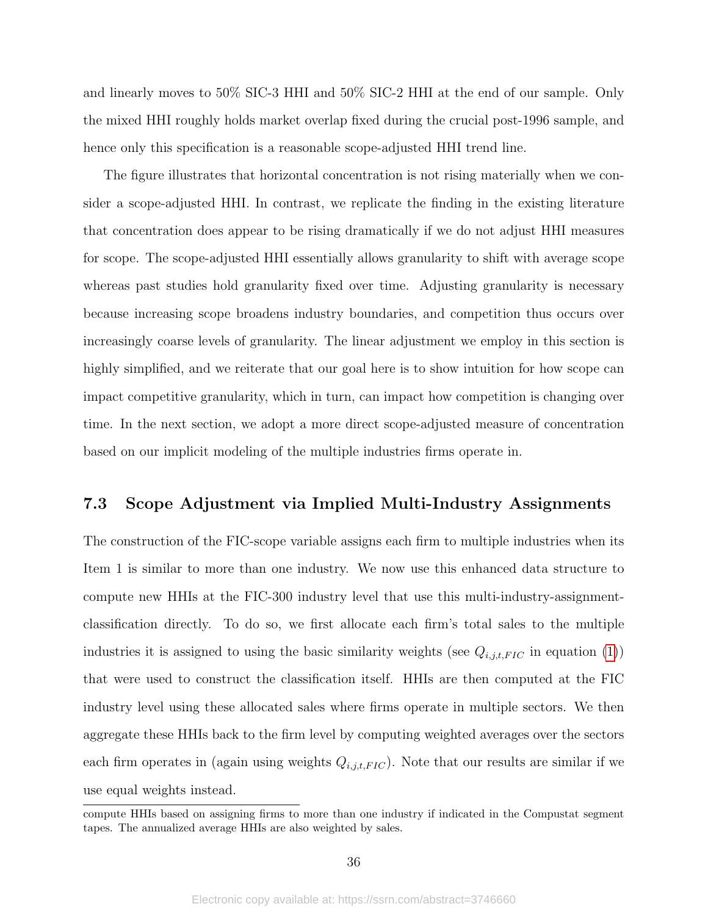and linearly moves to 50% SIC-3 HHI and 50% SIC-2 HHI at the end of our sample. Only the mixed HHI roughly holds market overlap fixed during the crucial post-1996 sample, and hence only this specification is a reasonable scope-adjusted HHI trend line.

The figure illustrates that horizontal concentration is not rising materially when we consider a scope-adjusted HHI. In contrast, we replicate the finding in the existing literature that concentration does appear to be rising dramatically if we do not adjust HHI measures for scope. The scope-adjusted HHI essentially allows granularity to shift with average scope whereas past studies hold granularity fixed over time. Adjusting granularity is necessary because increasing scope broadens industry boundaries, and competition thus occurs over increasingly coarse levels of granularity. The linear adjustment we employ in this section is highly simplified, and we reiterate that our goal here is to show intuition for how scope can impact competitive granularity, which in turn, can impact how competition is changing over time. In the next section, we adopt a more direct scope-adjusted measure of concentration based on our implicit modeling of the multiple industries firms operate in.

### 7.3 Scope Adjustment via Implied Multi-Industry Assignments

The construction of the FIC-scope variable assigns each firm to multiple industries when its Item 1 is similar to more than one industry. We now use this enhanced data structure to compute new HHIs at the FIC-300 industry level that use this multi-industry-assignment-classification directly. To do so, we first allocate each firm's total sales to the multiple industries it is assigned to using the basic similarity weights (see $Q_{i,j,t,FIC}$ in equation (1)) that were used to construct the classification itself. HHIs are then computed at the FIC industry level using these allocated sales where firms operate in multiple sectors. We then aggregate these HHIs back to the firm level by computing weighted averages over the sectors each firm operates in (again using weights $Q_{i,j,t,FIC}$). Note that our results are similar if we use equal weights instead.

compute HHIs based on assigning firms to more than one industry if indicated in the Compustat segment tapes. The annualized average HHIs are also weighted by sales.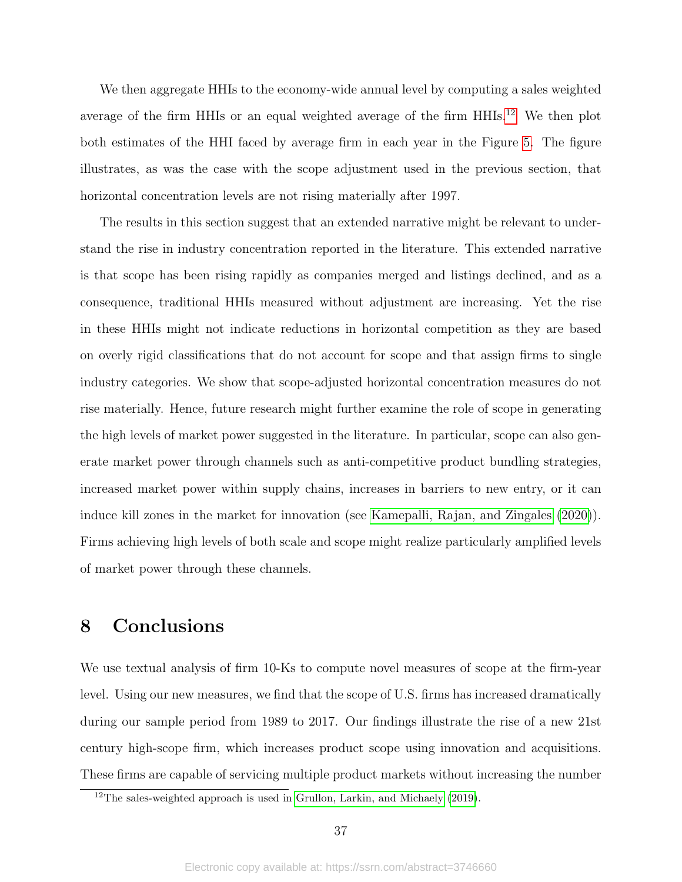We then aggregate HHIs to the economy-wide annual level by computing a sales weighted average of the firm HHIs or an equal weighted average of the firm HHIs.[12] We then plot both estimates of the HHI faced by average firm in each year in the Figure 5. The figure illustrates, as was the case with the scope adjustment used in the previous section, that horizontal concentration levels are not rising materially after 1997.

The results in this section suggest that an extended narrative might be relevant to understand the rise in industry concentration reported in the literature. This extended narrative is that scope has been rising rapidly as companies merged and listings declined, and as a consequence, traditional HHIs measured without adjustment are increasing. Yet the rise in these HHIs might not indicate reductions in horizontal competition as they are based on overly rigid classifications that do not account for scope and that assign firms to single industry categories. We show that scope-adjusted horizontal concentration measures do not rise materially. Hence, future research might further examine the role of scope in generating the high levels of market power suggested in the literature. In particular, scope can also generate market power through channels such as anti-competitive product bundling strategies, increased market power within supply chains, increases in barriers to new entry, or it can induce kill zones in the market for innovation (see Kamepalli, Rajan, and Zingales (2020)). Firms achieving high levels of both scale and scope might realize particularly amplified levels of market power through these channels.

# 8 Conclusions

We use textual analysis of firm 10-Ks to compute novel measures of scope at the firm-year level. Using our new measures, we find that the scope of U.S. firms has increased dramatically during our sample period from 1989 to 2017. Our findings illustrate the rise of a new 21st century high-scope firm, which increases product scope using innovation and acquisitions. These firms are capable of servicing multiple product markets without increasing the number

[12] The sales-weighted approach is used in Grullon, Larkin, and Michaely (2019).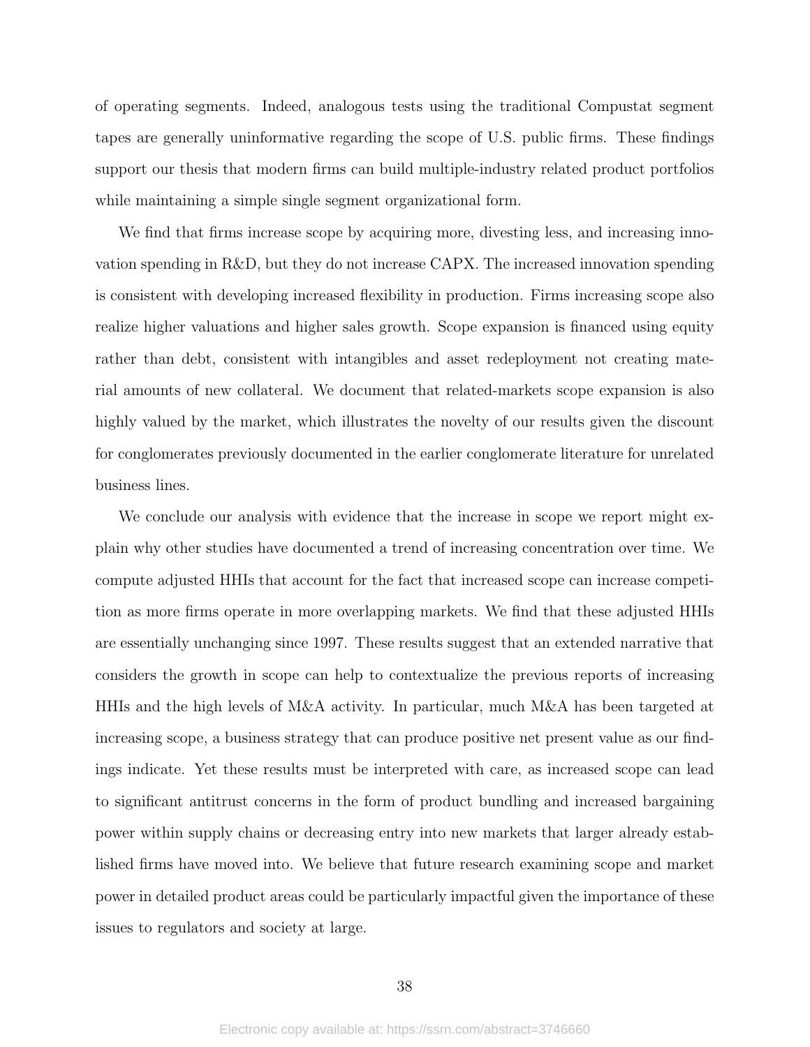of operating segments. Indeed, analogous tests using the traditional Compustat segment tapes are generally uninformative regarding the scope of U.S. public firms. These findings support our thesis that modern firms can build multiple-industry related product portfolios while maintaining a simple single segment organizational form.

We find that firms increase scope by acquiring more, divesting less, and increasing innovation spending in R&D, but they do not increase CAPX. The increased innovation spending is consistent with developing increased flexibility in production. Firms increasing scope also realize higher valuations and higher sales growth. Scope expansion is financed using equity rather than debt, consistent with intangibles and asset redeployment not creating material amounts of new collateral. We document that related-markets scope expansion is also highly valued by the market, which illustrates the novelty of our results given the discount for conglomerates previously documented in the earlier conglomerate literature for unrelated business lines.

We conclude our analysis with evidence that the increase in scope we report might explain why other studies have documented a trend of increasing concentration over time. We compute adjusted HHIs that account for the fact that increased scope can increase competition as more firms operate in more overlapping markets. We find that these adjusted HHIs are essentially unchanging since 1997. These results suggest that an extended narrative that considers the growth in scope can help to contextualize the previous reports of increasing HHIs and the high levels of M&A activity. In particular, much M&A has been targeted at increasing scope, a business strategy that can produce positive net present value as our findings indicate. Yet these results must be interpreted with care, as increased scope can lead to significant antitrust concerns in the form of product bundling and increased bargaining power within supply chains or decreasing entry into new markets that larger already established firms have moved into. We believe that future research examining scope and market power in detailed product areas could be particularly impactful given the importance of these issues to regulators and society at large.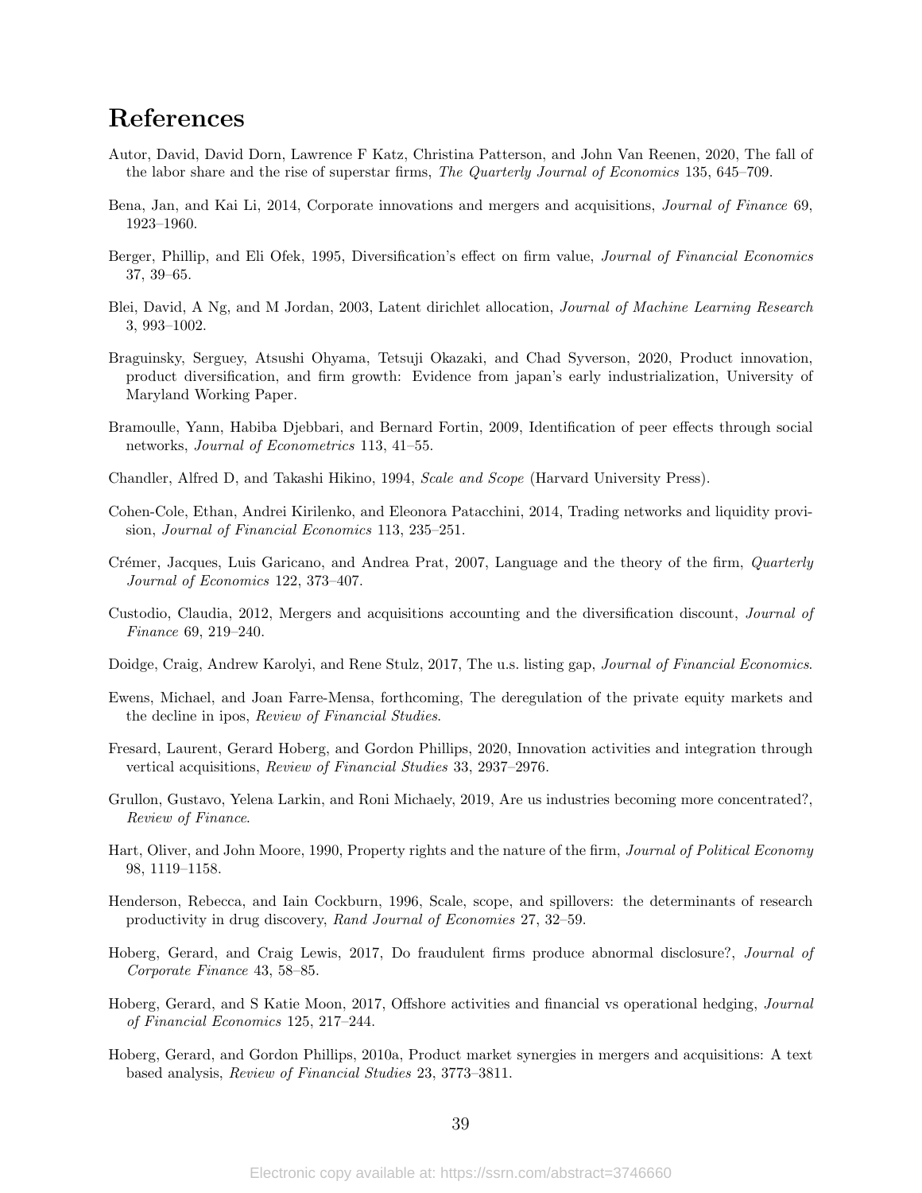# References

Autor, David, David Dorn, Lawrence F Katz, Christina Patterson, and John Van Reenen, 2020, The fall of the labor share and the rise of superstar firms, *The Quarterly Journal of Economics* 135, 645–709.

Bena, Jan, and Kai Li, 2014, Corporate innovations and mergers and acquisitions, *Journal of Finance* 69, 1923–1960.

Berger, Phillip, and Eli Ofek, 1995, Diversification's effect on firm value, *Journal of Financial Economics* 37, 39–65.

Blei, David, A Ng, and M Jordan, 2003, Latent dirichlet allocation, *Journal of Machine Learning Research* 3, 993–1002.

Braguinsky, Serguey, Atsushi Ohyama, Tetsuji Okazaki, and Chad Syverson, 2020, Product innovation, product diversification, and firm growth: Evidence from japan's early industrialization, University of Maryland Working Paper.

Bramoulle, Yann, Habiba Djebbari, and Bernard Fortin, 2009, Identification of peer effects through social networks, *Journal of Econometrics* 113, 41–55.

Chandler, Alfred D, and Takashi Hikino, 1994, *Scale and Scope* (Harvard University Press).

Cohen-Cole, Ethan, Andrei Kirilenko, and Eleonora Patacchini, 2014, Trading networks and liquidity provision, *Journal of Financial Economics* 113, 235–251.

Crémer, Jacques, Luis Garicano, and Andrea Prat, 2007, Language and the theory of the firm, *Quarterly Journal of Economics* 122, 373–407.

Custodio, Claudia, 2012, Mergers and acquisitions accounting and the diversification discount, *Journal of Finance* 69, 219–240.

Doidge, Craig, Andrew Karolyi, and Rene Stulz, 2017, The u.s. listing gap, *Journal of Financial Economics*.

Ewens, Michael, and Joan Farre-Mensa, forthcoming, The deregulation of the private equity markets and the decline in ipos, *Review of Financial Studies*.

Fresard, Laurent, Gerard Hoberg, and Gordon Phillips, 2020, Innovation activities and integration through vertical acquisitions, *Review of Financial Studies* 33, 2937–2976.

Grullon, Gustavo, Yelena Larkin, and Roni Michaely, 2019, Are us industries becoming more concentrated?, *Review of Finance*.

Hart, Oliver, and John Moore, 1990, Property rights and the nature of the firm, *Journal of Political Economy* 98, 1119–1158.

Henderson, Rebecca, and Iain Cockburn, 1996, Scale, scope, and spillovers: the determinants of research productivity in drug discovery, *Rand Journal of Economies* 27, 32–59.

Hoberg, Gerard, and Craig Lewis, 2017, Do fraudulent firms produce abnormal disclosure?, *Journal of Corporate Finance* 43, 58–85.

Hoberg, Gerard, and S Katie Moon, 2017, Offshore activities and financial vs operational hedging, *Journal of Financial Economics* 125, 217–244.

Hoberg, Gerard, and Gordon Phillips, 2010a, Product market synergies in mergers and acquisitions: A text based analysis, *Review of Financial Studies* 23, 3773–3811.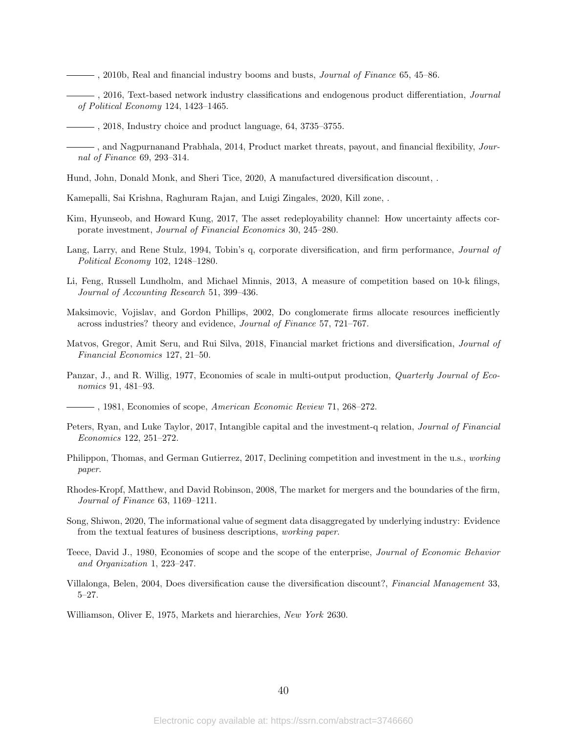———, 2010b, Real and financial industry booms and busts, *Journal of Finance* 65, 45–86.

———, 2016, Text-based network industry classifications and endogenous product differentiation, *Journal of Political Economy* 124, 1423–1465.

———, 2018, Industry choice and product language, 64, 3735–3755.

———, and Nagpurnanand Prabhala, 2014, Product market threats, payout, and financial flexibility, *Journal of Finance* 69, 293–314.

Hund, John, Donald Monk, and Sheri Tice, 2020, A manufactured diversification discount, .

Kamepalli, Sai Krishna, Raghuram Rajan, and Luigi Zingales, 2020, Kill zone, .

Kim, Hyunseob, and Howard Kung, 2017, The asset redeployability channel: How uncertainty affects corporate investment, *Journal of Financial Economics* 30, 245–280.

Lang, Larry, and Rene Stulz, 1994, Tobin's q, corporate diversification, and firm performance, *Journal of Political Economy* 102, 1248–1280.

Li, Feng, Russell Lundholm, and Michael Minnis, 2013, A measure of competition based on 10-k filings, *Journal of Accounting Research* 51, 399–436.

Maksimovic, Vojislav, and Gordon Phillips, 2002, Do conglomerate firms allocate resources inefficiently across industries? theory and evidence, *Journal of Finance* 57, 721–767.

Matvos, Gregor, Amit Seru, and Rui Silva, 2018, Financial market frictions and diversification, *Journal of Financial Economics* 127, 21–50.

Panzar, J., and R. Willig, 1977, Economies of scale in multi-output production, *Quarterly Journal of Economics* 91, 481–93.

———, 1981, Economies of scope, *American Economic Review* 71, 268–272.

Peters, Ryan, and Luke Taylor, 2017, Intangible capital and the investment-q relation, *Journal of Financial Economics* 122, 251–272.

Philippon, Thomas, and German Gutierrez, 2017, Declining competition and investment in the u.s., *working paper*.

Rhodes-Kropf, Matthew, and David Robinson, 2008, The market for mergers and the boundaries of the firm, *Journal of Finance* 63, 1169–1211.

Song, Shiwon, 2020, The informational value of segment data disaggregated by underlying industry: Evidence from the textual features of business descriptions, *working paper*.

Teece, David J., 1980, Economies of scope and the scope of the enterprise, *Journal of Economic Behavior and Organization* 1, 223–247.

Villalonga, Belen, 2004, Does diversification cause the diversification discount?, *Financial Management* 33, 5–27.

Williamson, Oliver E, 1975, Markets and hierarchies, *New York* 2630.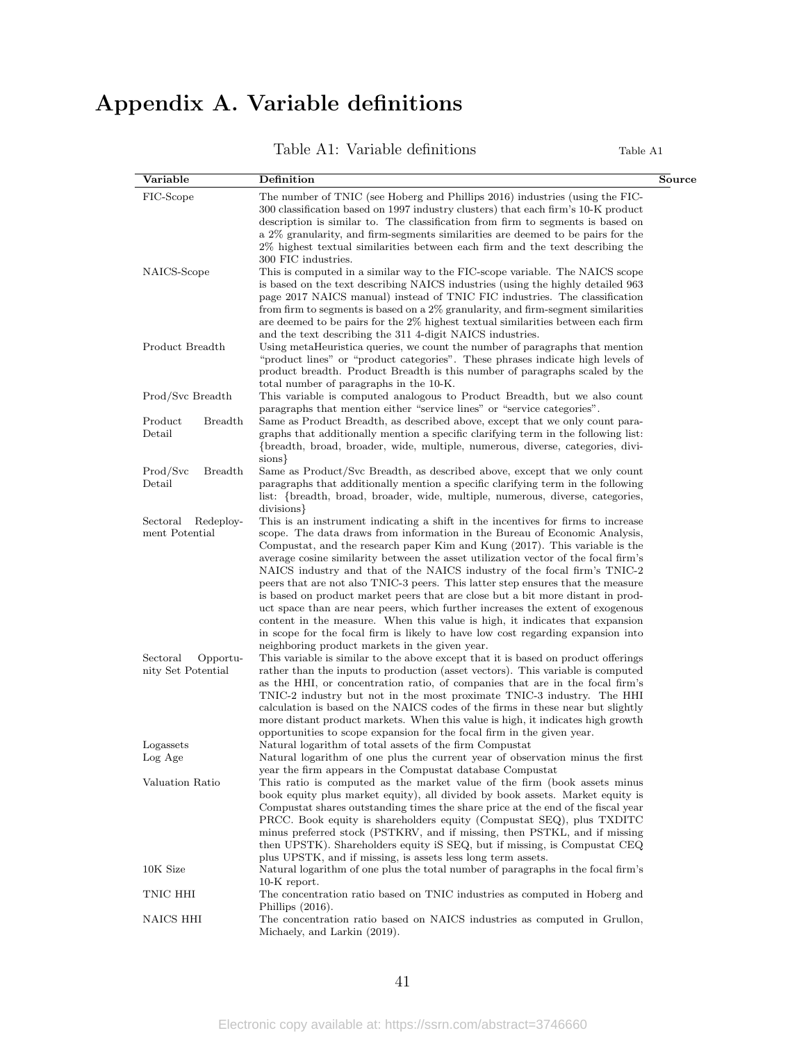# Appendix A. Variable definitions

Table A1: Variable definitions

| Variable | Definition | Source |
|---|---|---|
| FIC-Scope | The number of TNIC (see Hoberg and Phillips 2016) industries (using the FIC-300 classification based on 1997 industry clusters) that each firm's 10-K product description is similar to. The classification from firm to segments is based on a 2% granularity, and firm-segments similarities are deemed to be pairs for the 2% highest textual similarities between each firm and the text describing the 300 FIC industries. | |
| NAICS-Scope | This is computed in a similar way to the FIC-scope variable. The NAICS scope is based on the text describing NAICS industries (using the highly detailed 963 page 2017 NAICS manual) instead of TNIC FIC industries. The classification from firm to segments is based on a 2% granularity, and firm-segment similarities are deemed to be pairs for the 2% highest textual similarities between each firm and the text describing the 311 4-digit NAICS industries. | |
| Product Breadth | Using metaHeuristica queries, we count the number of paragraphs that mention "product lines" or "product categories". These phrases indicate high levels of product breadth. Product Breadth is this number of paragraphs scaled by the total number of paragraphs in the 10-K. | |
| Prod/Svc Breadth | This variable is computed analogous to Product Breadth, but we also count paragraphs that mention either "service lines" or "service categories". | |
| Product Breadth Detail | Same as Product Breadth, as described above, except that we only count paragraphs that additionally mention a specific clarifying term in the following list: {breadth, broad, broader, wide, multiple, numerous, diverse, categories, divisions} | |
| Prod/Svc Breadth Detail | Same as Product/Svc Breadth, as described above, except that we only count paragraphs that additionally mention a specific clarifying term in the following list: {breadth, broad, broader, wide, multiple, numerous, diverse, categories, divisions} | |
| Sectoral Redeployment Potential | This is an instrument indicating a shift in the incentives for firms to increase scope. The data draws from information in the Bureau of Economic Analysis, Compustat, and the research paper Kim and Kung (2017). This variable is the average cosine similarity between the asset utilization vector of the focal firm's NAICS industry and that of the NAICS industry of the focal firm's TNIC-2 peers that are not also TNIC-3 peers. This latter step ensures that the measure is based on product market peers that are close but a bit more distant in product space than are near peers, which further increases the extent of exogenous content in the measure. When this value is high, it indicates that expansion in scope for the focal firm is likely to have low cost regarding expansion into neighboring product markets in the given year. | |
| Sectoral Opportunity Set Potential | This variable is similar to the above except that it is based on product offerings rather than the inputs to production (asset vectors). This variable is computed as the HHI, or concentration ratio, of companies that are in the focal firm's TNIC-2 industry but not in the most proximate TNIC-3 industry. The HHI calculation is based on the NAICS codes of the firms in these near but slightly more distant product markets. When this value is high, it indicates high growth opportunities to scope expansion for the focal firm in the given year. | |
| Logassets | Natural logarithm of total assets of the firm Compustat | |
| Log Age | Natural logarithm of one plus the current year of observation minus the first year the firm appears in the Compustat database Compustat | |
| Valuation Ratio | This ratio is computed as the market value of the firm (book assets minus book equity plus market equity), all divided by book assets. Market equity is Compustat shares outstanding times the share price at the end of the fiscal year PRCC. Book equity is shareholders equity (Compustat SEQ), plus TXDITC minus preferred stock (PSTKRV, and if missing, then PSTKL, and if missing then UPSTK). Shareholders equity iS SEQ, but if missing, is Compustat CEQ plus UPSTK, and if missing, is assets less long term assets. | |
| 10K Size | Natural logarithm of one plus the total number of paragraphs in the focal firm's 10-K report. | |
| TNIC HHI | The concentration ratio based on TNIC industries as computed in Hoberg and Phillips (2016). | |
| NAICS HHI | The concentration ratio based on NAICS industries as computed in Grullon, Michaely, and Larkin (2019). | |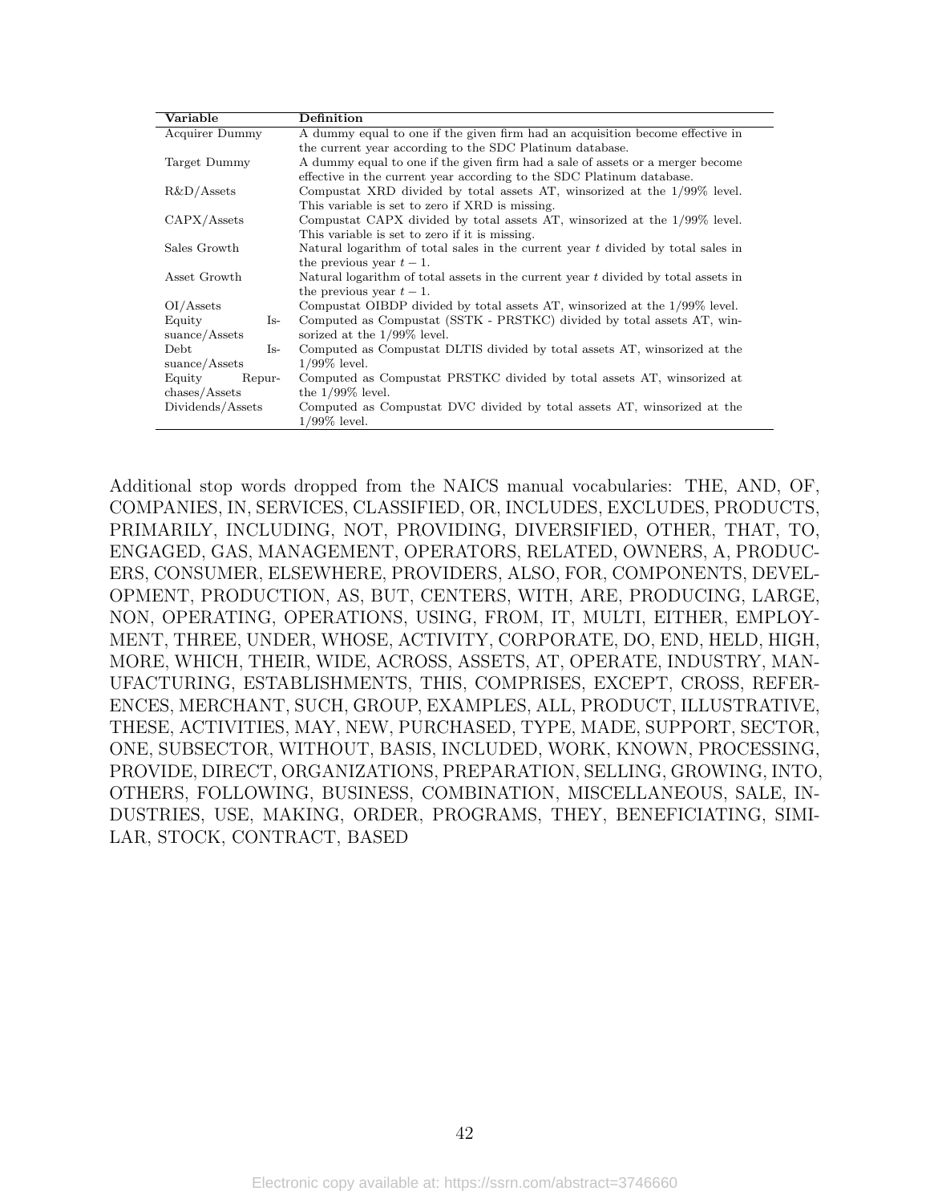| Variable | Definition |
|---|---|
| Acquirer Dummy | A dummy equal to one if the given firm had an acquisition become effective in the current year according to the SDC Platinum database. |
| Target Dummy | A dummy equal to one if the given firm had a sale of assets or a merger become effective in the current year according to the SDC Platinum database. |
| R&D/Assets | Compustat XRD divided by total assets AT, winsorized at the 1/99% level. This variable is set to zero if XRD is missing. |
| CAPX/Assets | Compustat CAPX divided by total assets AT, winsorized at the 1/99% level. This variable is set to zero if it is missing. |
| Sales Growth | Natural logarithm of total sales in the current year $t$ divided by total sales in the previous year $t-1$. |
| Asset Growth | Natural logarithm of total assets in the current year $t$ divided by total assets in the previous year $t-1$. |
| OI/Assets | Compustat OIBDP divided by total assets AT, winsorized at the 1/99% level. |
| Equity Issuance/Assets | Computed as Compustat (SSTK - PRSTKC) divided by total assets AT, winsorized at the 1/99% level. |
| Debt Issuance/Assets | Computed as Compustat DLTIS divided by total assets AT, winsorized at the 1/99% level. |
| Equity Repurchases/Assets | Computed as Compustat PRSTKC divided by total assets AT, winsorized at the 1/99% level. |
| Dividends/Assets | Computed as Compustat DVC divided by total assets AT, winsorized at the 1/99% level. |

Additional stop words dropped from the NAICS manual vocabularies: THE, AND, OF, COMPANIES, IN, SERVICES, CLASSIFIED, OR, INCLUDES, EXCLUDES, PRODUCTS, PRIMARILY, INCLUDING, NOT, PROVIDING, DIVERSIFIED, OTHER, THAT, TO, ENGAGED, GAS, MANAGEMENT, OPERATORS, RELATED, OWNERS, A, PRODUCERS, CONSUMER, ELSEWHERE, PROVIDERS, ALSO, FOR, COMPONENTS, DEVELOPMENT, PRODUCTION, AS, BUT, CENTERS, WITH, ARE, PRODUCING, LARGE, NON, OPERATING, OPERATIONS, USING, FROM, IT, MULTI, EITHER, EMPLOYMENT, THREE, UNDER, WHOSE, ACTIVITY, CORPORATE, DO, END, HELD, HIGH, MORE, WHICH, THEIR, WIDE, ACROSS, ASSETS, AT, OPERATE, INDUSTRY, MANUFACTURING, ESTABLISHMENTS, THIS, COMPRISES, EXCEPT, CROSS, REFERENCES, MERCHANT, SUCH, GROUP, EXAMPLES, ALL, PRODUCT, ILLUSTRATIVE, THESE, ACTIVITIES, MAY, NEW, PURCHASED, TYPE, MADE, SUPPORT, SECTOR, ONE, SUBSECTOR, WITHOUT, BASIS, INCLUDED, WORK, KNOWN, PROCESSING, PROVIDE, DIRECT, ORGANIZATIONS, PREPARATION, SELLING, GROWING, INTO, OTHERS, FOLLOWING, BUSINESS, COMBINATION, MISCELLANEOUS, SALE, INDUSTRIES, USE, MAKING, ORDER, PROGRAMS, THEY, BENEFICIATING, SIMILAR, STOCK, CONTRACT, BASED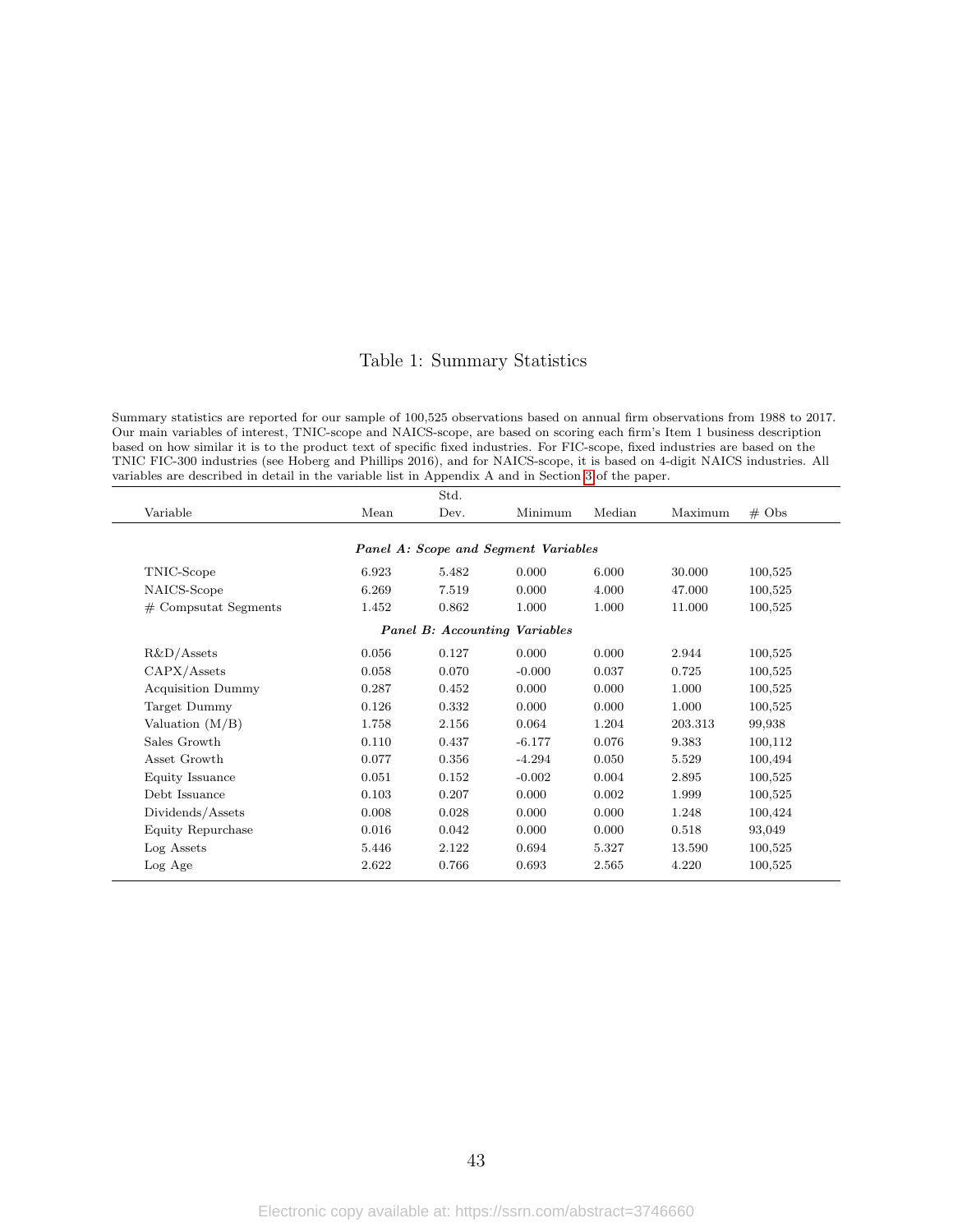# Table 1: Summary Statistics

Summary statistics are reported for our sample of 100,525 observations based on annual firm observations from 1988 to 2017. Our main variables of interest, TNIC-scope and NAICS-scope, are based on scoring each firm's Item 1 business description based on how similar it is to the product text of specific fixed industries. For FIC-scope, fixed industries are based on the TNIC FIC-300 industries (see Hoberg and Phillips 2016), and for NAICS-scope, it is based on 4-digit NAICS industries. All variables are described in detail in the variable list in Appendix A and in Section 3 of the paper.

| Variable | Mean | Std. Dev. | Minimum | Median | Maximum | # Obs |
|---|---|---|---|---|---|---|
| ***Panel A: Scope and Segment Variables*** | | | | | | |
| TNIC-Scope | 6.923 | 5.482 | 0.000 | 6.000 | 30.000 | 100,525 |
| NAICS-Scope | 6.269 | 7.519 | 0.000 | 4.000 | 47.000 | 100,525 |
| # Compsutat Segments | 1.452 | 0.862 | 1.000 | 1.000 | 11.000 | 100,525 |
| ***Panel B: Accounting Variables*** | | | | | | |
| R&D/Assets | 0.056 | 0.127 | 0.000 | 0.000 | 2.944 | 100,525 |
| CAPX/Assets | 0.058 | 0.070 | -0.000 | 0.037 | 0.725 | 100,525 |
| Acquisition Dummy | 0.287 | 0.452 | 0.000 | 0.000 | 1.000 | 100,525 |
| Target Dummy | 0.126 | 0.332 | 0.000 | 0.000 | 1.000 | 100,525 |
| Valuation (M/B) | 1.758 | 2.156 | 0.064 | 1.204 | 203.313 | 99,938 |
| Sales Growth | 0.110 | 0.437 | -6.177 | 0.076 | 9.383 | 100,112 |
| Asset Growth | 0.077 | 0.356 | -4.294 | 0.050 | 5.529 | 100,494 |
| Equity Issuance | 0.051 | 0.152 | -0.002 | 0.004 | 2.895 | 100,525 |
| Debt Issuance | 0.103 | 0.207 | 0.000 | 0.002 | 1.999 | 100,525 |
| Dividends/Assets | 0.008 | 0.028 | 0.000 | 0.000 | 1.248 | 100,424 |
| Equity Repurchase | 0.016 | 0.042 | 0.000 | 0.000 | 0.518 | 93,049 |
| Log Assets | 5.446 | 2.122 | 0.694 | 5.327 | 13.590 | 100,525 |
| Log Age | 2.622 | 0.766 | 0.693 | 2.565 | 4.220 | 100,525 |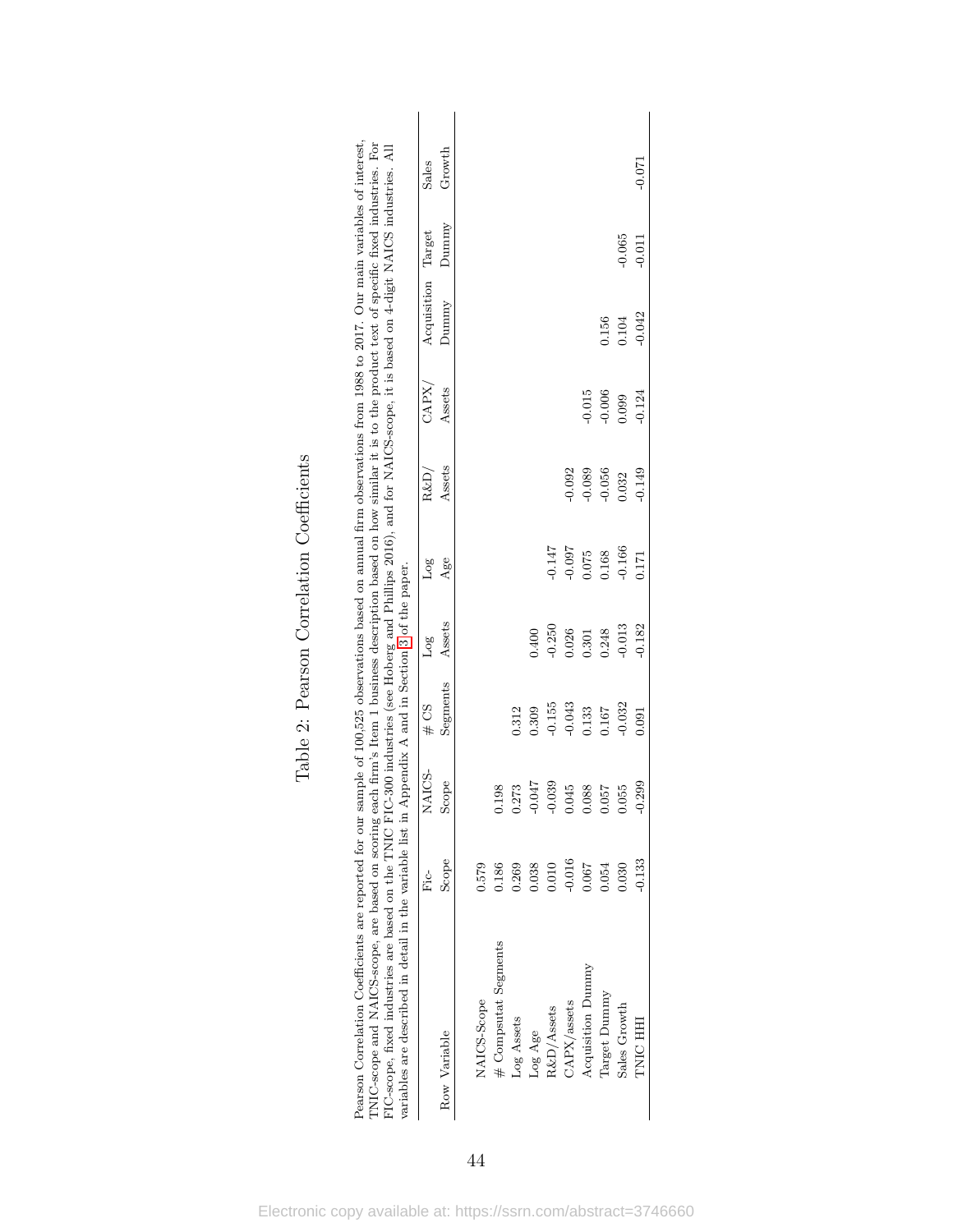# Table 2: Pearson Correlation Coefficients

Pearson Correlation Coefficients are reported for our sample of 100,525 observations based on annual firm observations from 1988 to 2017. Our main variables of interest, TNIC-scope and NAICS-scope, are based on scoring each firm's Item 1 business description based on how similar it is to the product text of specific fixed industries. For FIC-scope, fixed industries are based on the TNIC FIC-300 industries (see Hoberg and Phillips 2016), and for NAICS-scope, it is based on 4-digit NAICS industries. All variables are described in detail in the variable list in Appendix A and in Section 3 of the paper.

| Row Variable | Fic-Scope | NAICS-Scope | # CS Segments | Log Assets | Log Age | R&D/Assets | CAPX/Assets | Acquisition Dummy | Target Dummy | Sales Growth |
|---|---|---|---|---|---|---|---|---|---|---|
| NAICS-Scope | 0.579 | | | | | | | | | |
| # Compsutat Segments | 0.186 | 0.198 | | | | | | | | |
| Log Assets | 0.269 | 0.273 | 0.312 | | | | | | | |
| Log Age | 0.038 | -0.047 | 0.309 | 0.400 | | | | | | |
| R&D/Assets | 0.010 | -0.039 | -0.155 | -0.250 | -0.147 | | | | | |
| CAPX/assets | -0.016 | 0.045 | -0.043 | 0.026 | -0.097 | -0.092 | | | | |
| Acquisition Dummy | 0.067 | 0.088 | 0.133 | 0.301 | 0.075 | -0.089 | -0.015 | | | |
| Target Dummy | 0.054 | 0.057 | 0.167 | 0.248 | 0.168 | -0.056 | -0.006 | 0.156 | | |
| Sales Growth | 0.030 | 0.055 | -0.032 | -0.013 | -0.166 | 0.032 | 0.099 | 0.104 | -0.065 | |
| TNIC HHI | -0.133 | -0.299 | 0.091 | -0.182 | 0.171 | -0.149 | -0.124 | -0.042 | -0.011 | -0.071 |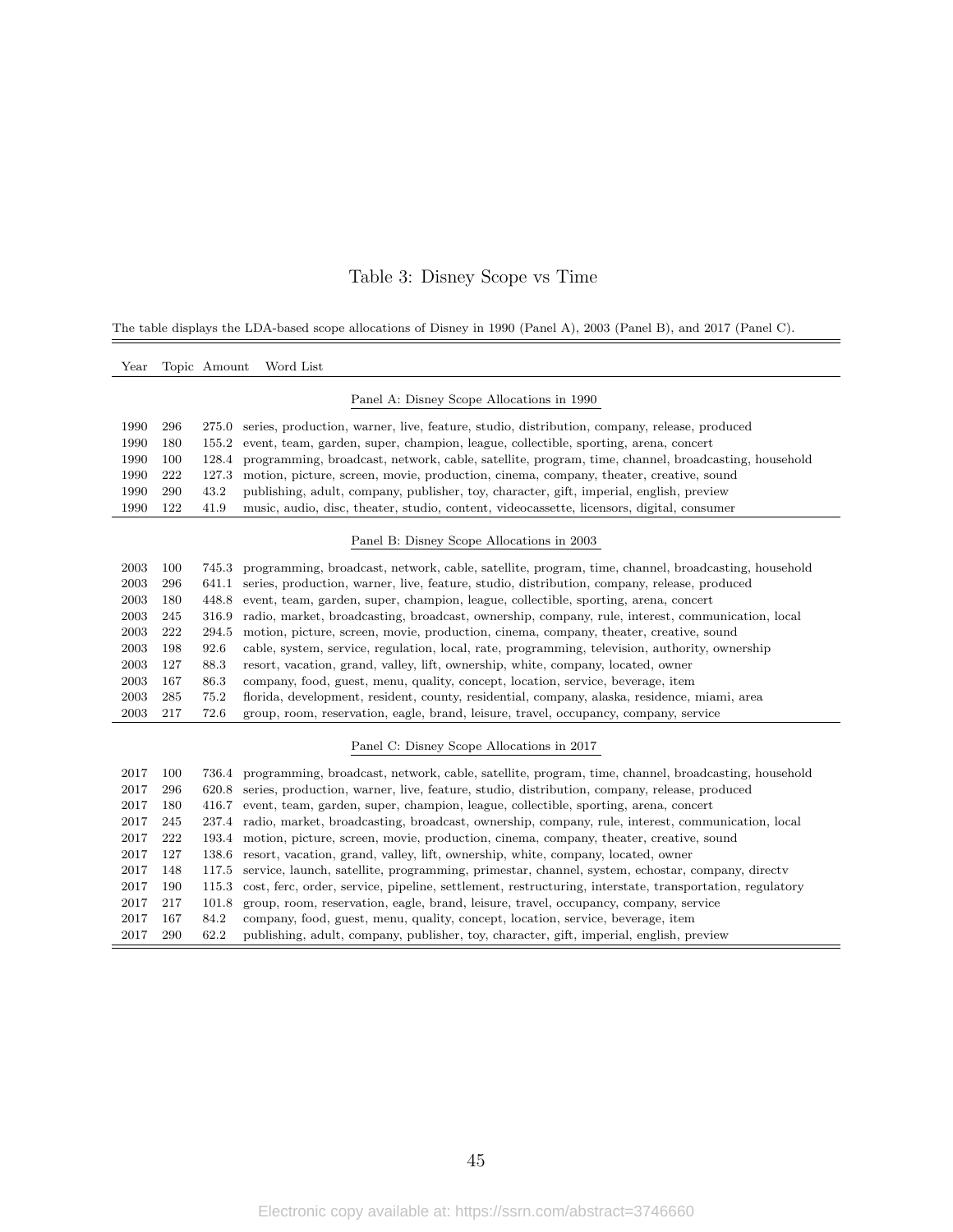# Table 3: Disney Scope vs Time

The table displays the LDA-based scope allocations of Disney in 1990 (Panel A), 2003 (Panel B), and 2017 (Panel C).

| Year | Topic | Amount | Word List |
|---|---|---|---|
| | | | **Panel A: Disney Scope Allocations in 1990** |
| 1990 | 296 | 275.0 | series, production, warner, live, feature, studio, distribution, company, release, produced |
| 1990 | 180 | 155.2 | event, team, garden, super, champion, league, collectible, sporting, arena, concert |
| 1990 | 100 | 128.4 | programming, broadcast, network, cable, satellite, program, time, channel, broadcasting, household |
| 1990 | 222 | 127.3 | motion, picture, screen, movie, production, cinema, company, theater, creative, sound |
| 1990 | 290 | 43.2 | publishing, adult, company, publisher, toy, character, gift, imperial, english, preview |
| 1990 | 122 | 41.9 | music, audio, disc, theater, studio, content, videocassette, licensors, digital, consumer |
| | | | **Panel B: Disney Scope Allocations in 2003** |
| 2003 | 100 | 745.3 | programming, broadcast, network, cable, satellite, program, time, channel, broadcasting, household |
| 2003 | 296 | 641.1 | series, production, warner, live, feature, studio, distribution, company, release, produced |
| 2003 | 180 | 448.8 | event, team, garden, super, champion, league, collectible, sporting, arena, concert |
| 2003 | 245 | 316.9 | radio, market, broadcasting, broadcast, ownership, company, rule, interest, communication, local |
| 2003 | 222 | 294.5 | motion, picture, screen, movie, production, cinema, company, theater, creative, sound |
| 2003 | 198 | 92.6 | cable, system, service, regulation, local, rate, programming, television, authority, ownership |
| 2003 | 127 | 88.3 | resort, vacation, grand, valley, lift, ownership, white, company, located, owner |
| 2003 | 167 | 86.3 | company, food, guest, menu, quality, concept, location, service, beverage, item |
| 2003 | 285 | 75.2 | florida, development, resident, county, residential, company, alaska, residence, miami, area |
| 2003 | 217 | 72.6 | group, room, reservation, eagle, brand, leisure, travel, occupancy, company, service |
| | | | **Panel C: Disney Scope Allocations in 2017** |
| 2017 | 100 | 736.4 | programming, broadcast, network, cable, satellite, program, time, channel, broadcasting, household |
| 2017 | 296 | 620.8 | series, production, warner, live, feature, studio, distribution, company, release, produced |
| 2017 | 180 | 416.7 | event, team, garden, super, champion, league, collectible, sporting, arena, concert |
| 2017 | 245 | 237.4 | radio, market, broadcasting, broadcast, ownership, company, rule, interest, communication, local |
| 2017 | 222 | 193.4 | motion, picture, screen, movie, production, cinema, company, theater, creative, sound |
| 2017 | 127 | 138.6 | resort, vacation, grand, valley, lift, ownership, white, company, located, owner |
| 2017 | 148 | 117.5 | service, launch, satellite, programming, primestar, channel, system, echostar, company, directv |
| 2017 | 190 | 115.3 | cost, ferc, order, service, pipeline, settlement, restructuring, interstate, transportation, regulatory |
| 2017 | 217 | 101.8 | group, room, reservation, eagle, brand, leisure, travel, occupancy, company, service |
| 2017 | 167 | 84.2 | company, food, guest, menu, quality, concept, location, service, beverage, item |
| 2017 | 290 | 62.2 | publishing, adult, company, publisher, toy, character, gift, imperial, english, preview |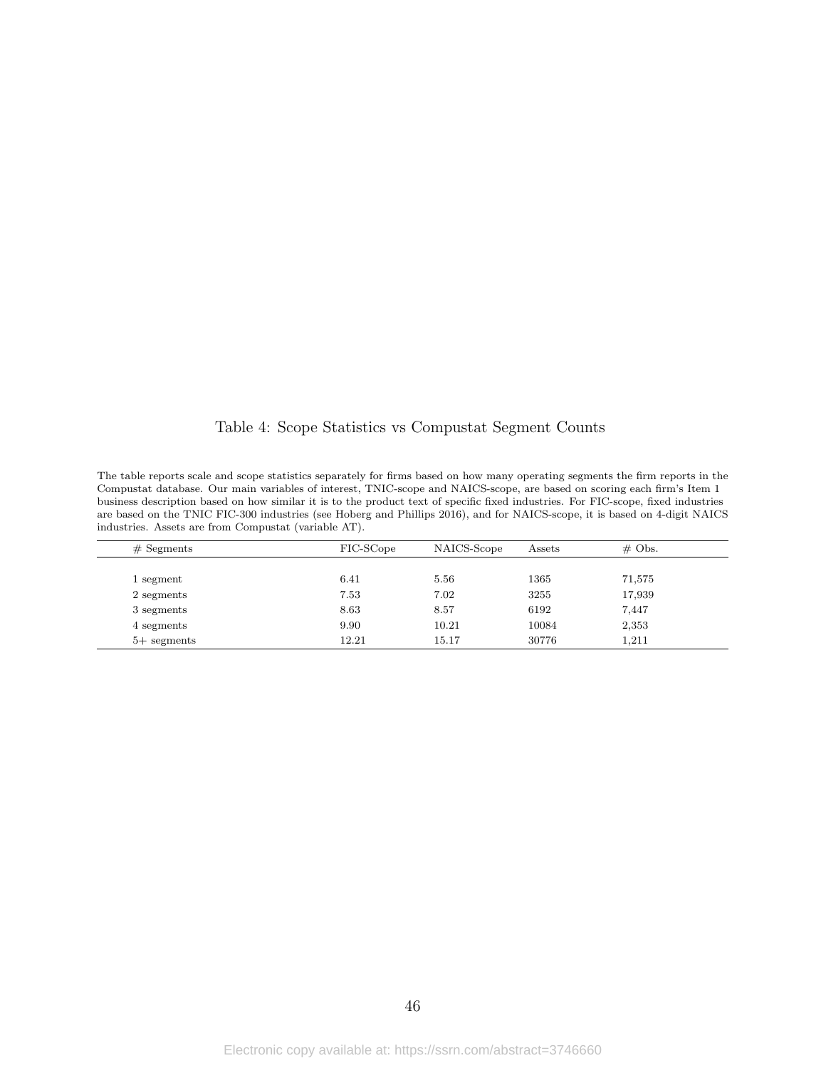# Table 4: Scope Statistics vs Compustat Segment Counts

The table reports scale and scope statistics separately for firms based on how many operating segments the firm reports in the Compustat database. Our main variables of interest, TNIC-scope and NAICS-scope, are based on scoring each firm's Item 1 business description based on how similar it is to the product text of specific fixed industries. For FIC-scope, fixed industries are based on the TNIC FIC-300 industries (see Hoberg and Phillips 2016), and for NAICS-scope, it is based on 4-digit NAICS industries. Assets are from Compustat (variable AT).

| # Segments | FIC-SCope | NAICS-Scope | Assets | # Obs. |
|---|---|---|---|---|
| 1 segment | 6.41 | 5.56 | 1365 | 71,575 |
| 2 segments | 7.53 | 7.02 | 3255 | 17,939 |
| 3 segments | 8.63 | 8.57 | 6192 | 7,447 |
| 4 segments | 9.90 | 10.21 | 10084 | 2,353 |
| 5+ segments | 12.21 | 15.17 | 30776 | 1,211 |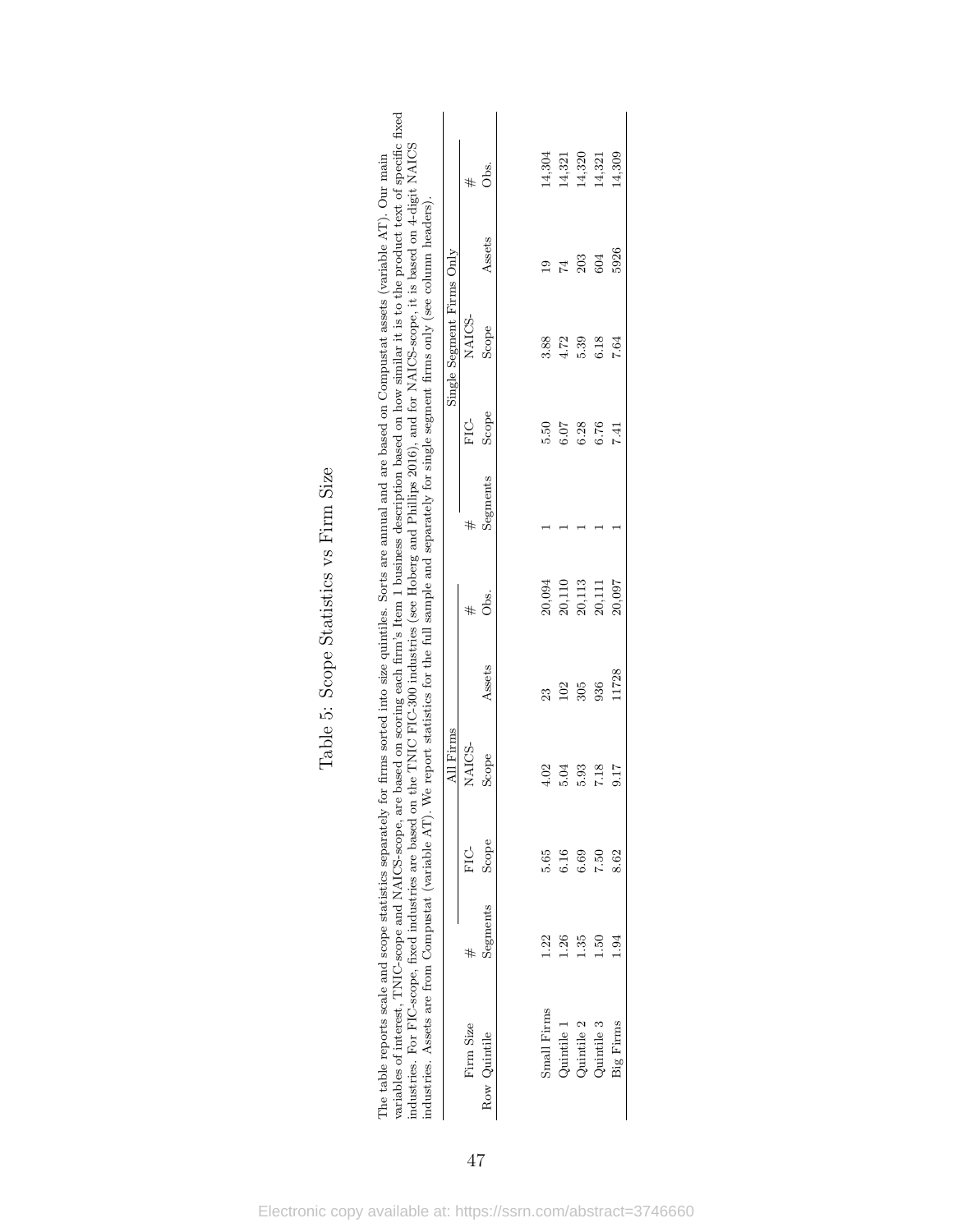# Table 5: Scope Statistics vs Firm Size

The table reports scale and scope statistics separately for firms sorted into size quintiles. Sorts are annual and are based on Compustat assets (variable AT). Our main variables of interest, TNIC-scope and NAICS-scope, are based on scoring each firm's Item 1 business description based on how similar it is to the product text of specific fixed industries. For FIC-scope, fixed industries are based on the TNIC FIC-300 industries (see Hoberg and Phillips 2016), and for NAICS-scope, it is based on 4-digit NAICS industries. Assets are from Compustat (variable AT). We report statistics for the full sample and separately for single segment firms only (see column headers).

| Firm Size | All Firms | | | | | Single Segment Firms Only | | | | |
|---|---|---|---|---|---|---|---|---|---|---|
| Row Quintile | # Segments | FIC-Scope | NAICS-Scope | Assets | # Obs. | # Segments | FIC-Scope | NAICS-Scope | Assets | # Obs. |
| Small Firms | 1.22 | 5.65 | 4.02 | 23 | 20,094 | 1 | 5.50 | 3.88 | 19 | 14,304 |
| Quintile 1 | 1.26 | 6.16 | 5.04 | 102 | 20,110 | 1 | 6.07 | 4.72 | 74 | 14,321 |
| Quintile 2 | 1.35 | 6.69 | 5.93 | 305 | 20,113 | 1 | 6.28 | 5.39 | 203 | 14,320 |
| Quintile 3 | 1.50 | 7.50 | 7.18 | 936 | 20,111 | 1 | 6.76 | 6.18 | 604 | 14,321 |
| Big Firms | 1.94 | 8.62 | 9.17 | 11728 | 20,097 | 1 | 7.41 | 7.64 | 5926 | 14,309 |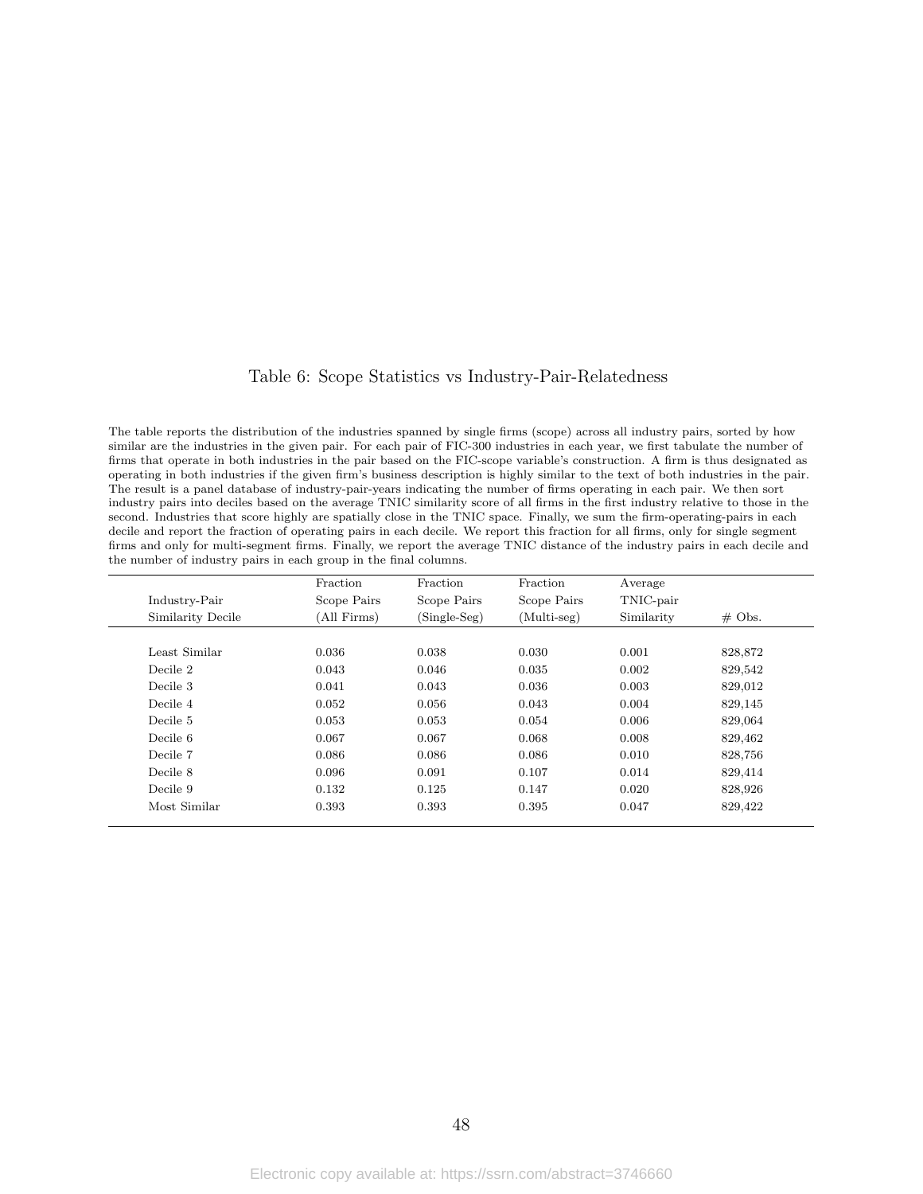# Table 6: Scope Statistics vs Industry-Pair-Relatedness

The table reports the distribution of the industries spanned by single firms (scope) across all industry pairs, sorted by how similar are the industries in the given pair. For each pair of FIC-300 industries in each year, we first tabulate the number of firms that operate in both industries in the pair based on the FIC-scope variable's construction. A firm is thus designated as operating in both industries if the given firm's business description is highly similar to the text of both industries in the pair. The result is a panel database of industry-pair-years indicating the number of firms operating in each pair. We then sort industry pairs into deciles based on the average TNIC similarity score of all firms in the first industry relative to those in the second. Industries that score highly are spatially close in the TNIC space. Finally, we sum the firm-operating-pairs in each decile and report the fraction of operating pairs in each decile. We report this fraction for all firms, only for single segment firms and only for multi-segment firms. Finally, we report the average TNIC distance of the industry pairs in each decile and the number of industry pairs in each group in the final columns.

| Industry-Pair Similarity Decile | Fraction Scope Pairs (All Firms) | Fraction Scope Pairs (Single-Seg) | Fraction Scope Pairs (Multi-seg) | Average TNIC-pair Similarity | # Obs. |
|---|---|---|---|---|---|
| Least Similar | 0.036 | 0.038 | 0.030 | 0.001 | 828,872 |
| Decile 2 | 0.043 | 0.046 | 0.035 | 0.002 | 829,542 |
| Decile 3 | 0.041 | 0.043 | 0.036 | 0.003 | 829,012 |
| Decile 4 | 0.052 | 0.056 | 0.043 | 0.004 | 829,145 |
| Decile 5 | 0.053 | 0.053 | 0.054 | 0.006 | 829,064 |
| Decile 6 | 0.067 | 0.067 | 0.068 | 0.008 | 829,462 |
| Decile 7 | 0.086 | 0.086 | 0.086 | 0.010 | 828,756 |
| Decile 8 | 0.096 | 0.091 | 0.107 | 0.014 | 829,414 |
| Decile 9 | 0.132 | 0.125 | 0.147 | 0.020 | 828,926 |
| Most Similar | 0.393 | 0.393 | 0.395 | 0.047 | 829,422 |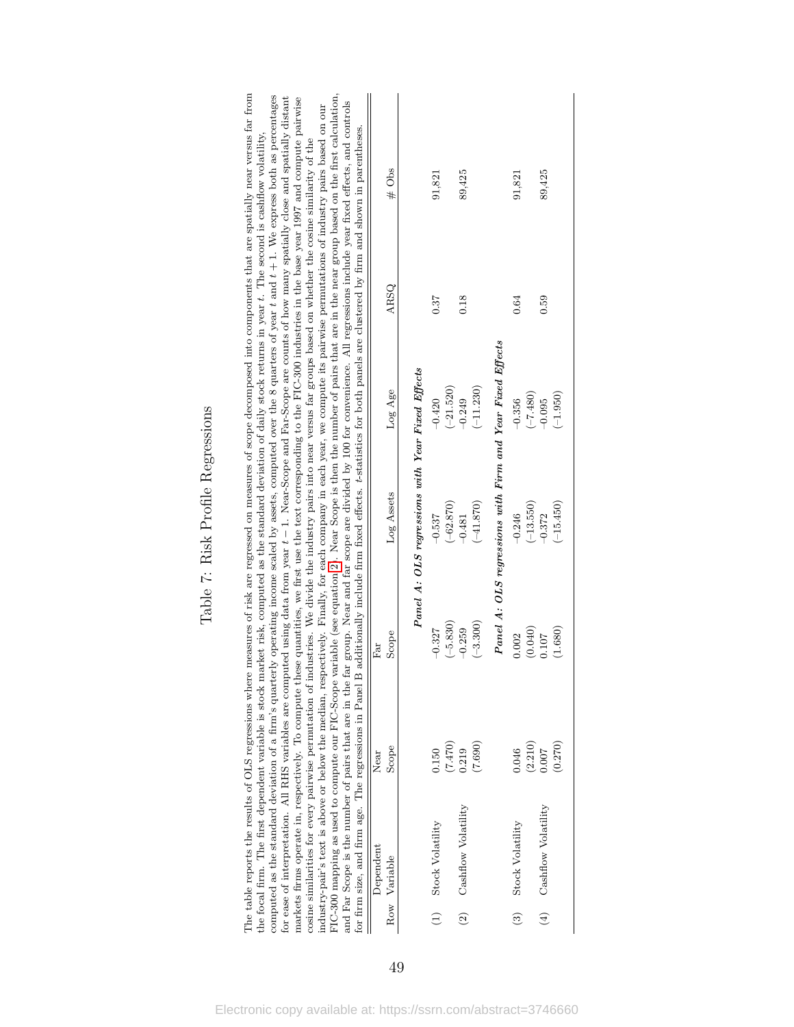# Table 7: Risk Profile Regressions

The table reports the results of OLS regressions where measures of risk are regressed on measures of scope decomposed into components that are spatially near versus far from the focal firm. The first dependent variable is stock market risk, computed as the standard deviation of daily stock returns in year $t$. The second is cashflow volatility, computed as the standard deviation of a firm's quarterly operating income scaled by assets, computed over the 8 quarters of year $t$ and $t+1$. We express both as percentages for ease of interpretation. All RHS variables are computed using data from year $t-1$. Near-Scope and Far-Scope are counts of how many spatially close and spatially distant markets firms operate in, respectively. To compute these quantities, we first use the text corresponding to the FIC-300 industries in the base year 1997 and compute pairwise cosine similarities for every pairwise permutation of industries. We divide the industry pairs into near versus far groups based on whether the cosine similarity of the industry-pair's text is above or below the median, respectively. Finally, for each company in each year, we compute its pairwise permutations of industry pairs based on our FIC-300 mapping as used to compute our FIC-Scope variable (see equation 2). Near Scope is then the number of pairs that are in the near group based on the first calculation, and Far Scope is the number of pairs that are in the far group. Near and far scope are divided by 100 for convenience. All regressions include year fixed effects, and controls for firm size, and firm age. The regressions in Panel B additionally include firm fixed effects. $t$-statistics for both panels are clustered by firm and shown in parentheses.

| Row | Dependent Variable | Near Scope | Far Scope | Log Assets | Log Age | ARSQ | # Obs |
|---|---|---|---|---|---|---|---|
| | ***Panel A: OLS regressions with Year Fixed Effects*** | | | | | | |
| (1) | Stock Volatility | 0.150 | −0.327 | −0.537 | −0.420 | 0.37 | 91,821 |
| | | (7.470) | (−5.830) | (−62.870) | (−21.520) | | |
| (2) | Cashflow Volatility | 0.219 | −0.259 | −0.481 | −0.249 | 0.18 | 89,425 |
| | | (7.690) | (−3.300) | (−41.870) | (−11.230) | | |
| | ***Panel A: OLS regressions with Firm and Year Fixed Effects*** | | | | | | |
| (3) | Stock Volatility | 0.046 | 0.002 | −0.246 | −0.356 | 0.64 | 91,821 |
| | | (2.210) | (0.040) | (−13.550) | (−7.480) | | |
| (4) | Cashflow Volatility | 0.007 | 0.107 | −0.372 | −0.095 | 0.59 | 89,425 |
| | | (0.270) | (1.680) | (−15.450) | (−1.950) | | |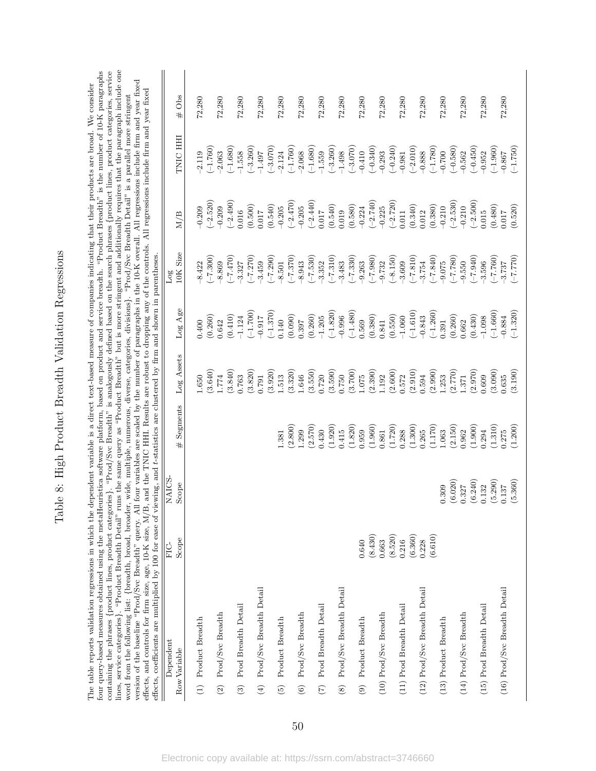# Table 8: High Product Breadth Validation Regressions

The table reports validation regressions in which the dependent variable is a direct text-based measure of companies indicating that their products are broad. We consider four query-based measures obtained using the metaHeuristica software platform, based on product and service breadth. "Product Breadth" is the number of 10-K paragraphs containing the phrases {product lines, product categories}. "Prod/Svc Breadth" is analogously defined based on the search phrases {product lines, product categories, service lines, service categories}. "Product Breadth Detail" runs the same query as "Product Breadth" but is more stringent and additionally requires that the paragraph include one word from the following list: {breadth, broad, broader, wide, multiple, numerous, diverse, categories, divisions}. "Prod/Svc Breadth Detail" is a parallel more stringent version of the baseline "Prod/Svc Breadth" query. All four variables are scaled by the number of paragraphs in the 10-K overall. All regressions include firm and year fixed effects, and controls for firm size, age, 10-K size, M/B, and the TNIC HHI. Results are robust to dropping any of the controls. All regressions include firm and year fixed effects, coefficients are multiplied by 100 for ease of viewing, and *t*-statistics are clustered by firm and shown in parentheses.

| Row | Dependent Variable | FIC-Scope | NAICS-Scope | # Segments | Log Assets | Log Age | Log 10K Size | M/B | TNIC HHI | # Obs |
|---|---|---|---|---|---|---|---|---|---|---|
| (1) | Product Breadth | | | | 1.650 | 0.400 | -8.422 | -0.209 | -2.119 | 72,280 |
| | | | | | (3.640) | (0.260) | (−7.300) | (−2.520) | (−1.760) | |
| (2) | Prod/Svc Breadth | | | | 1.774 | 0.642 | -8.869 | -0.209 | -2.063 | 72,280 |
| | | | | | (3.840) | (0.410) | (−7.470) | (−2.490) | (−1.680) | |
| (3) | Prod Breadth Detail | | | | 0.763 | -1.124 | -3.327 | 0.016 | -1.558 | 72,280 |
| | | | | | (3.820) | (−1.700) | (−7.270) | (0.500) | (−3.260) | |
| (4) | Prod/Svc Breadth Detail | | | | 0.791 | -0.917 | -3.459 | 0.017 | -1.497 | 72,280 |
| | | | | | (3.920) | (−1.370) | (−7.290) | (0.540) | (−3.070) | |
| (5) | Product Breadth | | | 1.381 | 1.513 | 0.140 | -8.501 | -0.205 | -2.124 | 72,280 |
| | | | | (2.800) | (3.320) | (0.090) | (−7.370) | (−2.470) | (−1.760) | |
| (6) | Prod/Svc Breadth | | | 1.299 | 1.646 | 0.397 | -8.943 | -0.205 | -2.068 | 72,280 |
| | | | | (2.570) | (3.550) | (0.260) | (−7.530) | (−2.440) | (−1.680) | |
| (7) | Prod Breadth Detail | | | 0.430 | 0.720 | -1.205 | -3.352 | 0.017 | -1.559 | 72,280 |
| | | | | (1.920) | (3.590) | (−1.820) | (−7.310) | (0.540) | (−3.260) | |
| (8) | Prod/Svc Breadth Detail | | | 0.415 | 0.750 | -0.996 | -3.483 | 0.019 | -1.498 | 72,280 |
| | | | | (1.820) | (3.700) | (−1.480) | (−7.330) | (0.580) | (−3.070) | |
| (9) | Product Breadth | 0.640 | | 0.959 | 1.075 | 0.569 | -9.263 | -0.224 | -0.410 | 72,280 |
| | | (8.430) | | (1.960) | (2.390) | (0.380) | (−7.980) | (−2.740) | (−0.340) | |
| (10) | Prod/Svc Breadth | 0.663 | | 0.861 | 1.192 | 0.841 | -9.732 | -0.225 | -0.293 | 72,280 |
| | | (8.520) | | (1.720) | (2.600) | (0.550) | (−8.150) | (−2.720) | (−0.240) | |
| (11) | Prod Breadth Detail | 0.216 | | 0.288 | 0.572 | -1.060 | -3.609 | 0.011 | -0.981 | 72,280 |
| | | (6.360) | | (1.300) | (2.910) | (−1.610) | (−7.810) | (0.340) | (−2.010) | |
| (12) | Prod/Svc Breadth Detail | 0.228 | | 0.265 | 0.594 | -0.843 | -3.754 | 0.012 | -0.888 | 72,280 |
| | | (6.610) | | (1.170) | (2.990) | (−1.260) | (−7.840) | (0.380) | (−1.780) | |
| (13) | Product Breadth | | 0.309 | 1.063 | 1.253 | 0.391 | -9.075 | -0.210 | -0.700 | 72,280 |
| | | | (6.020) | (2.150) | (2.770) | (0.260) | (−7.780) | (−2.530) | (−0.580) | |
| (14) | Prod/Svc Breadth | | 0.327 | 0.962 | 1.371 | 0.662 | -9.550 | -0.210 | -0.562 | 72,280 |
| | | | (6.240) | (1.900) | (2.970) | (0.430) | (−7.940) | (−2.500) | (−0.450) | |
| (15) | Prod Breadth Detail | | 0.132 | 0.294 | 0.609 | -1.098 | -3.596 | 0.015 | -0.952 | 72,280 |
| | | | (5.290) | (1.310) | (3.090) | (−1.660) | (−7.760) | (0.480) | (−1.960) | |
| (16) | Prod/Svc Breadth Detail | | 0.137 | 0.275 | 0.635 | -0.884 | -3.737 | 0.017 | -0.867 | 72,280 |
| | | | (5.360) | (1.200) | (3.190) | (−1.320) | (−7.770) | (0.520) | (−1.750) | |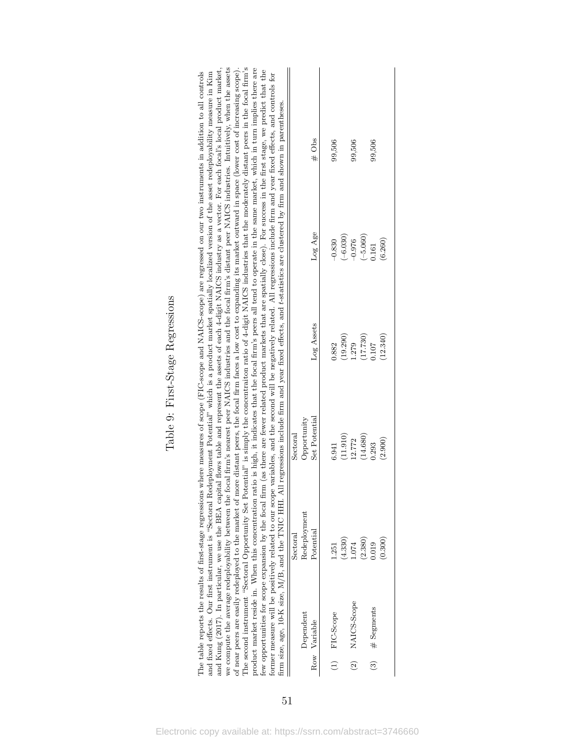# Table 9: First-Stage Regressions

The table reports the results of first-stage regressions where measures of scope (FIC-scope and NAICS-scope) are regressed on our two instruments in addition to all controls and fixed effects. Our first instrument is "Sectoral Redeployment Potential" which is a product market spatially localized version of the asset redeployability measure in Kim and Kung (2017). In particular, we use the BEA capital flows table and represent the assets of each 4-digit NAICS industry as a vector. For each focal's local product market, we compute the average redeployability between the focal firm's nearest peer NAICS industries and the focal firm's distant peer NAICS industries. Intuitively, when the assets of near peers are easily redeployed to the market of more distant peers, the focal firm faces a low cost to expanding its market outward in space (lower cost of increasing scope). The second instrument "Sectoral Opportunity Set Potential" is simply the concentration ratio of 4-digit NAICS industries that the moderately distant peers in the focal firm's product market reside in. When this concentration ratio is high, it indicates that the focal firm's peers all tend to operate in the same market, which in turn implies there are few opportunities for scope expansion by the focal firm (as there are fewer related product markets that are spatially close). For success in the first stage, we predict that the former measure will be positively related to our scope variables, and the second will be negatively related. All regressions include firm and year fixed effects, and controls for firm size, age, 10-K size, M/B, and the TNIC HHI. All regressions include firm and year fixed effects, and *t*-statistics are clustered by firm and shown in parentheses.

| Row | Dependent Variable | Sectoral Redeployment Potential | Sectoral Opportunity Set Potential | Log Assets | Log Age | # Obs |
|---|---|---|---|---|---|---|
| (1) | FIC-Scope | 1.251 | 6.941 | 0.882 | -0.830 | 99,506 |
| | | (4.330) | (11.910) | (19.290) | (-6.030) | |
| (2) | NAICS-Scope | 1.074 | 12.772 | 1.279 | -0.976 | 99,506 |
| | | (2.380) | (14.680) | (17.730) | (-5.060) | |
| (3) | # Segments | 0.019 | 0.293 | 0.107 | 0.161 | 99,506 |
| | | (0.300) | (2.900) | (12.340) | (6.260) | |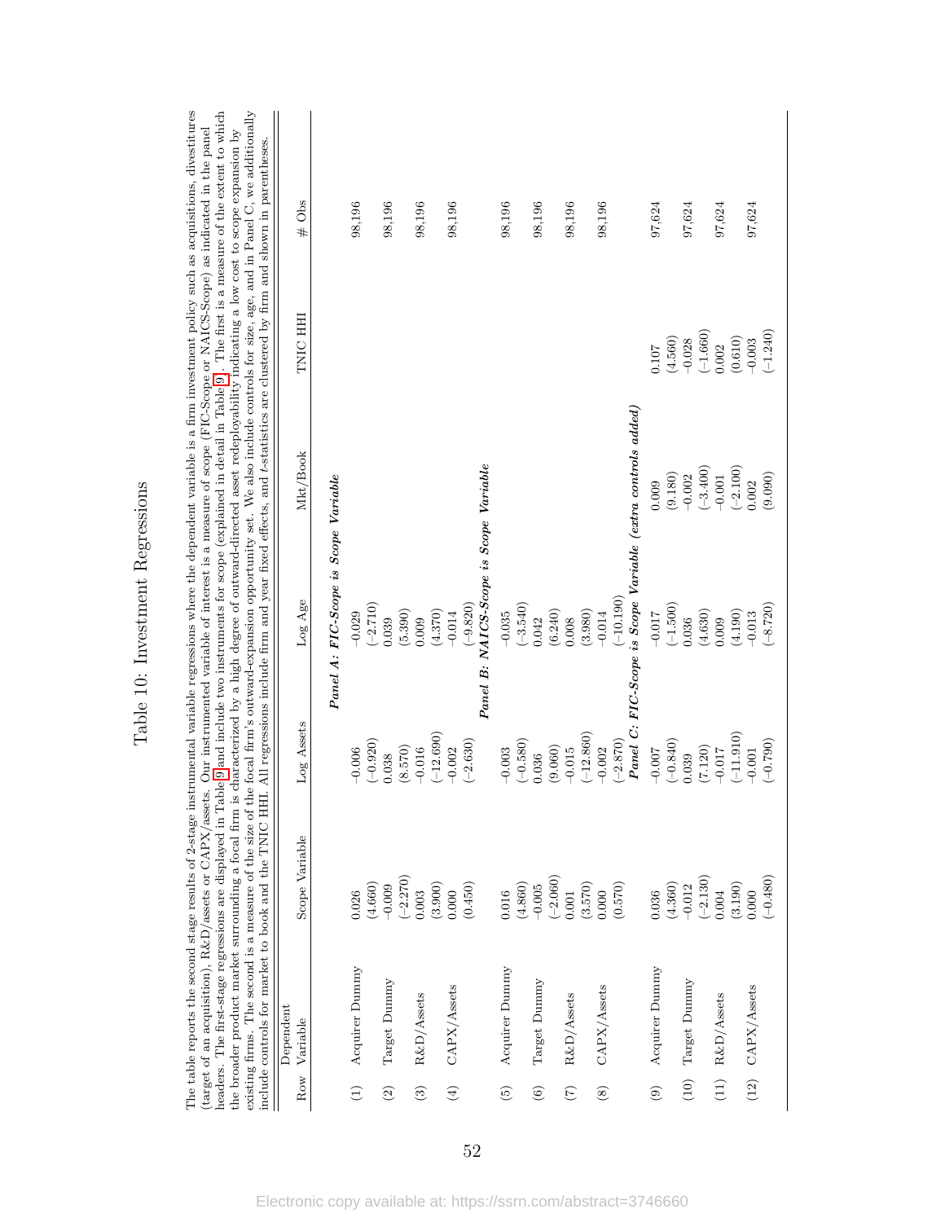# Table 10: Investment Regressions

The table reports the second stage results of 2-stage instrumental variable regressions where the dependent variable is a firm investment policy such as acquisitions, divestitures (target of an acquisition), R&D/assets or CAPX/assets. Our instrumented variable of interest is a measure of scope (FIC-Scope or NAICS-Scope) as indicated in the panel headers. The first-stage regressions are displayed in Table 9 and include two instruments for scope (explained in detail in Table 9). The first is a measure of the extent to which the broader product market surrounding a focal firm is characterized by a high degree of outward-directed asset redeployability indicating a low cost to scope expansion by existing firms. The second is a measure of the size of the focal firm's outward-expansion opportunity set. We also include controls for size, age, and in Panel C, we additionally include controls for market to book and the TNIC HHI. All regressions include firm and year fixed effects, and $t$-statistics are clustered by firm and shown in parentheses.

| Row | Dependent Variable | Scope Variable | Log Assets | Log Age | Mkt/Book | TNIC HHI | # Obs |
|---|---|---|---|---|---|---|---|
| | | | *Panel A: FIC-Scope is Scope Variable* | | | | |
| (1) | Acquirer Dummy | 0.026 | -0.006 | -0.029 | | | 98,196 |
| | | (4.660) | (-0.920) | (-2.710) | | | |
| (2) | Target Dummy | -0.009 | 0.038 | 0.039 | | | 98,196 |
| | | (-2.270) | (8.570) | (5.390) | | | |
| (3) | R&D/Assets | 0.003 | -0.016 | 0.009 | | | 98,196 |
| | | (3.900) | (-12.690) | (4.370) | | | |
| (4) | CAPX/Assets | 0.000 | -0.002 | -0.014 | | | 98,196 |
| | | (0.450) | (-2.630) | (-9.820) | | | |
| | | | *Panel B: NAICS-Scope is Scope Variable* | | | | |
| (5) | Acquirer Dummy | 0.016 | -0.003 | -0.035 | | | 98,196 |
| | | (4.860) | (-0.580) | (-3.540) | | | |
| (6) | Target Dummy | -0.005 | 0.036 | 0.042 | | | 98,196 |
| | | (-2.060) | (9.060) | (6.240) | | | |
| (7) | R&D/Assets | 0.001 | -0.015 | 0.008 | | | 98,196 |
| | | (3.570) | (-12.860) | (3.980) | | | |
| (8) | CAPX/Assets | 0.000 | -0.002 | -0.014 | | | 98,196 |
| | | (0.570) | (-2.870) | (-10.190) | | | |
| | | | *Panel C: FIC-Scope is Scope Variable (extra controls added)* | | | | |
| (9) | Acquirer Dummy | 0.036 | -0.007 | -0.017 | 0.009 | 0.107 | 97,624 |
| | | (4.360) | (-0.840) | (-1.500) | (9.180) | (4.560) | |
| (10) | Target Dummy | -0.012 | 0.039 | 0.036 | -0.002 | -0.028 | 97,624 |
| | | (-2.130) | (7.120) | (4.630) | (-3.400) | (-1.660) | |
| (11) | R&D/Assets | 0.004 | -0.017 | 0.009 | -0.001 | 0.002 | 97,624 |
| | | (3.190) | (-11.910) | (4.190) | (-2.100) | (0.610) | |
| (12) | CAPX/Assets | 0.000 | -0.001 | -0.013 | 0.002 | -0.003 | 97,624 |
| | | (-0.480) | (-0.790) | (-8.720) | (9.090) | (-1.240) | |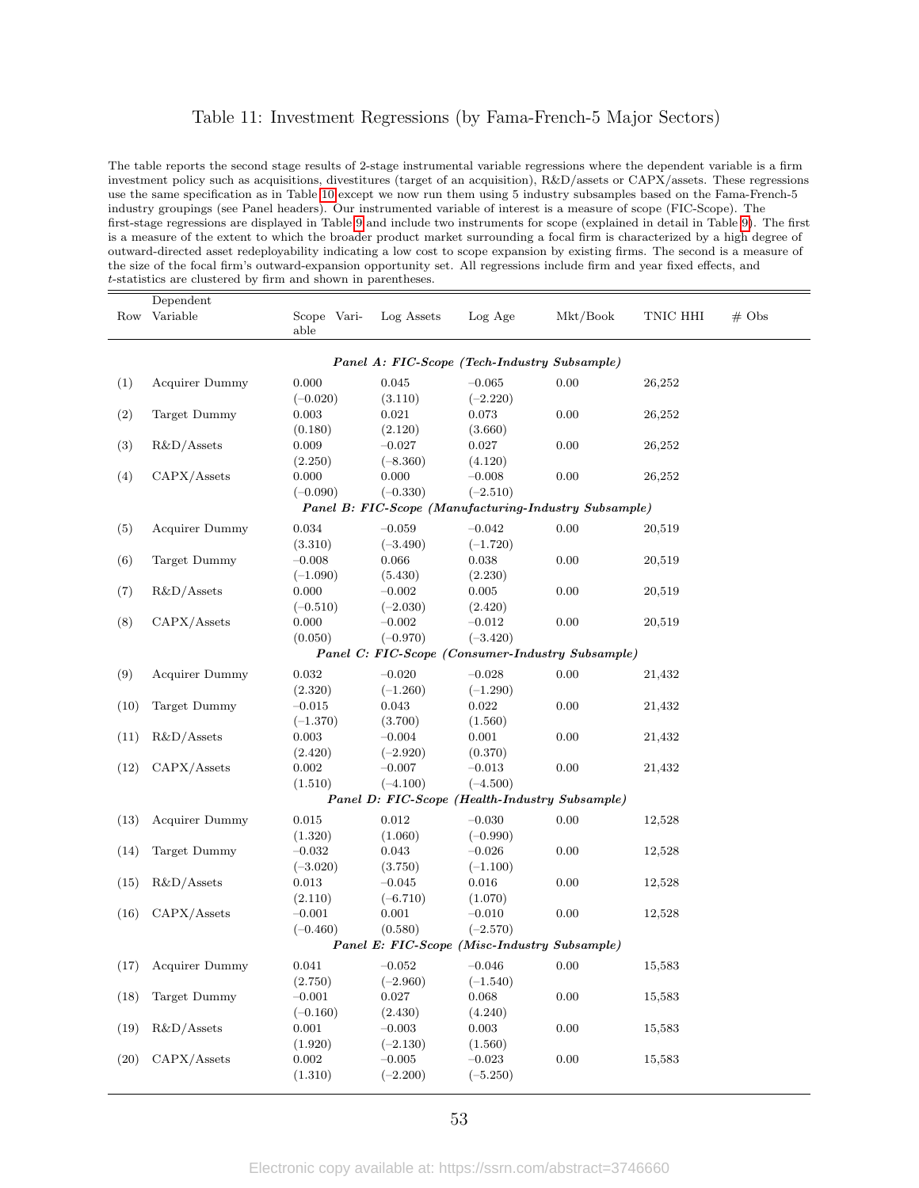# Table 11: Investment Regressions (by Fama-French-5 Major Sectors)

The table reports the second stage results of 2-stage instrumental variable regressions where the dependent variable is a firm investment policy such as acquisitions, divestitures (target of an acquisition), R&D/assets or CAPX/assets. These regressions use the same specification as in Table 10 except we now run them using 5 industry subsamples based on the Fama-French-5 industry groupings (see Panel headers). Our instrumented variable of interest is a measure of scope (FIC-Scope). The first-stage regressions are displayed in Table 9 and include two instruments for scope (explained in detail in Table 9). The first is a measure of the extent to which the broader product market surrounding a focal firm is characterized by a high degree of outward-directed asset redeployability indicating a low cost to scope expansion by existing firms. The second is a measure of the size of the focal firm's outward-expansion opportunity set. All regressions include firm and year fixed effects, and $t$-statistics are clustered by firm and shown in parentheses.

| Row | Dependent Variable | Scope Variable | Log Assets | Log Age | Mkt/Book | TNIC HHI | # Obs |
|---|---|---|---|---|---|---|---|
| | | | ***Panel A: FIC-Scope (Tech-Industry Subsample)*** | | | | |
| (1) | Acquirer Dummy | 0.000 | 0.045 | –0.065 | 0.00 | 26,252 | |
| | | (–0.020) | (3.110) | (–2.220) | | | |
| (2) | Target Dummy | 0.003 | 0.021 | 0.073 | 0.00 | 26,252 | |
| | | (0.180) | (2.120) | (3.660) | | | |
| (3) | R&D/Assets | 0.009 | –0.027 | 0.027 | 0.00 | 26,252 | |
| | | (2.250) | (–8.360) | (4.120) | | | |
| (4) | CAPX/Assets | 0.000 | 0.000 | –0.008 | 0.00 | 26,252 | |
| | | (–0.090) | (–0.330) | (–2.510) | | | |
| | | | ***Panel B: FIC-Scope (Manufacturing-Industry Subsample)*** | | | | |
| (5) | Acquirer Dummy | 0.034 | –0.059 | –0.042 | 0.00 | 20,519 | |
| | | (3.310) | (–3.490) | (–1.720) | | | |
| (6) | Target Dummy | –0.008 | 0.066 | 0.038 | 0.00 | 20,519 | |
| | | (–1.090) | (5.430) | (2.230) | | | |
| (7) | R&D/Assets | 0.000 | –0.002 | 0.005 | 0.00 | 20,519 | |
| | | (–0.510) | (–2.030) | (2.420) | | | |
| (8) | CAPX/Assets | 0.000 | –0.002 | –0.012 | 0.00 | 20,519 | |
| | | (0.050) | (–0.970) | (–3.420) | | | |
| | | | ***Panel C: FIC-Scope (Consumer-Industry Subsample)*** | | | | |
| (9) | Acquirer Dummy | 0.032 | –0.020 | –0.028 | 0.00 | 21,432 | |
| | | (2.320) | (–1.260) | (–1.290) | | | |
| (10) | Target Dummy | –0.015 | 0.043 | 0.022 | 0.00 | 21,432 | |
| | | (–1.370) | (3.700) | (1.560) | | | |
| (11) | R&D/Assets | 0.003 | –0.004 | 0.001 | 0.00 | 21,432 | |
| | | (2.420) | (–2.920) | (0.370) | | | |
| (12) | CAPX/Assets | 0.002 | –0.007 | –0.013 | 0.00 | 21,432 | |
| | | (1.510) | (–4.100) | (–4.500) | | | |
| | | | ***Panel D: FIC-Scope (Health-Industry Subsample)*** | | | | |
| (13) | Acquirer Dummy | 0.015 | 0.012 | –0.030 | 0.00 | 12,528 | |
| | | (1.320) | (1.060) | (–0.990) | | | |
| (14) | Target Dummy | –0.032 | 0.043 | –0.026 | 0.00 | 12,528 | |
| | | (–3.020) | (3.750) | (–1.100) | | | |
| (15) | R&D/Assets | 0.013 | –0.045 | 0.016 | 0.00 | 12,528 | |
| | | (2.110) | (–6.710) | (1.070) | | | |
| (16) | CAPX/Assets | –0.001 | 0.001 | –0.010 | 0.00 | 12,528 | |
| | | (–0.460) | (0.580) | (–2.570) | | | |
| | | | ***Panel E: FIC-Scope (Misc-Industry Subsample)*** | | | | |
| (17) | Acquirer Dummy | 0.041 | –0.052 | –0.046 | 0.00 | 15,583 | |
| | | (2.750) | (–2.960) | (–1.540) | | | |
| (18) | Target Dummy | –0.001 | 0.027 | 0.068 | 0.00 | 15,583 | |
| | | (–0.160) | (2.430) | (4.240) | | | |
| (19) | R&D/Assets | 0.001 | –0.003 | 0.003 | 0.00 | 15,583 | |
| | | (1.920) | (–2.130) | (1.560) | | | |
| (20) | CAPX/Assets | 0.002 | –0.005 | –0.023 | 0.00 | 15,583 | |
| | | (1.310) | (–2.200) | (–5.250) | | | |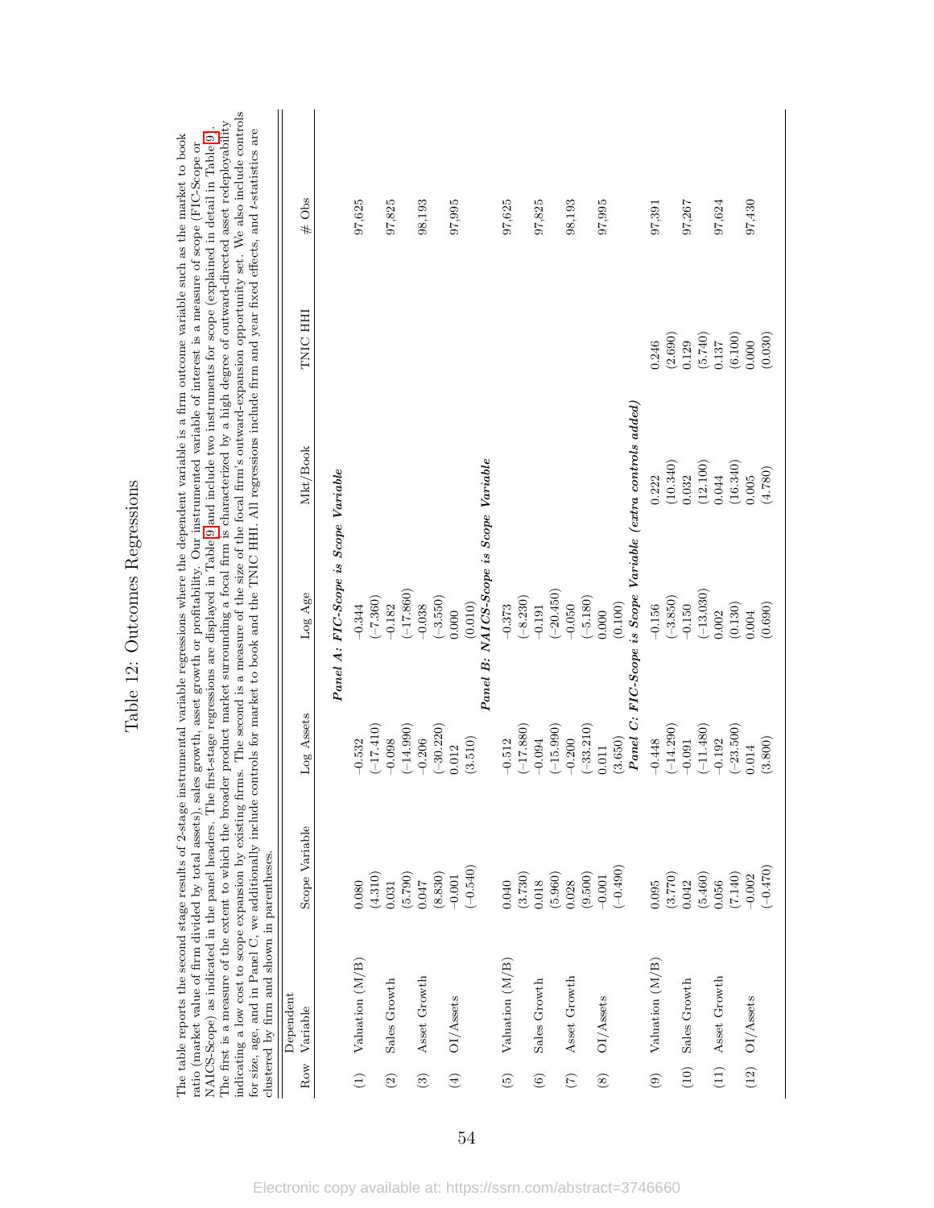# Table 12: Outcomes Regressions

The table reports the second stage results of 2-stage instrumental variable regressions where the dependent variable is a firm outcome variable such as the market to book ratio (market value of firm divided by total assets), sales growth, asset growth or profitability. Our instrumented variable of interest is a measure of scope (FIC-Scope or NAICS-Scope) as indicated in the panel headers. The first-stage regressions are displayed in Table 9 and include two instruments for scope (explained in detail in Table 9). The first is a measure of the extent to which the broader product market surrounding a focal firm is characterized by a high degree of outward-directed asset redeployability indicating a low cost to scope expansion by existing firms. The second is a measure of the size of the focal firm's outward-expansion opportunity set. We also include controls for size, age, and in Panel C, we additionally include controls for market to book and the TNIC HHI. All regressions include firm and year fixed effects, and $t$-statistics are clustered by firm and shown in parentheses.

| Row | Dependent Variable | Scope Variable | Log Assets | Log Age | Mkt/Book | TNIC HHI | # Obs |
|---|---|---|---|---|---|---|---|
| | | | | *Panel A: FIC-Scope is Scope Variable* | | | |
| (1) | Valuation (M/B) | 0.080 | −0.532 | −0.344 | | | 97,625 |
| | | (4.310) | (−17.410) | (−7.360) | | | |
| (2) | Sales Growth | 0.031 | −0.098 | −0.182 | | | 97,825 |
| | | (5.790) | (−14.990) | (−17.860) | | | |
| (3) | Asset Growth | 0.047 | −0.206 | −0.038 | | | 98,193 |
| | | (8.830) | (−30.220) | (−3.550) | | | |
| (4) | OI/Assets | −0.001 | 0.012 | 0.000 | | | 97,995 |
| | | (−0.540) | (3.510) | (0.010) | | | |
| | | | | *Panel B: NAICS-Scope is Scope Variable* | | | |
| (5) | Valuation (M/B) | 0.040 | −0.512 | −0.373 | | | 97,625 |
| | | (3.730) | (−17.880) | (−8.230) | | | |
| (6) | Sales Growth | 0.018 | −0.094 | −0.191 | | | 97,825 |
| | | (5.960) | (−15.990) | (−20.450) | | | |
| (7) | Asset Growth | 0.028 | −0.200 | −0.050 | | | 98,193 |
| | | (9.500) | (−33.210) | (−5.180) | | | |
| (8) | OI/Assets | −0.001 | 0.011 | 0.000 | | | 97,995 |
| | | (−0.490) | (3.650) | (0.100) | | | |
| | | | | *Panel C: FIC-Scope is Scope Variable (extra controls added)* | | | |
| (9) | Valuation (M/B) | 0.095 | −0.448 | −0.156 | 0.222 | 0.246 | 97,391 |
| | | (3.770) | (−14.290) | (−3.850) | (10.340) | (2.690) | |
| (10) | Sales Growth | 0.042 | −0.091 | −0.150 | 0.032 | 0.129 | 97,267 |
| | | (5.460) | (−11.480) | (−13.030) | (12.100) | (5.740) | |
| (11) | Asset Growth | 0.056 | −0.192 | 0.002 | 0.044 | 0.137 | 97,624 |
| | | (7.140) | (−23.500) | (0.130) | (16.340) | (6.100) | |
| (12) | OI/Assets | −0.002 | 0.014 | 0.004 | 0.005 | 0.000 | 97,430 |
| | | (−0.470) | (3.800) | (0.690) | (4.780) | (0.030) | |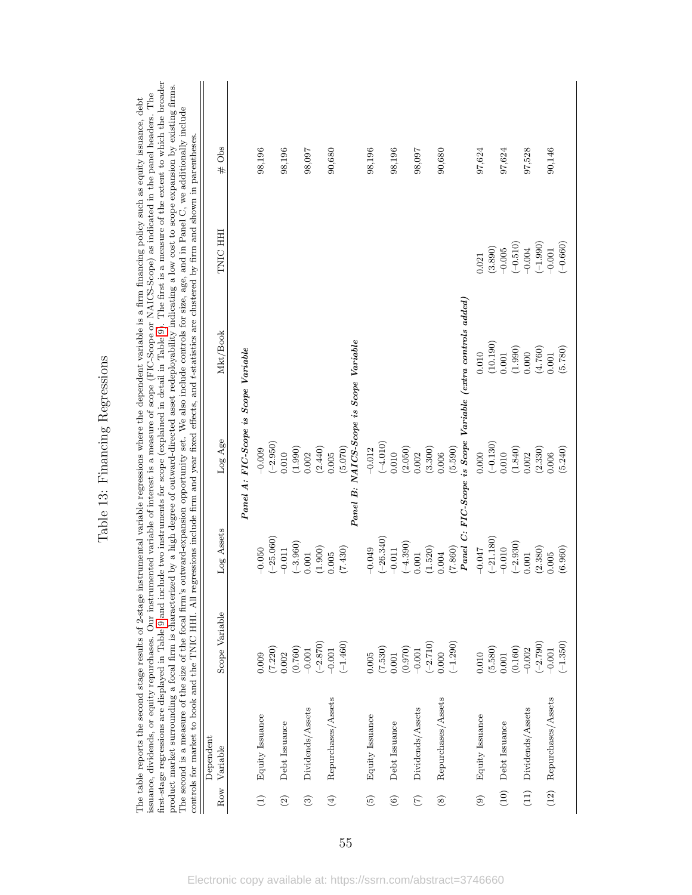# Table 13: Financing Regressions

The table reports the second stage results of 2-stage instrumental variable regressions where the dependent variable is a firm financing policy such as equity issuance, debt issuance, dividends, or equity repurchases. Our instrumented variable of interest is a measure of scope (FIC-Scope or NAICS-Scope) as indicated in the panel headers. The first-stage regressions are displayed in Table 9 and include two instruments for scope (explained in detail in Table 9). The first is a measure of the extent to which the broader product market surrounding a focal firm is characterized by a high degree of outward-directed asset redeployability indicating a low cost to scope expansion by existing firms. The second is a measure of the size of the focal firm's outward-expansion opportunity set. We also include controls for size, age, and in Panel C, we additionally include controls for market to book and the TNIC HHI. All regressions include firm and year fixed effects, and $t$-statistics are clustered by firm and shown in parentheses.

| Row | Dependent Variable | Scope Variable | Log Assets | Log Age | Mkt/Book | TNIC HHI | # Obs |
|---|---|---|---|---|---|---|---|
| | | | *Panel A: FIC-Scope is Scope Variable* | | | | |
| (1) | Equity Issuance | 0.009 | −0.050 | −0.009 | | | 98,196 |
| | | (7.220) | (−25.060) | (−2.950) | | | |
| (2) | Debt Issuance | 0.002 | −0.011 | 0.010 | | | 98,196 |
| | | (0.760) | (−3.960) | (1.990) | | | |
| (3) | Dividends/Assets | −0.001 | 0.001 | 0.002 | | | 98,097 |
| | | (−2.870) | (1.900) | (2.440) | | | |
| (4) | Repurchases/Assets | −0.001 | 0.005 | 0.005 | | | 90,680 |
| | | (−1.460) | (7.430) | (5.070) | | | |
| | | | *Panel B: NAICS-Scope is Scope Variable* | | | | |
| (5) | Equity Issuance | 0.005 | −0.049 | −0.012 | | | 98,196 |
| | | (7.530) | (−26.340) | (−4.010) | | | |
| (6) | Debt Issuance | 0.001 | −0.011 | 0.010 | | | 98,196 |
| | | (0.970) | (−4.390) | (2.050) | | | |
| (7) | Dividends/Assets | −0.001 | 0.001 | 0.002 | | | 98,097 |
| | | (−2.710) | (1.520) | (3.300) | | | |
| (8) | Repurchases/Assets | 0.000 | 0.004 | 0.006 | | | 90,680 |
| | | (−1.290) | (7.860) | (5.590) | | | |
| | | | *Panel C: FIC-Scope is Scope Variable (extra controls added)* | | | | |
| (9) | Equity Issuance | 0.010 | −0.047 | 0.000 | 0.010 | 0.021 | 97,624 |
| | | (5.580) | (−21.180) | (−0.130) | (10.190) | (3.890) | |
| (10) | Debt Issuance | 0.001 | −0.010 | 0.010 | 0.001 | −0.005 | 97,624 |
| | | (0.160) | (−2.930) | (1.840) | (1.990) | (−0.510) | |
| (11) | Dividends/Assets | −0.002 | 0.001 | 0.002 | 0.000 | −0.004 | 97,528 |
| | | (−2.790) | (2.380) | (2.330) | (4.760) | (−1.990) | |
| (12) | Repurchases/Assets | −0.001 | 0.005 | 0.006 | 0.001 | −0.001 | 90,146 |
| | | (−1.350) | (6.960) | (5.240) | (5.780) | (−0.660) | |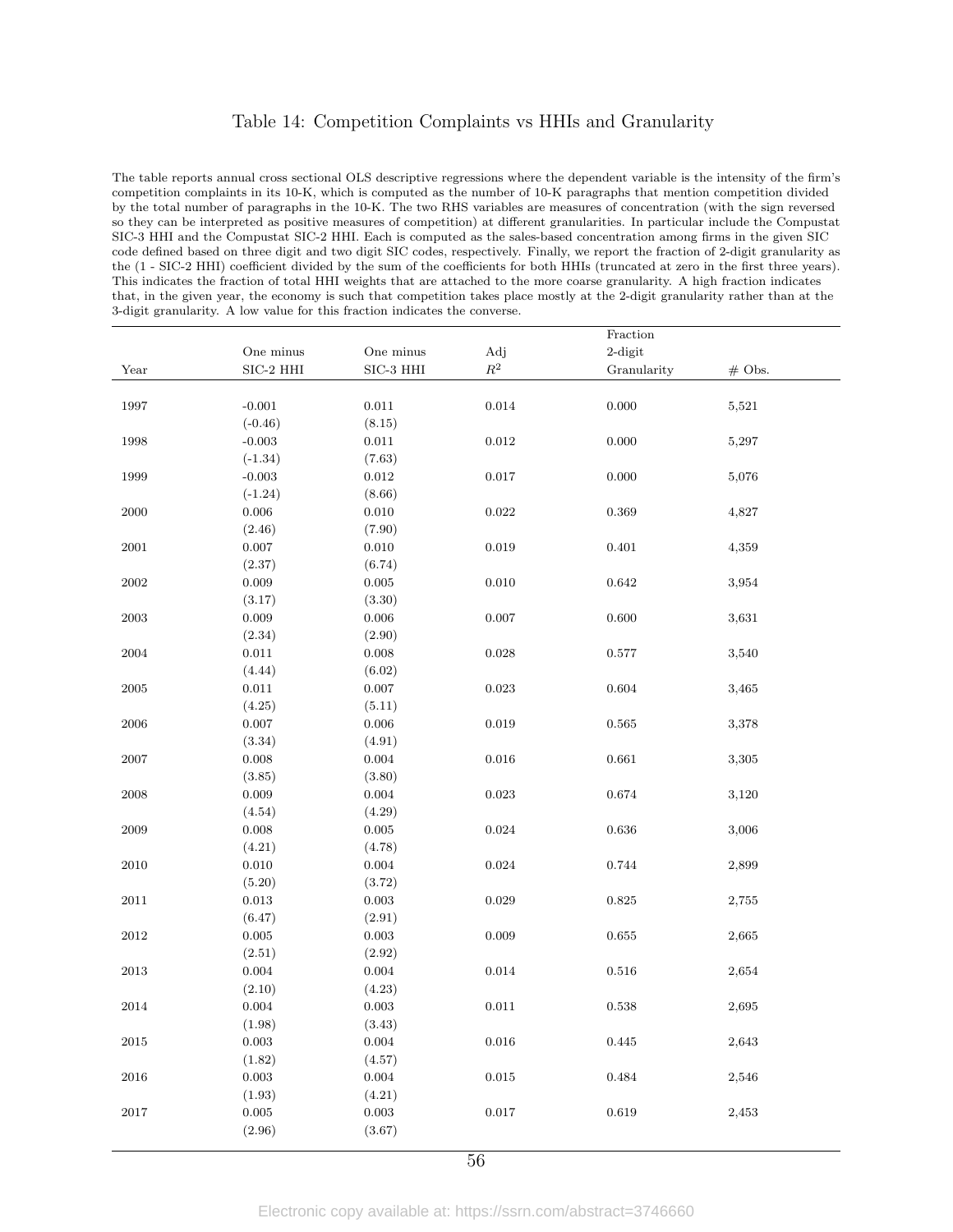# Table 14: Competition Complaints vs HHIs and Granularity

The table reports annual cross sectional OLS descriptive regressions where the dependent variable is the intensity of the firm's competition complaints in its 10-K, which is computed as the number of 10-K paragraphs that mention competition divided by the total number of paragraphs in the 10-K. The two RHS variables are measures of concentration (with the sign reversed so they can be interpreted as positive measures of competition) at different granularities. In particular include the Compustat SIC-3 HHI and the Compustat SIC-2 HHI. Each is computed as the sales-based concentration among firms in the given SIC code defined based on three digit and two digit SIC codes, respectively. Finally, we report the fraction of 2-digit granularity as the (1 - SIC-2 HHI) coefficient divided by the sum of the coefficients for both HHIs (truncated at zero in the first three years). This indicates the fraction of total HHI weights that are attached to the more coarse granularity. A high fraction indicates that, in the given year, the economy is such that competition takes place mostly at the 2-digit granularity rather than at the 3-digit granularity. A low value for this fraction indicates the converse.

| Year | One minus SIC-2 HHI | One minus SIC-3 HHI | Adj $R^2$ | Fraction 2-digit Granularity | # Obs. |
|---|---|---|---|---|---|
| 1997 | -0.001 | 0.011 | 0.014 | 0.000 | 5,521 |
| | (-0.46) | (8.15) | | | |
| 1998 | -0.003 | 0.011 | 0.012 | 0.000 | 5,297 |
| | (-1.34) | (7.63) | | | |
| 1999 | -0.003 | 0.012 | 0.017 | 0.000 | 5,076 |
| | (-1.24) | (8.66) | | | |
| 2000 | 0.006 | 0.010 | 0.022 | 0.369 | 4,827 |
| | (2.46) | (7.90) | | | |
| 2001 | 0.007 | 0.010 | 0.019 | 0.401 | 4,359 |
| | (2.37) | (6.74) | | | |
| 2002 | 0.009 | 0.005 | 0.010 | 0.642 | 3,954 |
| | (3.17) | (3.30) | | | |
| 2003 | 0.009 | 0.006 | 0.007 | 0.600 | 3,631 |
| | (2.34) | (2.90) | | | |
| 2004 | 0.011 | 0.008 | 0.028 | 0.577 | 3,540 |
| | (4.44) | (6.02) | | | |
| 2005 | 0.011 | 0.007 | 0.023 | 0.604 | 3,465 |
| | (4.25) | (5.11) | | | |
| 2006 | 0.007 | 0.006 | 0.019 | 0.565 | 3,378 |
| | (3.34) | (4.91) | | | |
| 2007 | 0.008 | 0.004 | 0.016 | 0.661 | 3,305 |
| | (3.85) | (3.80) | | | |
| 2008 | 0.009 | 0.004 | 0.023 | 0.674 | 3,120 |
| | (4.54) | (4.29) | | | |
| 2009 | 0.008 | 0.005 | 0.024 | 0.636 | 3,006 |
| | (4.21) | (4.78) | | | |
| 2010 | 0.010 | 0.004 | 0.024 | 0.744 | 2,899 |
| | (5.20) | (3.72) | | | |
| 2011 | 0.013 | 0.003 | 0.029 | 0.825 | 2,755 |
| | (6.47) | (2.91) | | | |
| 2012 | 0.005 | 0.003 | 0.009 | 0.655 | 2,665 |
| | (2.51) | (2.92) | | | |
| 2013 | 0.004 | 0.004 | 0.014 | 0.516 | 2,654 |
| | (2.10) | (4.23) | | | |
| 2014 | 0.004 | 0.003 | 0.011 | 0.538 | 2,695 |
| | (1.98) | (3.43) | | | |
| 2015 | 0.003 | 0.004 | 0.016 | 0.445 | 2,643 |
| | (1.82) | (4.57) | | | |
| 2016 | 0.003 | 0.004 | 0.015 | 0.484 | 2,546 |
| | (1.93) | (4.21) | | | |
| 2017 | 0.005 | 0.003 | 0.017 | 0.619 | 2,453 |
| | (2.96) | (3.67) | | | |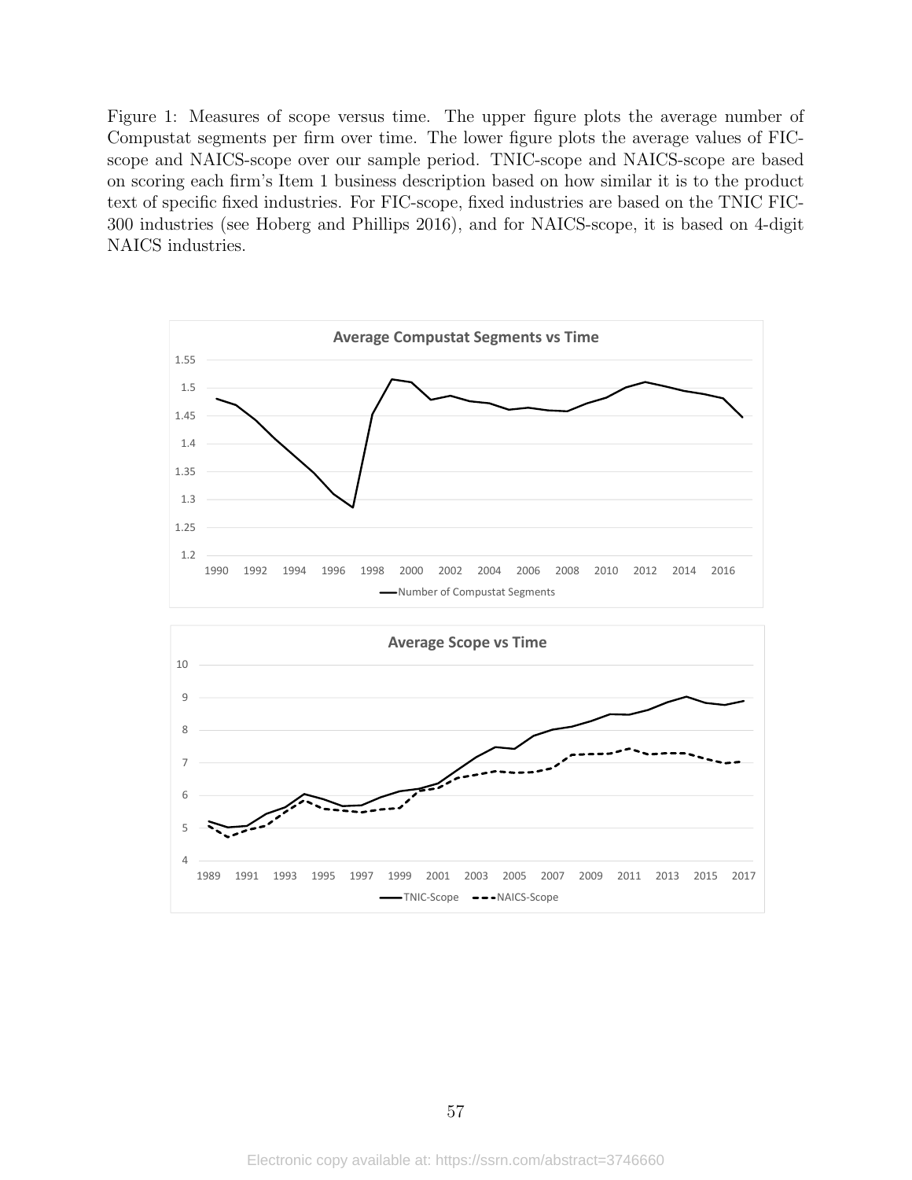Figure 1: Measures of scope versus time. The upper figure plots the average number of Compustat segments per firm over time. The lower figure plots the average values of FIC-scope and NAICS-scope over our sample period. TNIC-scope and NAICS-scope are based on scoring each firm's Item 1 business description based on how similar it is to the product text of specific fixed industries. For FIC-scope, fixed industries are based on the TNIC FIC-300 industries (see Hoberg and Phillips 2016), and for NAICS-scope, it is based on 4-digit NAICS industries.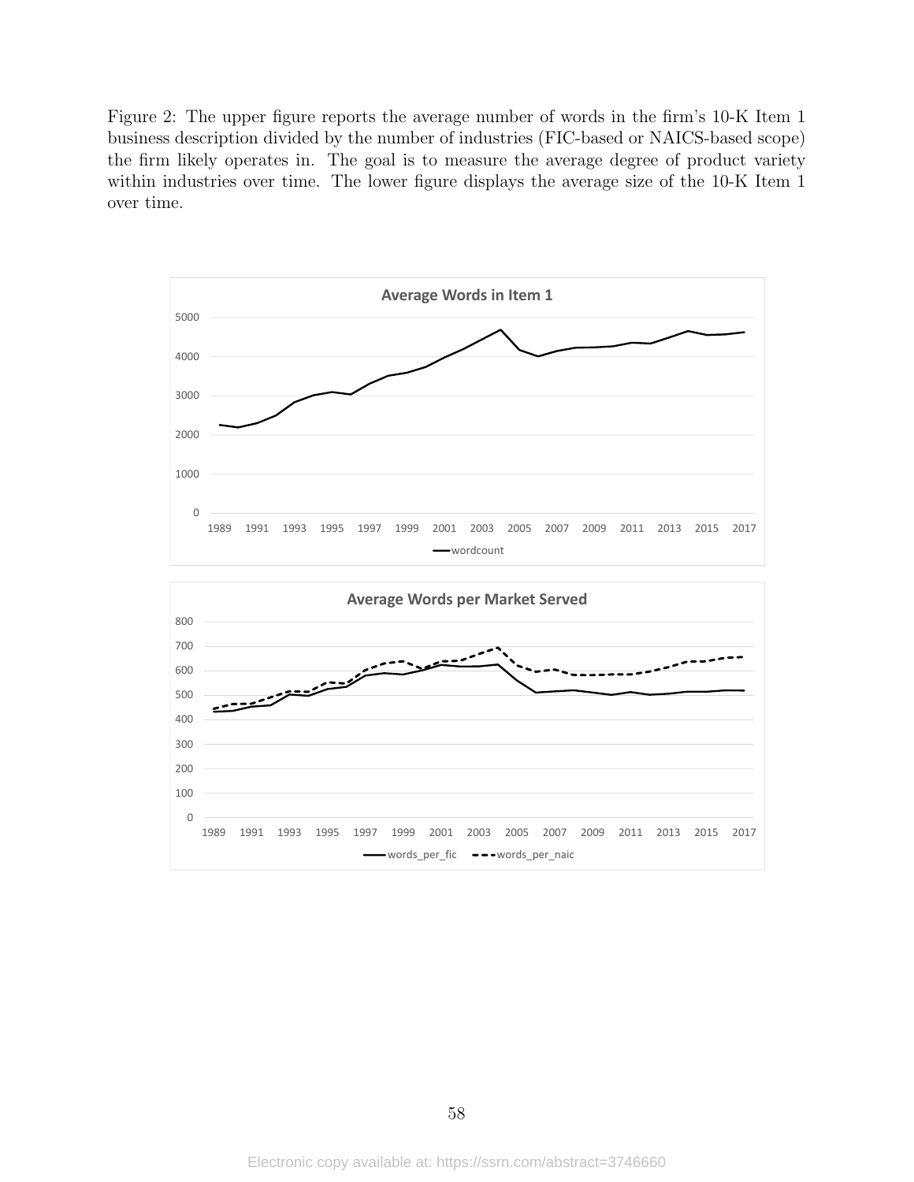Figure 2: The upper figure reports the average number of words in the firm's 10-K Item 1 business description divided by the number of industries (FIC-based or NAICS-based scope) the firm likely operates in. The goal is to measure the average degree of product variety within industries over time. The lower figure displays the average size of the 10-K Item 1 over time.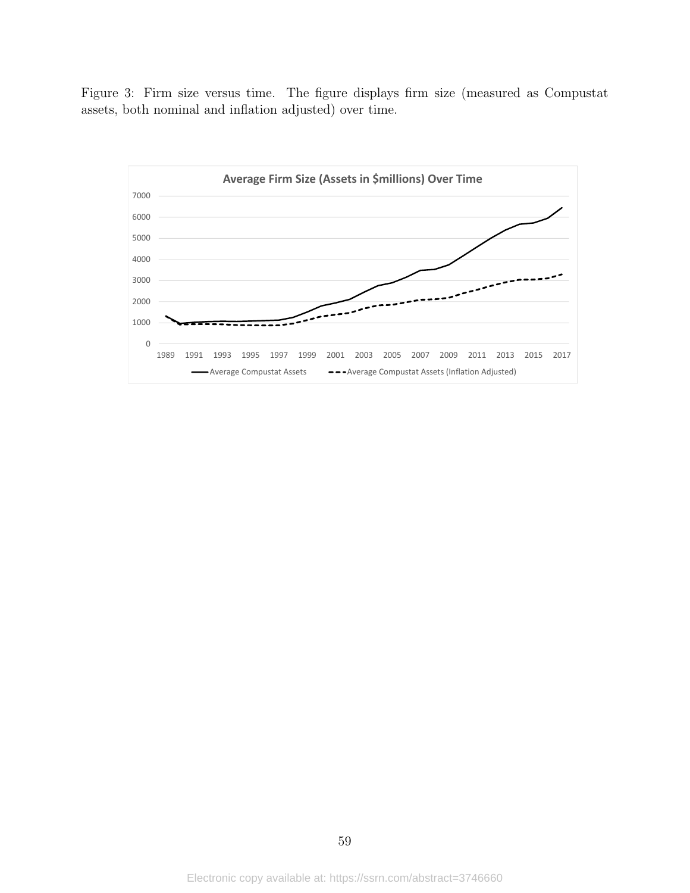Figure 3: Firm size versus time. The figure displays firm size (measured as Compustat assets, both nominal and inflation adjusted) over time.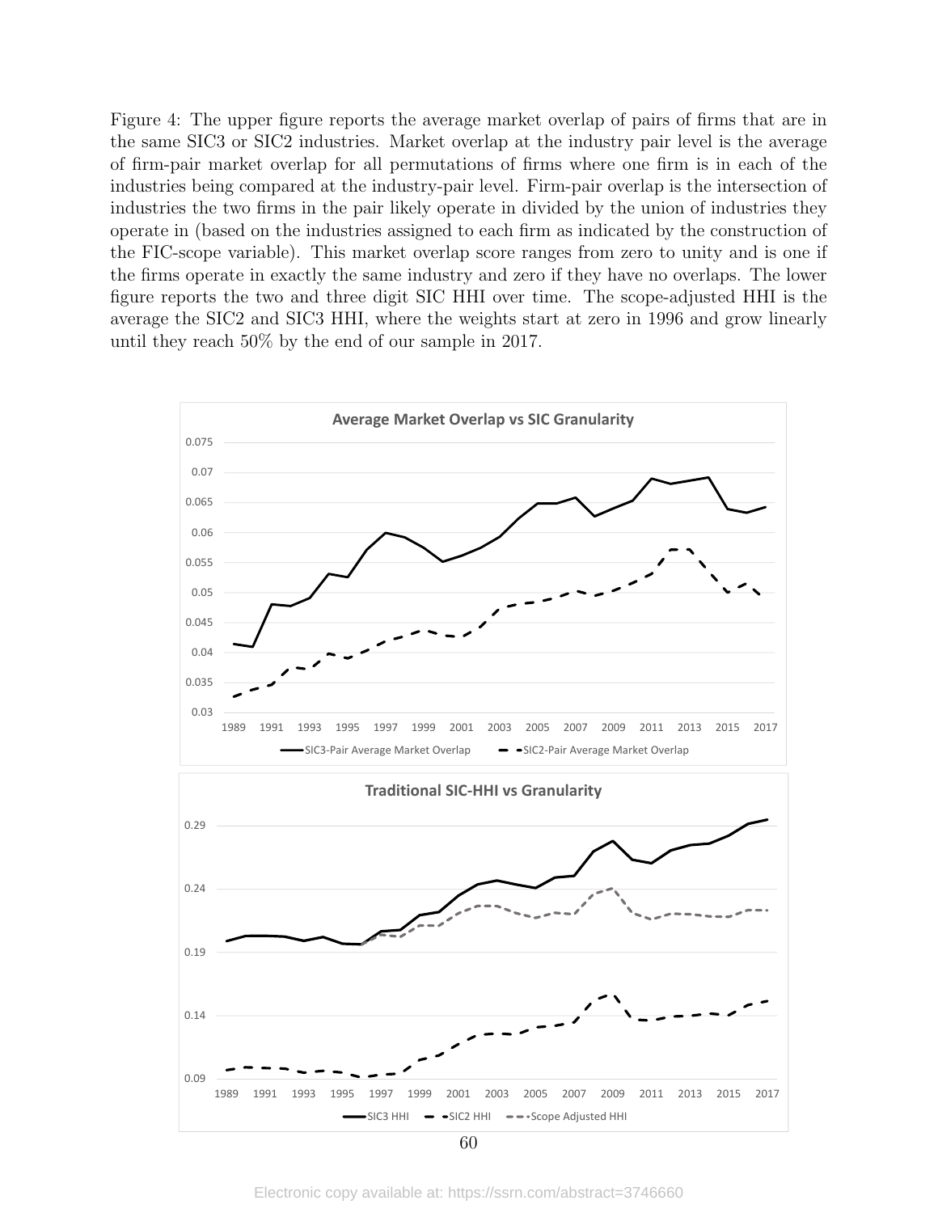Figure 4: The upper figure reports the average market overlap of pairs of firms that are in the same SIC3 or SIC2 industries. Market overlap at the industry pair level is the average of firm-pair market overlap for all permutations of firms where one firm is in each of the industries being compared at the industry-pair level. Firm-pair overlap is the intersection of industries the two firms in the pair likely operate in divided by the union of industries they operate in (based on the industries assigned to each firm as indicated by the construction of the FIC-scope variable). This market overlap score ranges from zero to unity and is one if the firms operate in exactly the same industry and zero if they have no overlaps. The lower figure reports the two and three digit SIC HHI over time. The scope-adjusted HHI is the average the SIC2 and SIC3 HHI, where the weights start at zero in 1996 and grow linearly until they reach 50% by the end of our sample in 2017.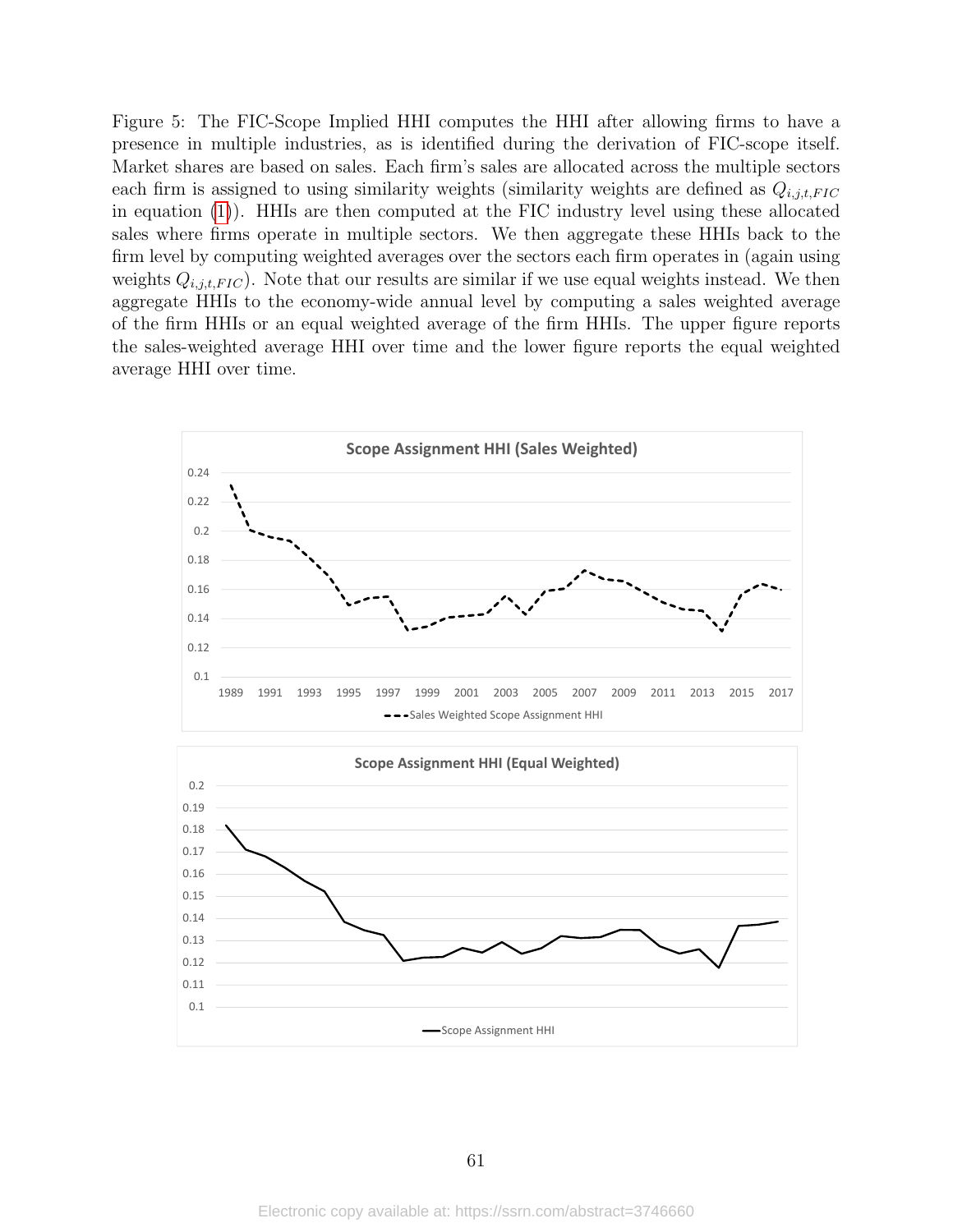Figure 5: The FIC-Scope Implied HHI computes the HHI after allowing firms to have a presence in multiple industries, as is identified during the derivation of FIC-scope itself. Market shares are based on sales. Each firm's sales are allocated across the multiple sectors each firm is assigned to using similarity weights (similarity weights are defined as $Q_{i,j,t,FIC}$ in equation (1)). HHIs are then computed at the FIC industry level using these allocated sales where firms operate in multiple sectors. We then aggregate these HHIs back to the firm level by computing weighted averages over the sectors each firm operates in (again using weights $Q_{i,j,t,FIC}$). Note that our results are similar if we use equal weights instead. We then aggregate HHIs to the economy-wide annual level by computing a sales weighted average of the firm HHIs or an equal weighted average of the firm HHIs. The upper figure reports the sales-weighted average HHI over time and the lower figure reports the equal weighted average HHI over time.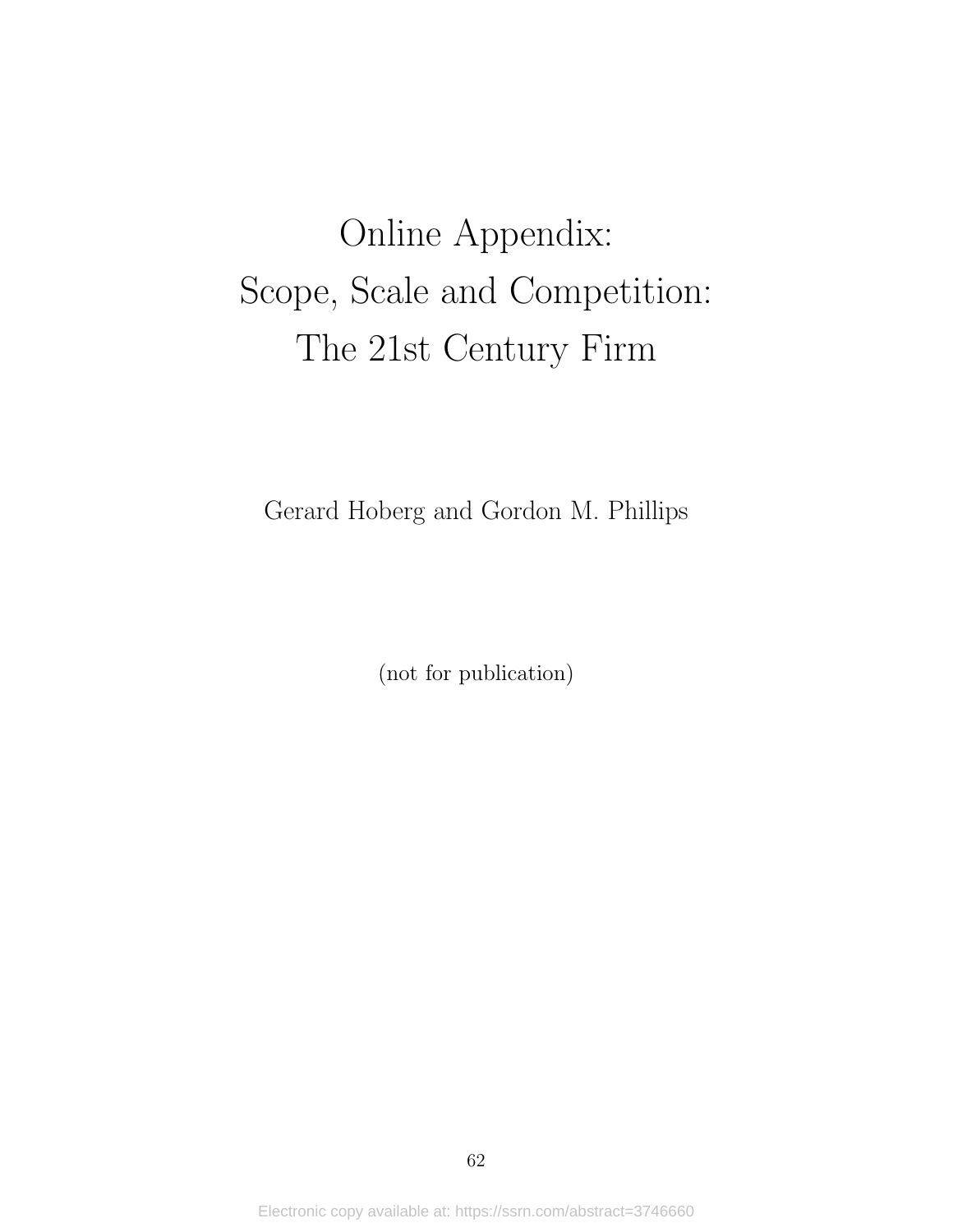# Online Appendix:
# Scope, Scale and Competition:
# The 21st Century Firm

Gerard Hoberg and Gordon M. Phillips

(not for publication)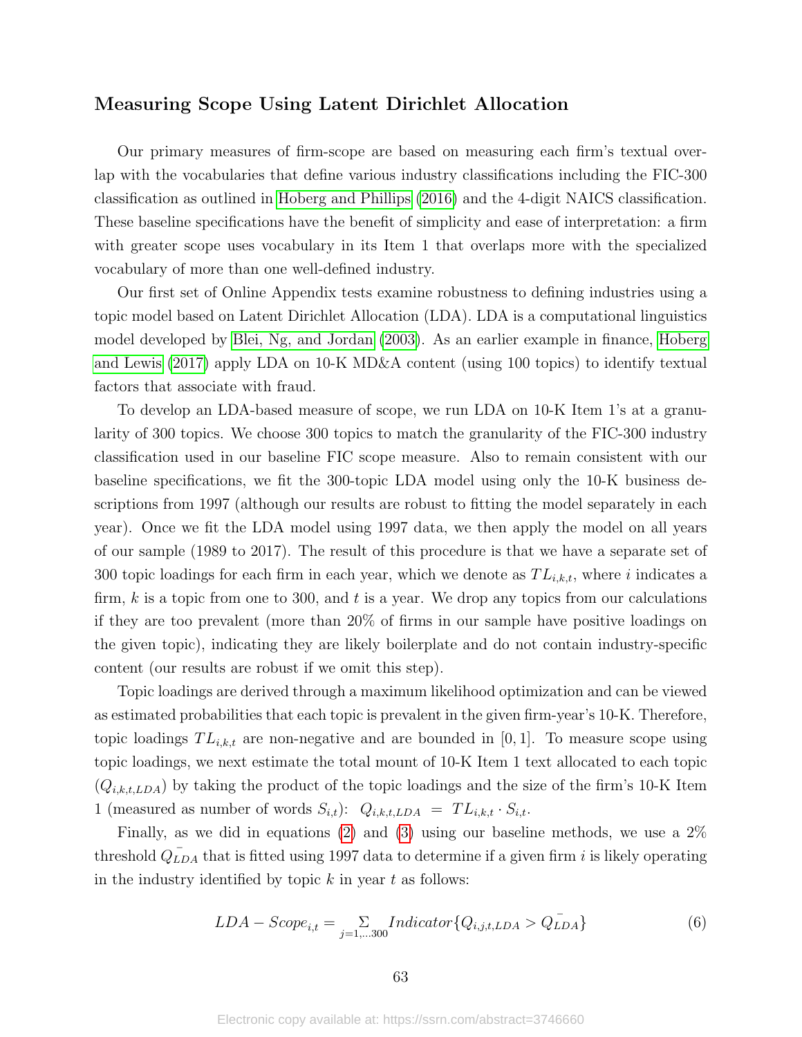### Measuring Scope Using Latent Dirichlet Allocation

Our primary measures of firm-scope are based on measuring each firm's textual overlap with the vocabularies that define various industry classifications including the FIC-300 classification as outlined in Hoberg and Phillips (2016) and the 4-digit NAICS classification. These baseline specifications have the benefit of simplicity and ease of interpretation: a firm with greater scope uses vocabulary in its Item 1 that overlaps more with the specialized vocabulary of more than one well-defined industry.

Our first set of Online Appendix tests examine robustness to defining industries using a topic model based on Latent Dirichlet Allocation (LDA). LDA is a computational linguistics model developed by Blei, Ng, and Jordan (2003). As an earlier example in finance, Hoberg and Lewis (2017) apply LDA on 10-K MD&A content (using 100 topics) to identify textual factors that associate with fraud.

To develop an LDA-based measure of scope, we run LDA on 10-K Item 1's at a granularity of 300 topics. We choose 300 topics to match the granularity of the FIC-300 industry classification used in our baseline FIC scope measure. Also to remain consistent with our baseline specifications, we fit the 300-topic LDA model using only the 10-K business descriptions from 1997 (although our results are robust to fitting the model separately in each year). Once we fit the LDA model using 1997 data, we then apply the model on all years of our sample (1989 to 2017). The result of this procedure is that we have a separate set of 300 topic loadings for each firm in each year, which we denote as $TL_{i,k,t}$, where $i$ indicates a firm, $k$ is a topic from one to 300, and $t$ is a year. We drop any topics from our calculations if they are too prevalent (more than 20% of firms in our sample have positive loadings on the given topic), indicating they are likely boilerplate and do not contain industry-specific content (our results are robust if we omit this step).

Topic loadings are derived through a maximum likelihood optimization and can be viewed as estimated probabilities that each topic is prevalent in the given firm-year's 10-K. Therefore, topic loadings $TL_{i,k,t}$ are non-negative and are bounded in $[0, 1]$. To measure scope using topic loadings, we next estimate the total mount of 10-K Item 1 text allocated to each topic ($Q_{i,k,t,LDA}$) by taking the product of the topic loadings and the size of the firm's 10-K Item 1 (measured as number of words $S_{i,t}$): $Q_{i,k,t,LDA} = TL_{i,k,t} \cdot S_{i,t}$.

Finally, as we did in equations (2) and (3) using our baseline methods, we use a 2% threshold $\bar{Q_{LDA}}$ that is fitted using 1997 data to determine if a given firm $i$ is likely operating in the industry identified by topic $k$ in year $t$ as follows:

$$LDA-Scope_{i,t} = \sum_{j=1,...300} Indicator\{Q_{i,j,t,LDA} > \bar{Q_{LDA}}\} \tag{6}$$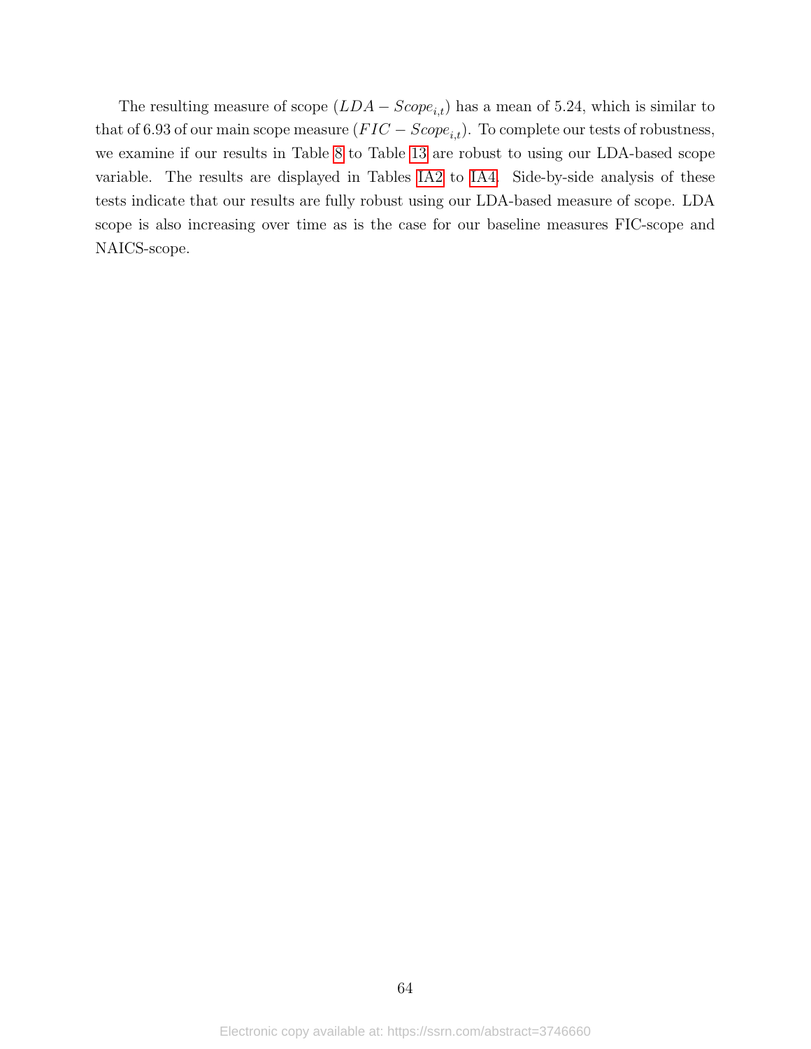The resulting measure of scope ($LDA - Scope_{i,t}$) has a mean of 5.24, which is similar to that of 6.93 of our main scope measure ($FIC - Scope_{i,t}$). To complete our tests of robustness, we examine if our results in Table 8 to Table 13 are robust to using our LDA-based scope variable. The results are displayed in Tables IA2 to IA4. Side-by-side analysis of these tests indicate that our results are fully robust using our LDA-based measure of scope. LDA scope is also increasing over time as is the case for our baseline measures FIC-scope and NAICS-scope.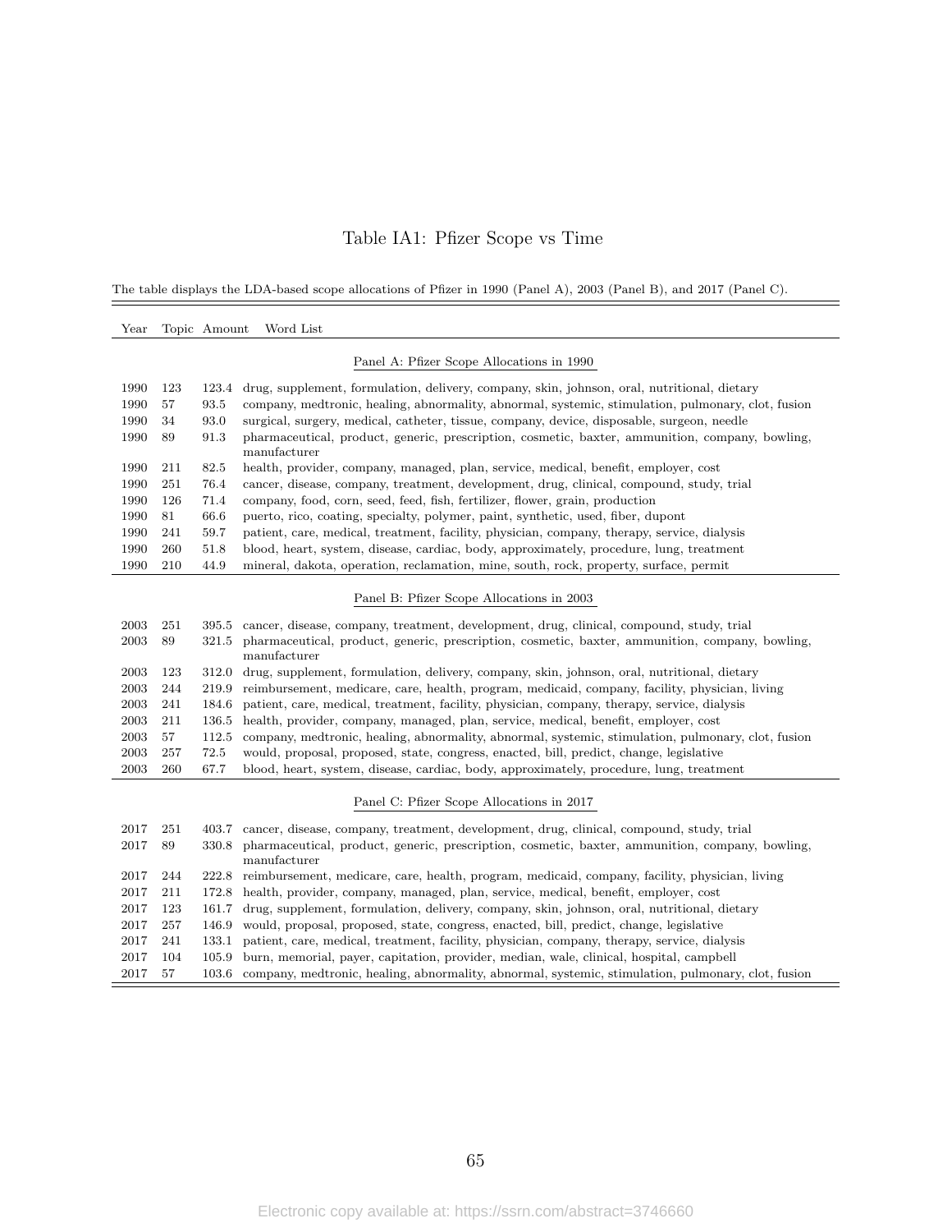# Table IA1: Pfizer Scope vs Time

The table displays the LDA-based scope allocations of Pfizer in 1990 (Panel A), 2003 (Panel B), and 2017 (Panel C).

| Year | Topic | Amount | Word List |
|---|---|---|---|
| | | | **Panel A: Pfizer Scope Allocations in 1990** |
| 1990 | 123 | 123.4 | drug, supplement, formulation, delivery, company, skin, johnson, oral, nutritional, dietary |
| 1990 | 57 | 93.5 | company, medtronic, healing, abnormality, abnormal, systemic, stimulation, pulmonary, clot, fusion |
| 1990 | 34 | 93.0 | surgical, surgery, medical, catheter, tissue, company, device, disposable, surgeon, needle |
| 1990 | 89 | 91.3 | pharmaceutical, product, generic, prescription, cosmetic, baxter, ammunition, company, bowling, manufacturer |
| 1990 | 211 | 82.5 | health, provider, company, managed, plan, service, medical, benefit, employer, cost |
| 1990 | 251 | 76.4 | cancer, disease, company, treatment, development, drug, clinical, compound, study, trial |
| 1990 | 126 | 71.4 | company, food, corn, seed, feed, fish, fertilizer, flower, grain, production |
| 1990 | 81 | 66.6 | puerto, rico, coating, specialty, polymer, paint, synthetic, used, fiber, dupont |
| 1990 | 241 | 59.7 | patient, care, medical, treatment, facility, physician, company, therapy, service, dialysis |
| 1990 | 260 | 51.8 | blood, heart, system, disease, cardiac, body, approximately, procedure, lung, treatment |
| 1990 | 210 | 44.9 | mineral, dakota, operation, reclamation, mine, south, rock, property, surface, permit |
| | | | **Panel B: Pfizer Scope Allocations in 2003** |
| 2003 | 251 | 395.5 | cancer, disease, company, treatment, development, drug, clinical, compound, study, trial |
| 2003 | 89 | 321.5 | pharmaceutical, product, generic, prescription, cosmetic, baxter, ammunition, company, bowling, manufacturer |
| 2003 | 123 | 312.0 | drug, supplement, formulation, delivery, company, skin, johnson, oral, nutritional, dietary |
| 2003 | 244 | 219.9 | reimbursement, medicare, care, health, program, medicaid, company, facility, physician, living |
| 2003 | 241 | 184.6 | patient, care, medical, treatment, facility, physician, company, therapy, service, dialysis |
| 2003 | 211 | 136.5 | health, provider, company, managed, plan, service, medical, benefit, employer, cost |
| 2003 | 57 | 112.5 | company, medtronic, healing, abnormality, abnormal, systemic, stimulation, pulmonary, clot, fusion |
| 2003 | 257 | 72.5 | would, proposal, proposed, state, congress, enacted, bill, predict, change, legislative |
| 2003 | 260 | 67.7 | blood, heart, system, disease, cardiac, body, approximately, procedure, lung, treatment |
| | | | **Panel C: Pfizer Scope Allocations in 2017** |
| 2017 | 251 | 403.7 | cancer, disease, company, treatment, development, drug, clinical, compound, study, trial |
| 2017 | 89 | 330.8 | pharmaceutical, product, generic, prescription, cosmetic, baxter, ammunition, company, bowling, manufacturer |
| 2017 | 244 | 222.8 | reimbursement, medicare, care, health, program, medicaid, company, facility, physician, living |
| 2017 | 211 | 172.8 | health, provider, company, managed, plan, service, medical, benefit, employer, cost |
| 2017 | 123 | 161.7 | drug, supplement, formulation, delivery, company, skin, johnson, oral, nutritional, dietary |
| 2017 | 257 | 146.9 | would, proposal, proposed, state, congress, enacted, bill, predict, change, legislative |
| 2017 | 241 | 133.1 | patient, care, medical, treatment, facility, physician, company, therapy, service, dialysis |
| 2017 | 104 | 105.9 | burn, memorial, payer, capitation, provider, median, wale, clinical, hospital, campbell |
| 2017 | 57 | 103.6 | company, medtronic, healing, abnormality, abnormal, systemic, stimulation, pulmonary, clot, fusion |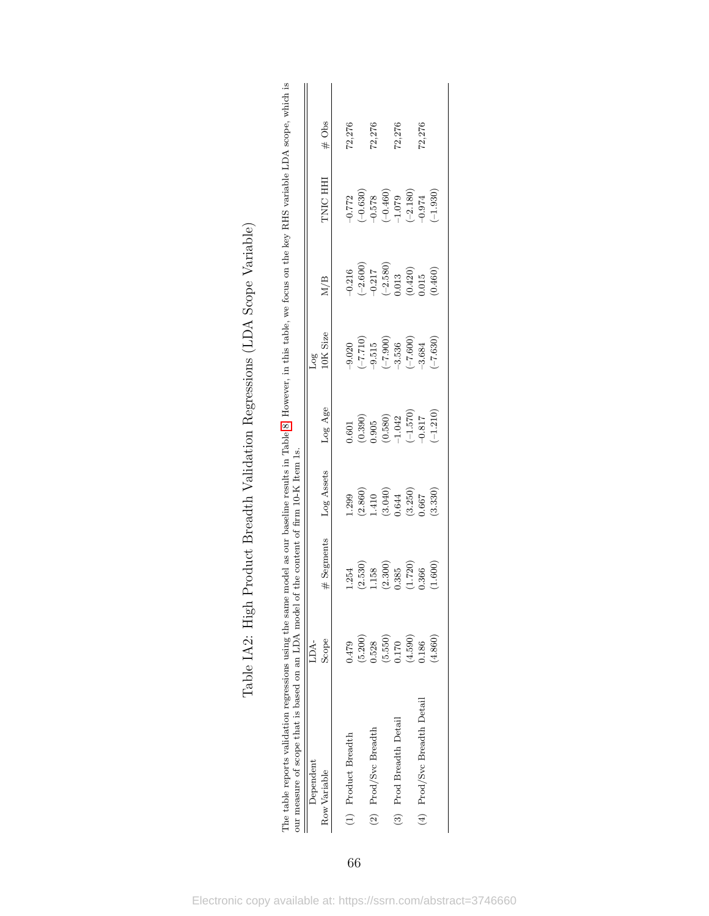# Table IA2: High Product Breadth Validation Regressions (LDA Scope Variable)

The table reports validation regressions using the same model as our baseline results in Table 8. However, in this table, we focus on the key RHS variable LDA scope, which is our measure of scope that is based on an LDA model of the content of firm 10-K Item 1s.

| Dependent Row Variable | LDA-Scope | # Segments | Log Assets | Log Age | Log 10K Size | M/B | TNIC HHI | # Obs |
|---|---|---|---|---|---|---|---|---|
| (1) Product Breadth | 0.479 | 1.254 | 1.299 | 0.601 | -9.020 | -0.216 | -0.772 | 72,276 |
| | (5.200) | (2.530) | (2.860) | (0.390) | (-7.710) | (-2.600) | (-0.630) | |
| (2) Prod/Svc Breadth | 0.528 | 1.158 | 1.410 | 0.905 | -9.515 | -0.217 | -0.578 | 72,276 |
| | (5.550) | (2.300) | (3.040) | (0.580) | (-7.900) | (-2.580) | (-0.460) | |
| (3) Prod Breadth Detail | 0.170 | 0.385 | 0.644 | -1.042 | -3.536 | 0.013 | -1.079 | 72,276 |
| | (4.590) | (1.720) | (3.250) | (-1.570) | (-7.600) | (0.420) | (-2.180) | |
| (4) Prod/Svc Breadth Detail | 0.186 | 0.366 | 0.667 | -0.817 | -3.684 | 0.015 | -0.974 | 72,276 |
| | (4.860) | (1.600) | (3.330) | (-1.210) | (-7.630) | (0.460) | (-1.930) | |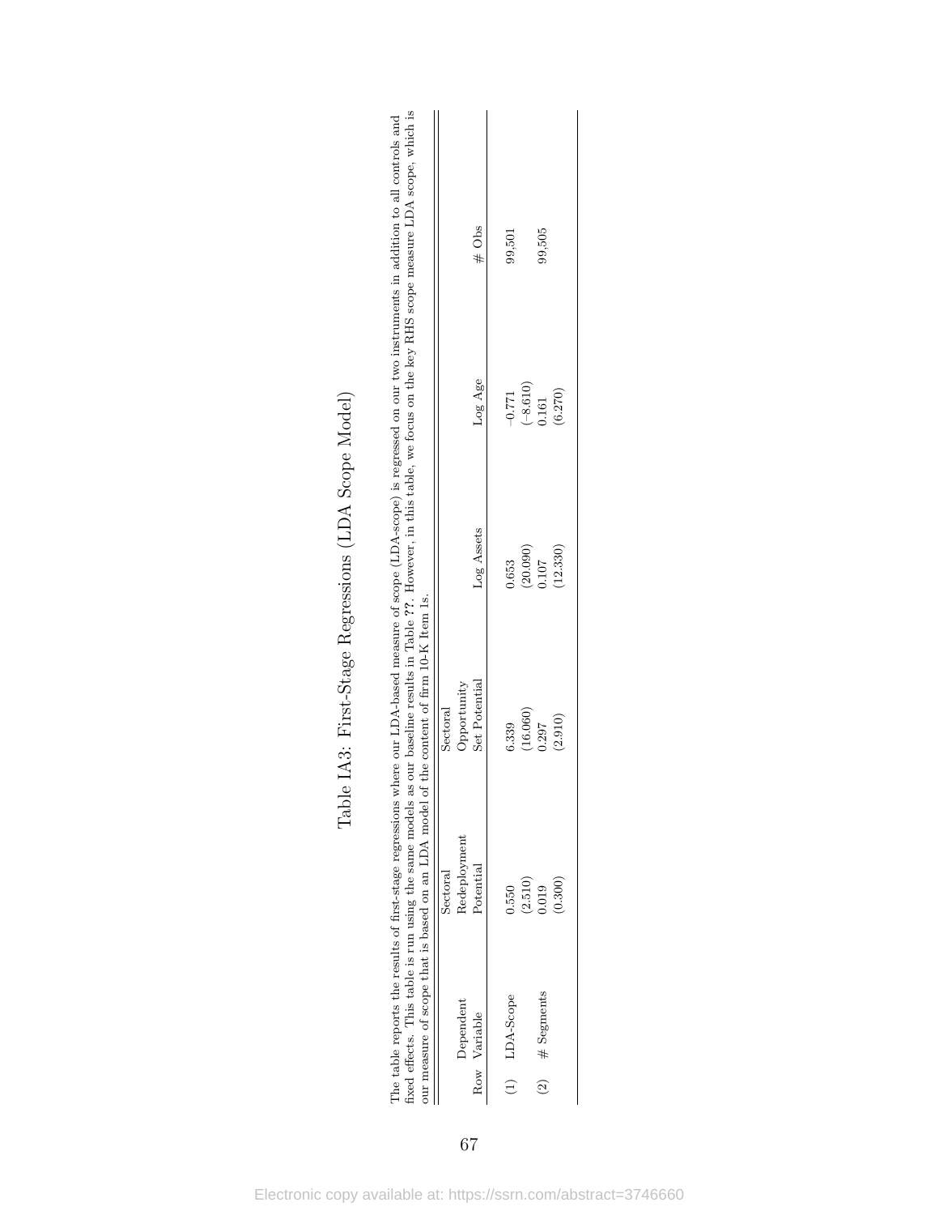# Table IA3: First-Stage Regressions (LDA Scope Model)

The table reports the results of first-stage regressions where our LDA-based measure of scope (LDA-scope) is regressed on our two instruments in addition to all controls and fixed effects. This table is run using the same models as our baseline results in Table ??. However, in this table, we focus on the key RHS scope measure LDA scope, which is our measure of scope that is based on an LDA model of the content of firm 10-K Item 1s.

| Row | Dependent Variable | Sectoral Redeployment Potential | Sectoral Opportunity Set Potential | Log Assets | Log Age | # Obs |
|---|---|---|---|---|---|---|
| (1) | LDA-Scope | 0.550 | 6.339 | 0.653 | −0.771 | 99,501 |
| | | (2.510) | (16.060) | (20.090) | (−8.610) | |
| (2) | # Segments | 0.019 | 0.297 | 0.107 | 0.161 | 99,505 |
| | | (0.300) | (2.910) | (12.330) | (6.270) | |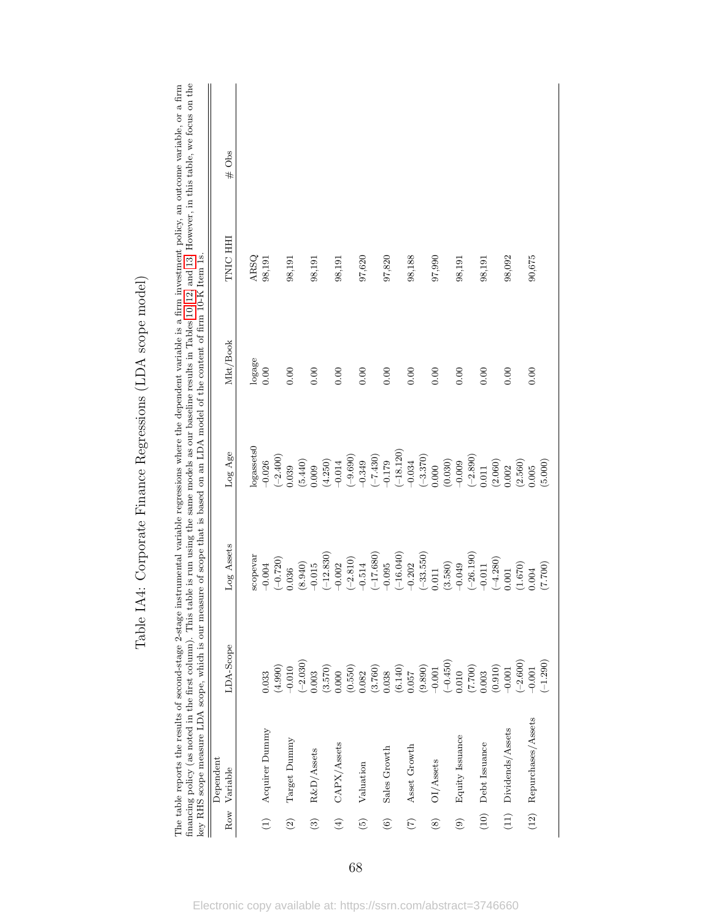# Table IA4: Corporate Finance Regressions (LDA scope model)

The table reports the results of second-stage 2-stage instrumental variable regressions where the dependent variable is a firm investment policy, an outcome variable, or a firm financing policy (as noted in the first column). This table is run using the same models as our baseline results in Tables 10, 12, and 13. However, in this table, we focus on the key RHS scope measure LDA scope, which is our measure of scope that is based on an LDA model of the content of firm 10-K Item 1s.

| Row | Dependent Variable | LDA-Scope | Log Assets | Log Age | Mkt/Book | TNIC HHI | # Obs |
|---|---|---|---|---|---|---|---|
| | | | scopevar | logassets0 | logage | ARSQ | |
| (1) | Acquirer Dummy | 0.033 | -0.004 | -0.026 | 0.00 | 98,191 | |
| | | (4.990) | (−0.720) | (−2.400) | | | |
| (2) | Target Dummy | -0.010 | 0.036 | 0.039 | 0.00 | 98,191 | |
| | | (−2.030) | (8.940) | (5.440) | | | |
| (3) | R&D/Assets | 0.003 | -0.015 | 0.009 | 0.00 | 98,191 | |
| | | (3.570) | (−12.830) | (4.250) | | | |
| (4) | CAPX/Assets | 0.000 | -0.002 | -0.014 | 0.00 | 98,191 | |
| | | (0.550) | (−2.810) | (−9.690) | | | |
| (5) | Valuation | 0.082 | -0.514 | -0.349 | 0.00 | 97,620 | |
| | | (3.760) | (−17.680) | (−7.430) | | | |
| (6) | Sales Growth | 0.038 | -0.095 | -0.179 | 0.00 | 97,820 | |
| | | (6.140) | (−16.040) | (−18.120) | | | |
| (7) | Asset Growth | 0.057 | -0.202 | -0.034 | 0.00 | 98,188 | |
| | | (9.890) | (−33.550) | (−3.370) | | | |
| (8) | OI/Assets | -0.001 | 0.011 | 0.000 | 0.00 | 97,990 | |
| | | (−0.450) | (3.580) | (0.030) | | | |
| (9) | Equity Issuance | 0.010 | -0.049 | -0.009 | 0.00 | 98,191 | |
| | | (7.700) | (−26.190) | (−2.890) | | | |
| (10) | Debt Issuance | 0.003 | -0.011 | 0.011 | 0.00 | 98,191 | |
| | | (0.910) | (−4.280) | (2.060) | | | |
| (11) | Dividends/Assets | -0.001 | 0.001 | 0.002 | 0.00 | 98,092 | |
| | | (−2.600) | (1.670) | (2.560) | | | |
| (12) | Repurchases/Assets | -0.001 | 0.004 | 0.005 | 0.00 | 90,675 | |
| | | (−1.290) | (7.700) | (5.000) | | | |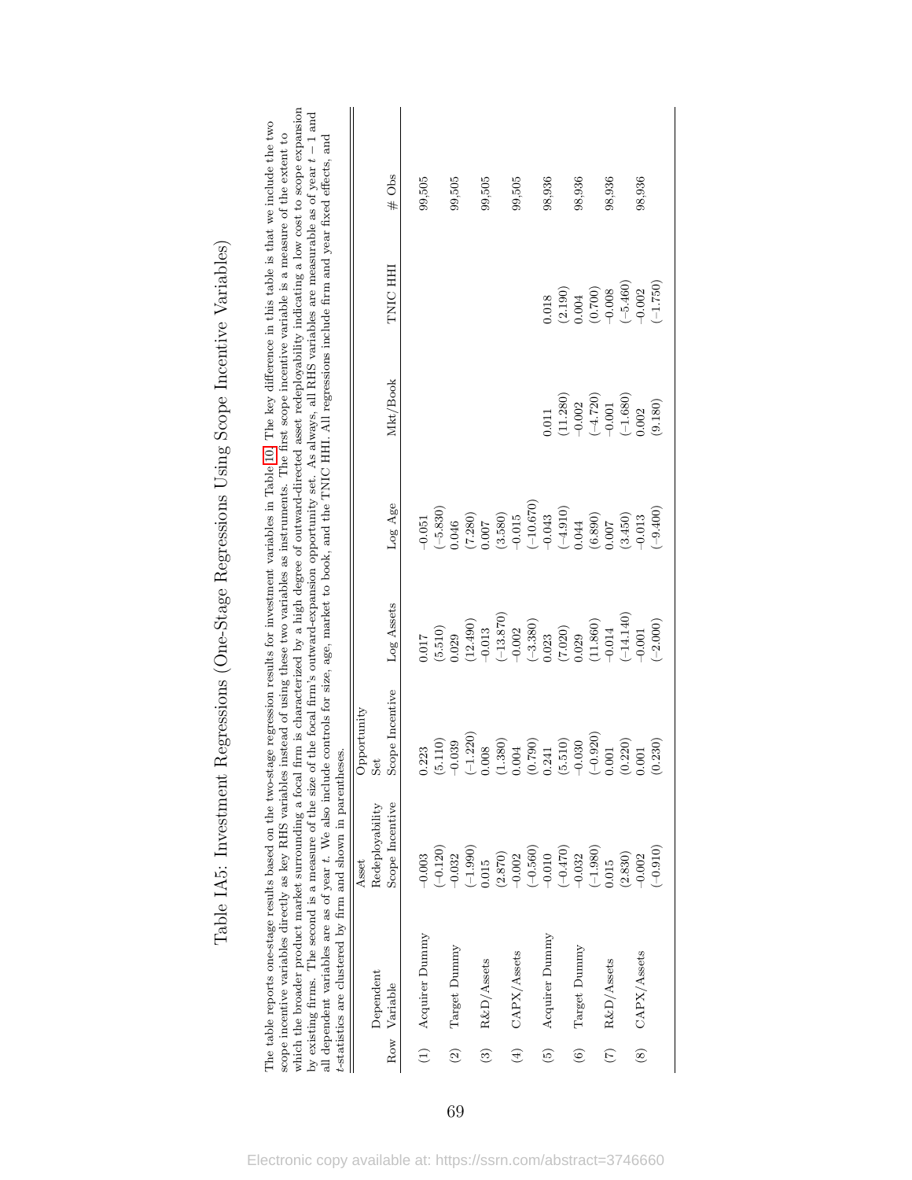# Table IA5: Investment Regressions (One-Stage Regressions Using Scope Incentive Variables)

The table reports one-stage regression results based on the two-stage regression results for investment variables in Table 10. The key difference in this table is that we include the two scope incentive variables directly as key RHS variables instead of using these two variables as instruments. The first scope incentive variable is a measure of the extent to which the broader product market surrounding a focal firm is characterized by a high degree of outward-directed asset redeployability indicating a low cost to scope expansion by existing firms. The second is a measure of the size of the focal firm's outward-expansion opportunity set. As always, all RHS variables are measurable as of year $t-1$ and all dependent variables are as of year $t$. We also include controls for size, age, market to book, and the TNIC HHI. All regressions include firm and year fixed effects, and $t$-statistics are clustered by firm and shown in parentheses.

| Row | Dependent Variable | Asset Redeployability Scope Incentive | Opportunity Set Scope Incentive | Log Assets | Log Age | Mkt/Book | TNIC HHI | # Obs |
|---|---|---|---|---|---|---|---|---|
| (1) | Acquirer Dummy | -0.003 | 0.223 | 0.017 | -0.051 | | | 99,505 |
| | | (−0.120) | (5.110) | (5.510) | (−5.830) | | | |
| (2) | Target Dummy | -0.032 | -0.039 | 0.029 | 0.046 | | | 99,505 |
| | | (−1.990) | (−1.220) | (12.490) | (7.280) | | | |
| (3) | R&D/Assets | 0.015 | 0.008 | -0.013 | 0.007 | | | 99,505 |
| | | (2.870) | (1.380) | (−13.870) | (3.580) | | | |
| (4) | CAPX/Assets | -0.002 | 0.004 | -0.002 | -0.015 | | | 99,505 |
| | | (−0.560) | (0.790) | (−3.380) | (−10.670) | | | |
| (5) | Acquirer Dummy | -0.010 | 0.241 | 0.023 | -0.043 | 0.011 | 0.018 | 98,936 |
| | | (−0.470) | (5.510) | (7.020) | (−4.910) | (11.280) | (2.190) | |
| (6) | Target Dummy | -0.032 | -0.030 | 0.029 | 0.044 | -0.002 | 0.004 | 98,936 |
| | | (−1.980) | (−0.920) | (11.860) | (6.890) | (−4.720) | (0.700) | |
| (7) | R&D/Assets | 0.015 | 0.001 | -0.014 | 0.007 | -0.001 | -0.008 | 98,936 |
| | | (2.830) | (0.220) | (−14.140) | (3.450) | (−1.680) | (−5.460) | |
| (8) | CAPX/Assets | -0.002 | 0.001 | -0.001 | -0.013 | 0.002 | -0.002 | 98,936 |
| | | (−0.910) | (0.230) | (−2.000) | (−9.400) | (9.180) | (−1.750) | |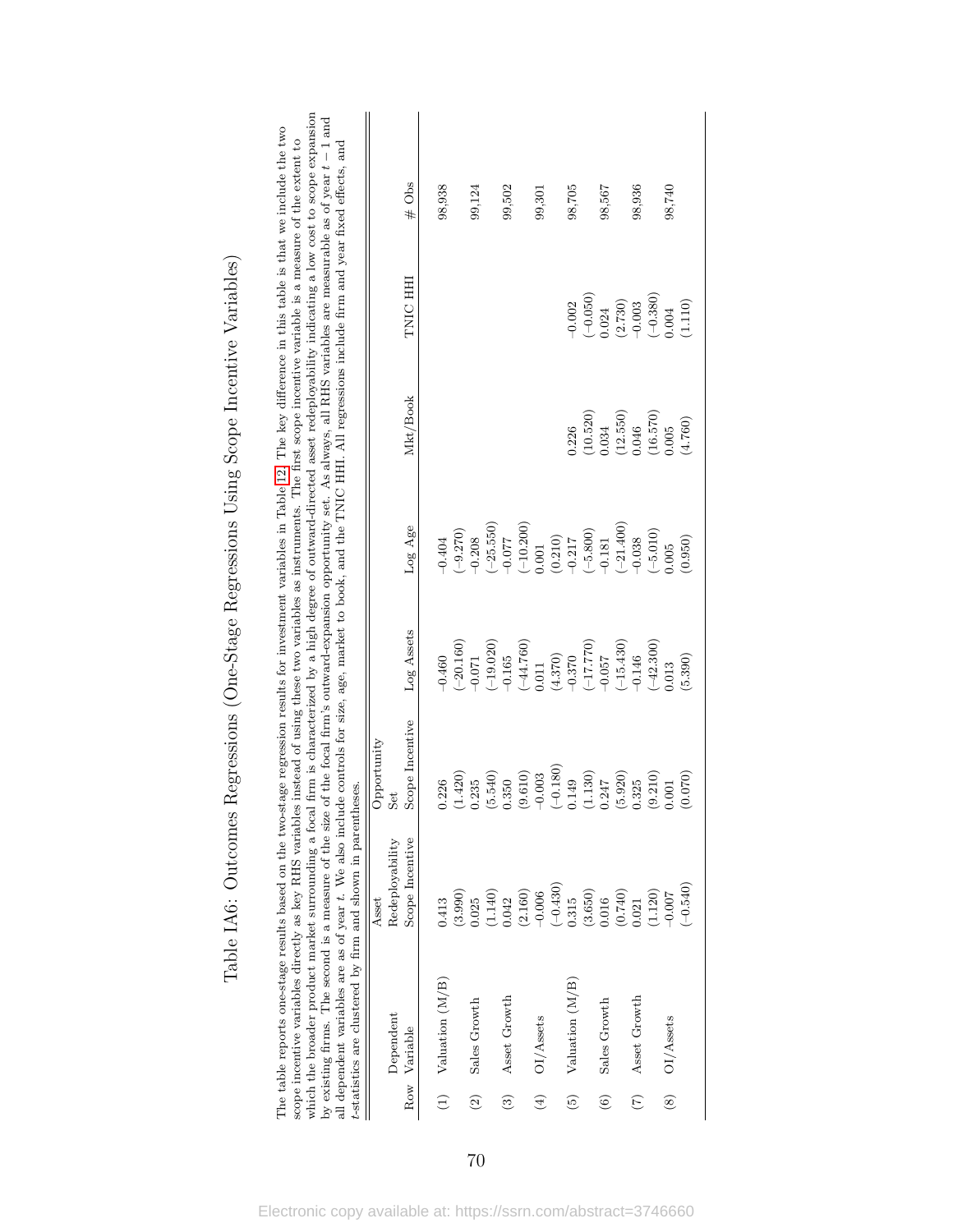# Table IA6: Outcomes Regressions (One-Stage Regressions Using Scope Incentive Variables)

The table reports one-stage regression results based on the two-stage regression results for investment variables in Table 12. The key difference in this table is that we include the two scope incentive variables directly as key RHS variables instead of using these two variables as instruments. The first scope incentive variable is a measure of the extent to which the broader product market surrounding a focal firm is characterized by a high degree of outward-directed asset redeployability indicating a low cost to scope expansion by existing firms. The second is a measure of the size of the focal firm's outward-expansion opportunity set. As always, all RHS variables are measurable as of year $t-1$ and all dependent variables are as of year $t$. We also include controls for size, age, market to book, and the TNIC HHI. All regressions include firm and year fixed effects, and $t$-statistics are clustered by firm and shown in parentheses.

| Row | Dependent Variable | Asset Redeployability Scope Incentive | Opportunity Set Scope Incentive | Log Assets | Log Age | Mkt/Book | TNIC HHI | # Obs |
|---|---|---|---|---|---|---|---|---|
| (1) | Valuation (M/B) | 0.413 | 0.226 | -0.460 | -0.404 | | | 98,938 |
| | | (3.990) | (1.420) | (−20.160) | (−9.270) | | | |
| (2) | Sales Growth | 0.025 | 0.235 | -0.071 | -0.208 | | | 99,124 |
| | | (1.140) | (5.540) | (−19.020) | (−25.550) | | | |
| (3) | Asset Growth | 0.042 | 0.350 | -0.165 | -0.077 | | | 99,502 |
| | | (2.160) | (9.610) | (−44.760) | (−10.200) | | | |
| (4) | OI/Assets | -0.006 | -0.003 | 0.011 | 0.001 | | | 99,301 |
| | | (−0.430) | (−0.180) | (4.370) | (0.210) | | | |
| (5) | Valuation (M/B) | 0.315 | 0.149 | -0.370 | -0.217 | 0.226 | -0.002 | 98,705 |
| | | (3.650) | (1.130) | (−17.770) | (−5.800) | (10.520) | (−0.050) | |
| (6) | Sales Growth | 0.016 | 0.247 | -0.057 | -0.181 | 0.034 | 0.024 | 98,567 |
| | | (0.740) | (5.920) | (−15.430) | (−21.400) | (12.550) | (2.730) | |
| (7) | Asset Growth | 0.021 | 0.325 | -0.146 | -0.038 | 0.046 | -0.003 | 98,936 |
| | | (1.120) | (9.210) | (−42.300) | (−5.010) | (16.570) | (−0.380) | |
| (8) | OI/Assets | -0.007 | 0.001 | 0.013 | 0.005 | 0.005 | 0.004 | 98,740 |
| | | (−0.540) | (0.070) | (5.390) | (0.950) | (4.760) | (1.110) | |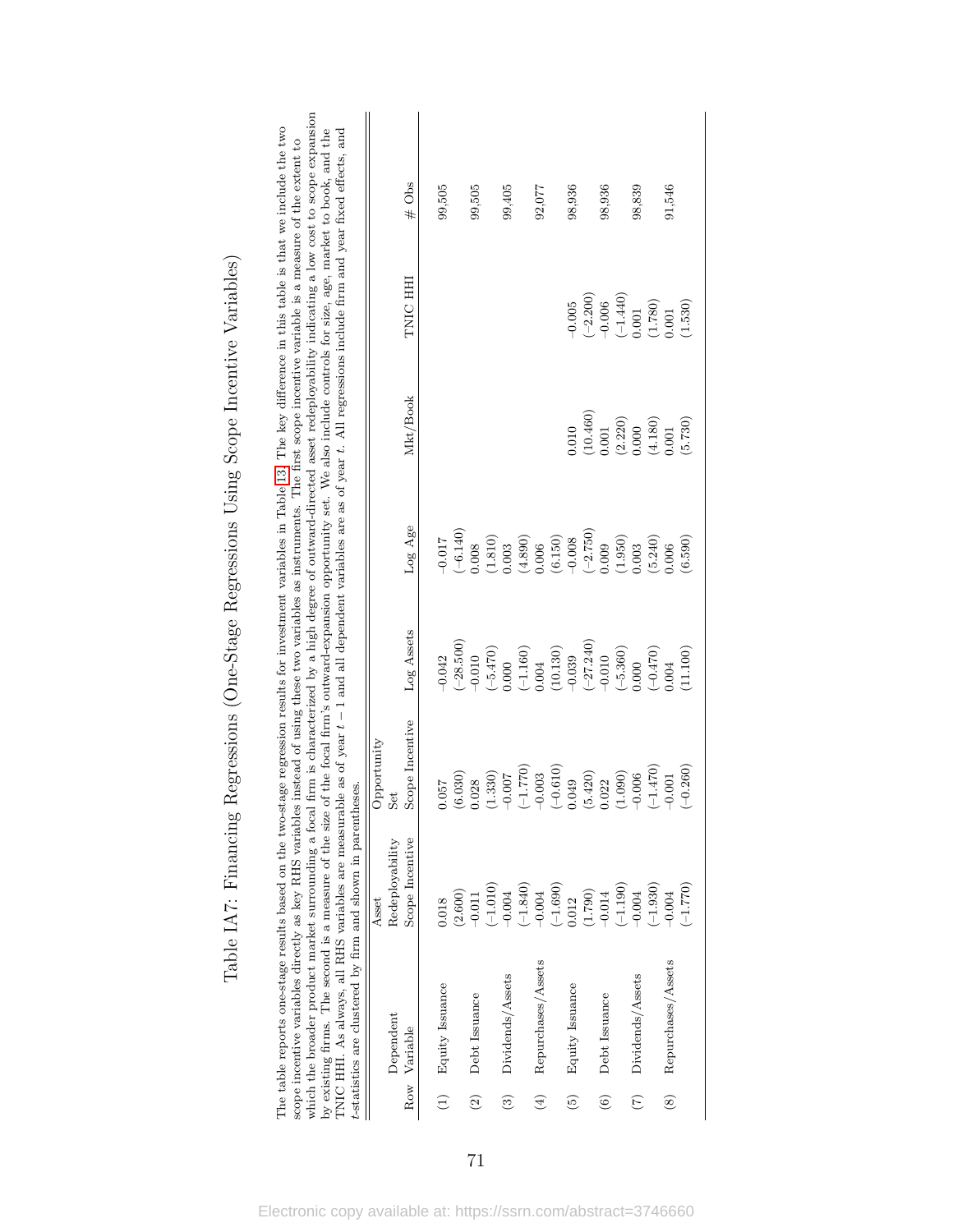# Table IA7: Financing Regressions (One-Stage Regressions Using Scope Incentive Variables)

The table reports one-stage regression results based on the two-stage regression results for investment variables in Table 13. The key difference in this table is that we include the two scope incentive variables directly as key RHS variables instead of using these two variables as instruments. The first scope incentive variable is a measure of the extent to which the broader product market surrounding a focal firm is characterized by a high degree of outward-directed asset redeployability indicating a low cost to scope expansion by existing firms. The second is a measure of the size of the focal firm's outward-expansion opportunity set. We also include controls for size, age, market to book, and the TNIC HHI. As always, all RHS variables are measurable as of year $t-1$ and all dependent variables are as of year $t$. All regressions include firm and year fixed effects, and $t$-statistics are clustered by firm and shown in parentheses.

| Row | Dependent Variable | Asset Redeployability Scope Incentive | Opportunity Set Scope Incentive | Log Assets | Log Age | Mkt/Book | TNIC HHI | # Obs |
|---|---|---|---|---|---|---|---|---|
| (1) | Equity Issuance | 0.018 | 0.057 | −0.042 | −0.017 | | | 99,505 |
| | | (2.600) | (6.030) | (−28.500) | (−6.140) | | | |
| (2) | Debt Issuance | −0.011 | 0.028 | −0.010 | 0.008 | | | 99,505 |
| | | (−1.010) | (1.330) | (−5.470) | (1.810) | | | |
| (3) | Dividends/Assets | −0.004 | −0.007 | 0.000 | 0.003 | | | 99,405 |
| | | (−1.840) | (−1.770) | (−1.160) | (4.890) | | | |
| (4) | Repurchases/Assets | −0.004 | −0.003 | 0.004 | 0.006 | | | 92,077 |
| | | (−1.690) | (−0.610) | (10.130) | (6.150) | | | |
| (5) | Equity Issuance | 0.012 | 0.049 | −0.039 | −0.008 | 0.010 | −0.005 | 98,936 |
| | | (1.790) | (5.420) | (−27.240) | (−2.750) | (10.460) | (−2.200) | |
| (6) | Debt Issuance | −0.014 | 0.022 | −0.010 | 0.009 | 0.001 | −0.006 | 98,936 |
| | | (−1.190) | (1.090) | (−5.360) | (1.950) | (2.220) | (−1.440) | |
| (7) | Dividends/Assets | −0.004 | −0.006 | 0.000 | 0.003 | 0.000 | 0.001 | 98,839 |
| | | (−1.930) | (−1.470) | (−0.470) | (5.240) | (4.180) | (1.780) | |
| (8) | Repurchases/Assets | −0.004 | −0.001 | 0.004 | 0.006 | 0.001 | 0.001 | 91,546 |
| | | (−1.770) | (−0.260) | (11.100) | (6.590) | (5.730) | (1.530) | |